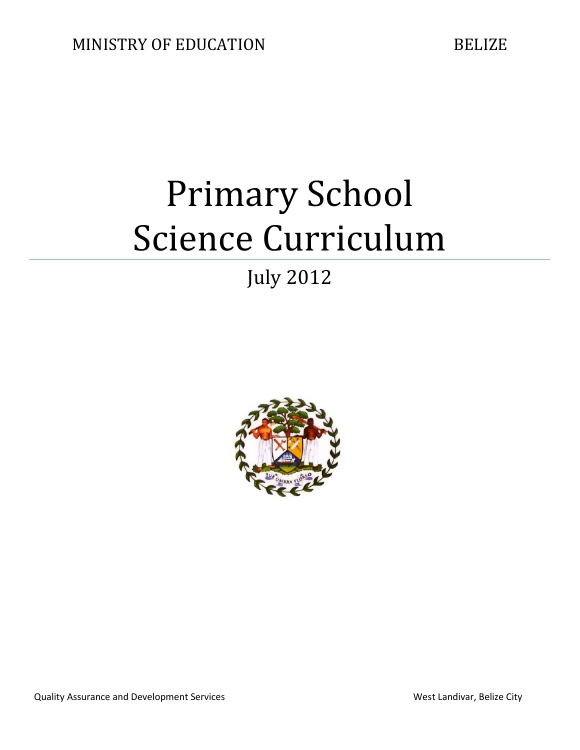MINISTRY OF EDUCATION BELIZE

# Primary School Science Curriculum

July 2012

Quality Assurance and Development Services West Landivar, Belize City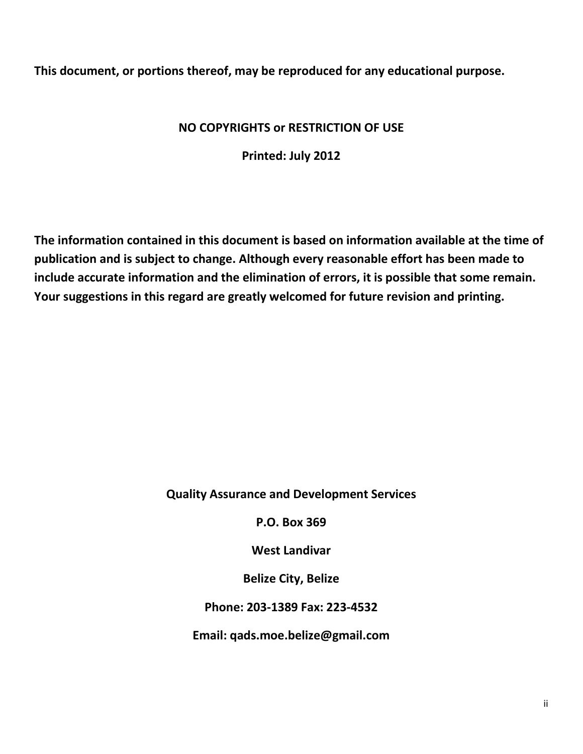**This document, or portions thereof, may be reproduced for any educational purpose.**

**NO COPYRIGHTS or RESTRICTION OF USE**

**Printed: July 2012**

**The information contained in this document is based on information available at the time of publication and is subject to change. Although every reasonable effort has been made to include accurate information and the elimination of errors, it is possible that some remain. Your suggestions in this regard are greatly welcomed for future revision and printing.**

**Quality Assurance and Development Services**

**P.O. Box 369**

**West Landivar**

**Belize City, Belize**

**Phone: 203-1389 Fax: 223-4532**

**Email: qads.moe.belize@gmail.com**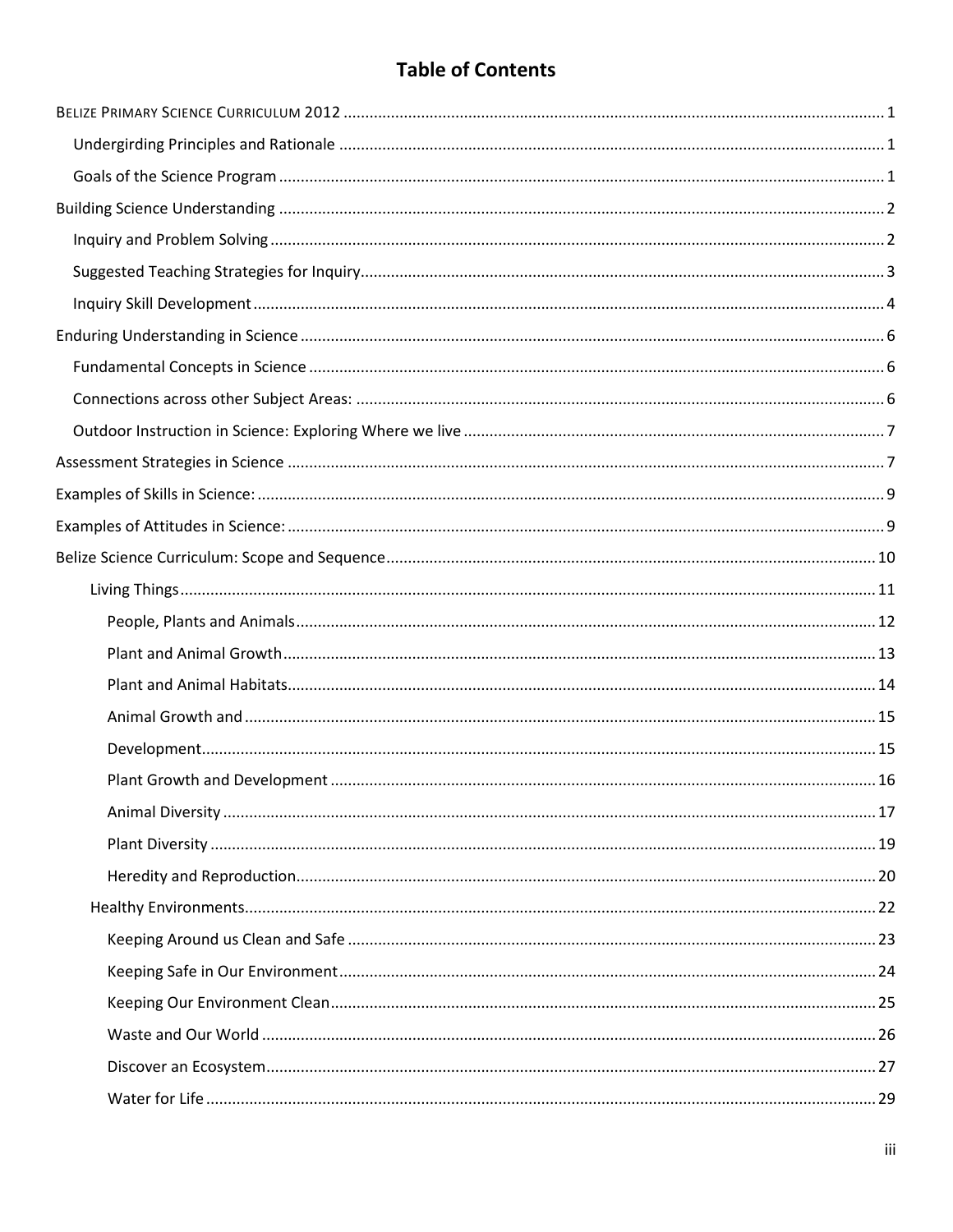# Table of Contents

BELIZE PRIMARY SCIENCE CURRICULUM 2012 .......... 1

- Undergirding Principles and Rationale .......... 1
- Goals of the Science Program .......... 1

Building Science Understanding .......... 2

- Inquiry and Problem Solving .......... 2
- Suggested Teaching Strategies for Inquiry .......... 3
- Inquiry Skill Development .......... 4

Enduring Understanding in Science .......... 6

- Fundamental Concepts in Science .......... 6
- Connections across other Subject Areas: .......... 6
- Outdoor Instruction in Science: Exploring Where we live .......... 7

Assessment Strategies in Science .......... 7

Examples of Skills in Science: .......... 9

Examples of Attitudes in Science: .......... 9

Belize Science Curriculum: Scope and Sequence .......... 10

- Living Things .......... 11
  - People, Plants and Animals .......... 12
  - Plant and Animal Growth .......... 13
  - Plant and Animal Habitats .......... 14
  - Animal Growth and .......... 15
  - Development .......... 15
  - Plant Growth and Development .......... 16
  - Animal Diversity .......... 17
  - Plant Diversity .......... 19
  - Heredity and Reproduction .......... 20
- Healthy Environments .......... 22
  - Keeping Around us Clean and Safe .......... 23
  - Keeping Safe in Our Environment .......... 24
  - Keeping Our Environment Clean .......... 25
  - Waste and Our World .......... 26
  - Discover an Ecosystem .......... 27
  - Water for Life .......... 29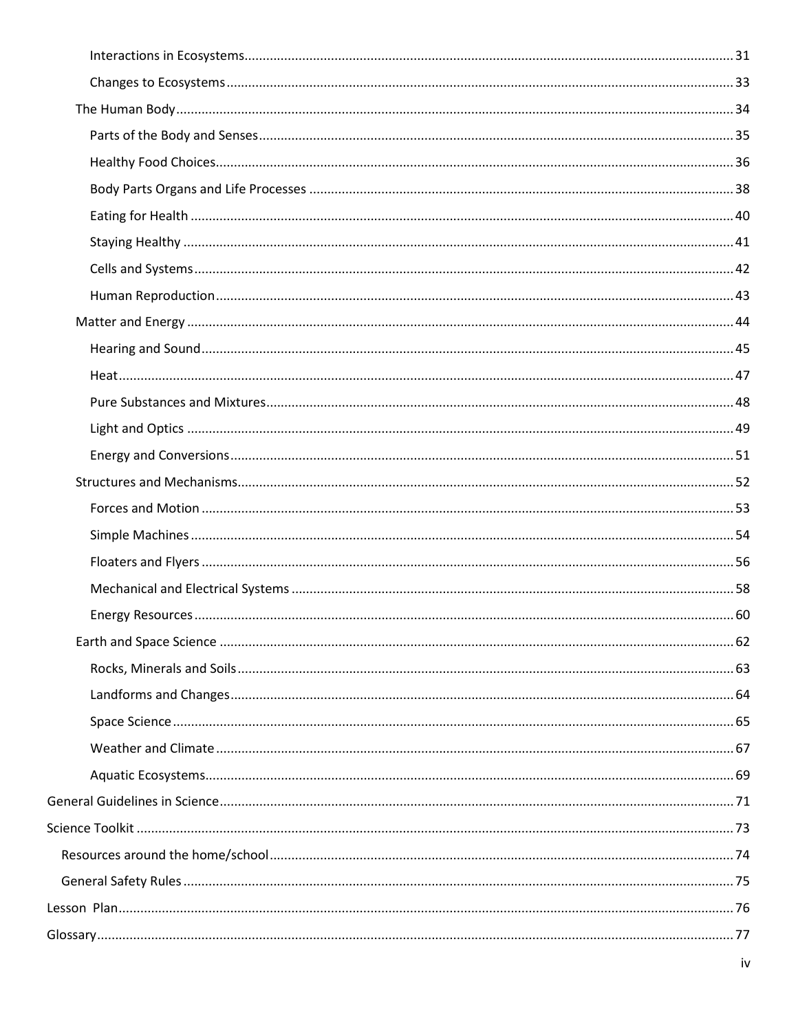- Interactions in Ecosystems ....... 31
- Changes to Ecosystems ....... 33
- The Human Body ....... 34
  - Parts of the Body and Senses ....... 35
  - Healthy Food Choices ....... 36
  - Body Parts Organs and Life Processes ....... 38
  - Eating for Health ....... 40
  - Staying Healthy ....... 41
  - Cells and Systems ....... 42
  - Human Reproduction ....... 43
- Matter and Energy ....... 44
  - Hearing and Sound ....... 45
  - Heat ....... 47
  - Pure Substances and Mixtures ....... 48
  - Light and Optics ....... 49
  - Energy and Conversions ....... 51
- Structures and Mechanisms ....... 52
  - Forces and Motion ....... 53
  - Simple Machines ....... 54
  - Floaters and Flyers ....... 56
  - Mechanical and Electrical Systems ....... 58
  - Energy Resources ....... 60
- Earth and Space Science ....... 62
  - Rocks, Minerals and Soils ....... 63
  - Landforms and Changes ....... 64
  - Space Science ....... 65
  - Weather and Climate ....... 67
  - Aquatic Ecosystems ....... 69

General Guidelines in Science ....... 71

Science Toolkit ....... 73

- Resources around the home/school ....... 74
- General Safety Rules ....... 75

Lesson Plan ....... 76

Glossary ....... 77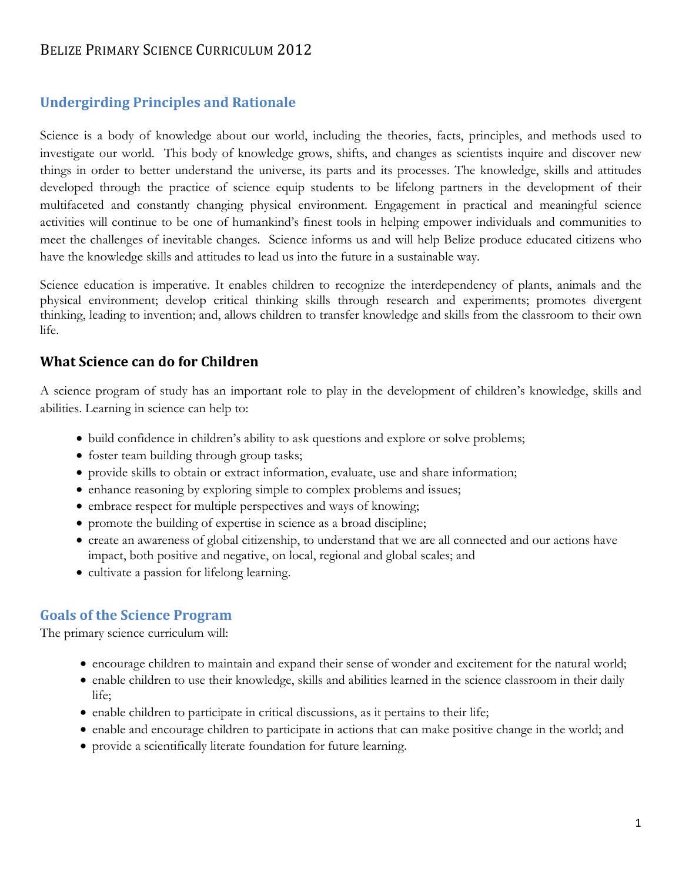## Undergirding Principles and Rationale

Science is a body of knowledge about our world, including the theories, facts, principles, and methods used to investigate our world. This body of knowledge grows, shifts, and changes as scientists inquire and discover new things in order to better understand the universe, its parts and its processes. The knowledge, skills and attitudes developed through the practice of science equip students to be lifelong partners in the development of their multifaceted and constantly changing physical environment. Engagement in practical and meaningful science activities will continue to be one of humankind's finest tools in helping empower individuals and communities to meet the challenges of inevitable changes. Science informs us and will help Belize produce educated citizens who have the knowledge skills and attitudes to lead us into the future in a sustainable way.

Science education is imperative. It enables children to recognize the interdependency of plants, animals and the physical environment; develop critical thinking skills through research and experiments; promotes divergent thinking, leading to invention; and, allows children to transfer knowledge and skills from the classroom to their own life.

### What Science can do for Children

A science program of study has an important role to play in the development of children's knowledge, skills and abilities. Learning in science can help to:

- build confidence in children's ability to ask questions and explore or solve problems;
- foster team building through group tasks;
- provide skills to obtain or extract information, evaluate, use and share information;
- enhance reasoning by exploring simple to complex problems and issues;
- embrace respect for multiple perspectives and ways of knowing;
- promote the building of expertise in science as a broad discipline;
- create an awareness of global citizenship, to understand that we are all connected and our actions have impact, both positive and negative, on local, regional and global scales; and
- cultivate a passion for lifelong learning.

## Goals of the Science Program

The primary science curriculum will:

- encourage children to maintain and expand their sense of wonder and excitement for the natural world;
- enable children to use their knowledge, skills and abilities learned in the science classroom in their daily life;
- enable children to participate in critical discussions, as it pertains to their life;
- enable and encourage children to participate in actions that can make positive change in the world; and
- provide a scientifically literate foundation for future learning.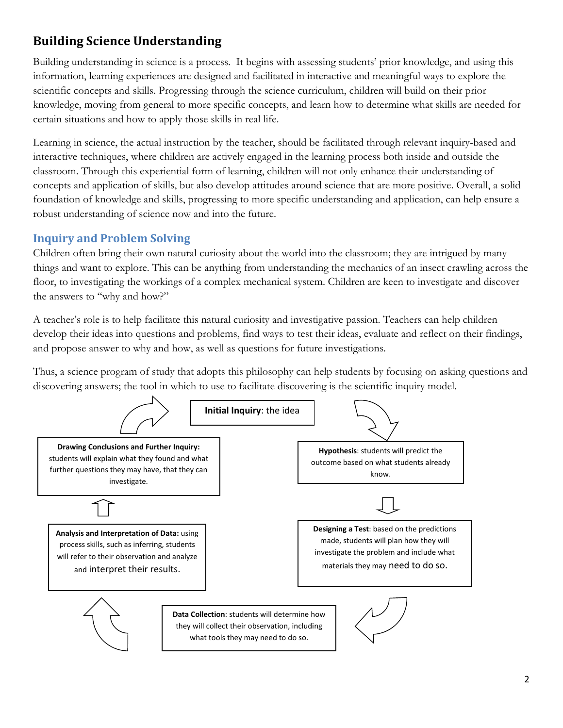## Building Science Understanding

Building understanding in science is a process. It begins with assessing students' prior knowledge, and using this information, learning experiences are designed and facilitated in interactive and meaningful ways to explore the scientific concepts and skills. Progressing through the science curriculum, children will build on their prior knowledge, moving from general to more specific concepts, and learn how to determine what skills are needed for certain situations and how to apply those skills in real life.

Learning in science, the actual instruction by the teacher, should be facilitated through relevant inquiry-based and interactive techniques, where children are actively engaged in the learning process both inside and outside the classroom. Through this experiential form of learning, children will not only enhance their understanding of concepts and application of skills, but also develop attitudes around science that are more positive. Overall, a solid foundation of knowledge and skills, progressing to more specific understanding and application, can help ensure a robust understanding of science now and into the future.

### Inquiry and Problem Solving

Children often bring their own natural curiosity about the world into the classroom; they are intrigued by many things and want to explore. This can be anything from understanding the mechanics of an insect crawling across the floor, to investigating the workings of a complex mechanical system. Children are keen to investigate and discover the answers to "why and how?"

A teacher's role is to help facilitate this natural curiosity and investigative passion. Teachers can help children develop their ideas into questions and problems, find ways to test their ideas, evaluate and reflect on their findings, and propose answer to why and how, as well as questions for future investigations.

Thus, a science program of study that adopts this philosophy can help students by focusing on asking questions and discovering answers; the tool in which to use to facilitate discovering is the scientific inquiry model.

**Initial Inquiry**: the idea

**Hypothesis**: students will predict the outcome based on what students already know.

**Designing a Test**: based on the predictions made, students will plan how they will investigate the problem and include what materials they may need to do so.

**Data Collection**: students will determine how they will collect their observation, including what tools they may need to do so.

**Analysis and Interpretation of Data:** using process skills, such as inferring, students will refer to their observation and analyze and interpret their results.

**Drawing Conclusions and Further Inquiry:** students will explain what they found and what further questions they may have, that they can investigate.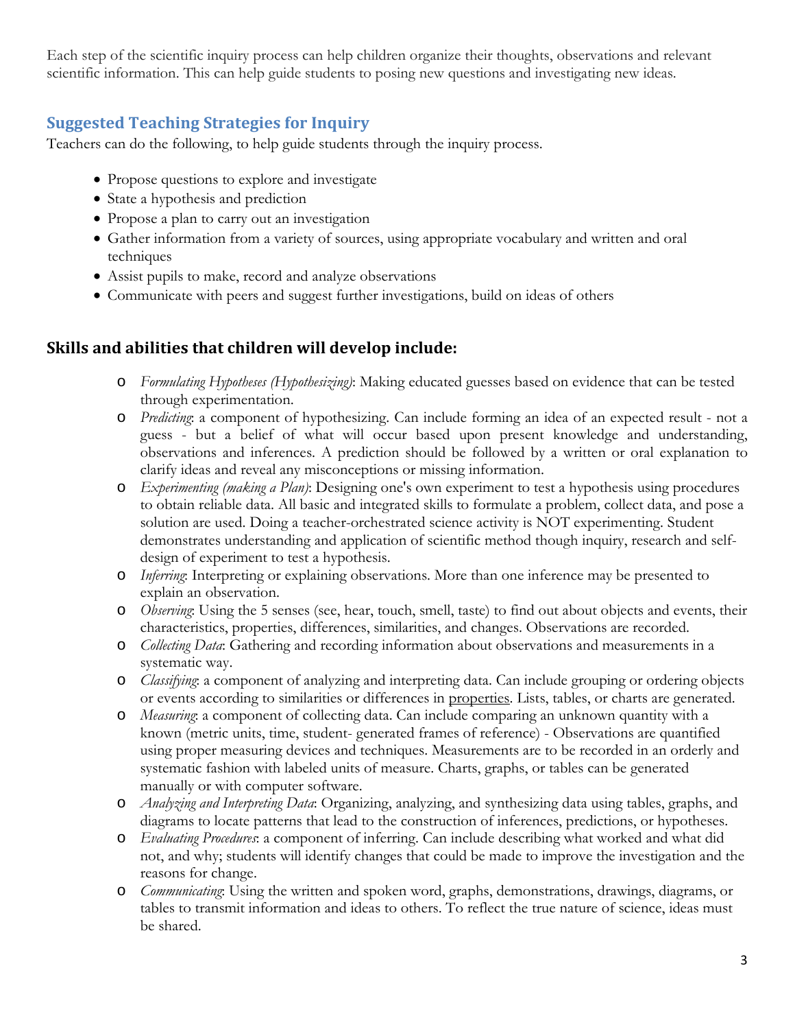Each step of the scientific inquiry process can help children organize their thoughts, observations and relevant scientific information. This can help guide students to posing new questions and investigating new ideas.

## Suggested Teaching Strategies for Inquiry

Teachers can do the following, to help guide students through the inquiry process.

- Propose questions to explore and investigate
- State a hypothesis and prediction
- Propose a plan to carry out an investigation
- Gather information from a variety of sources, using appropriate vocabulary and written and oral techniques
- Assist pupils to make, record and analyze observations
- Communicate with peers and suggest further investigations, build on ideas of others

## Skills and abilities that children will develop include:

- *Formulating Hypotheses (Hypothesizing)*: Making educated guesses based on evidence that can be tested through experimentation.
- *Predicting*: a component of hypothesizing. Can include forming an idea of an expected result - not a guess - but a belief of what will occur based upon present knowledge and understanding, observations and inferences. A prediction should be followed by a written or oral explanation to clarify ideas and reveal any misconceptions or missing information.
- *Experimenting (making a Plan)*: Designing one's own experiment to test a hypothesis using procedures to obtain reliable data. All basic and integrated skills to formulate a problem, collect data, and pose a solution are used. Doing a teacher-orchestrated science activity is NOT experimenting. Student demonstrates understanding and application of scientific method though inquiry, research and self-design of experiment to test a hypothesis.
- *Inferring*: Interpreting or explaining observations. More than one inference may be presented to explain an observation.
- *Observing*: Using the 5 senses (see, hear, touch, smell, taste) to find out about objects and events, their characteristics, properties, differences, similarities, and changes. Observations are recorded.
- *Collecting Data*: Gathering and recording information about observations and measurements in a systematic way.
- *Classifying*: a component of analyzing and interpreting data. Can include grouping or ordering objects or events according to similarities or differences in properties. Lists, tables, or charts are generated.
- *Measuring*: a component of collecting data. Can include comparing an unknown quantity with a known (metric units, time, student- generated frames of reference) - Observations are quantified using proper measuring devices and techniques. Measurements are to be recorded in an orderly and systematic fashion with labeled units of measure. Charts, graphs, or tables can be generated manually or with computer software.
- *Analyzing and Interpreting Data*: Organizing, analyzing, and synthesizing data using tables, graphs, and diagrams to locate patterns that lead to the construction of inferences, predictions, or hypotheses.
- *Evaluating Procedures*: a component of inferring. Can include describing what worked and what did not, and why; students will identify changes that could be made to improve the investigation and the reasons for change.
- *Communicating*: Using the written and spoken word, graphs, demonstrations, drawings, diagrams, or tables to transmit information and ideas to others. To reflect the true nature of science, ideas must be shared.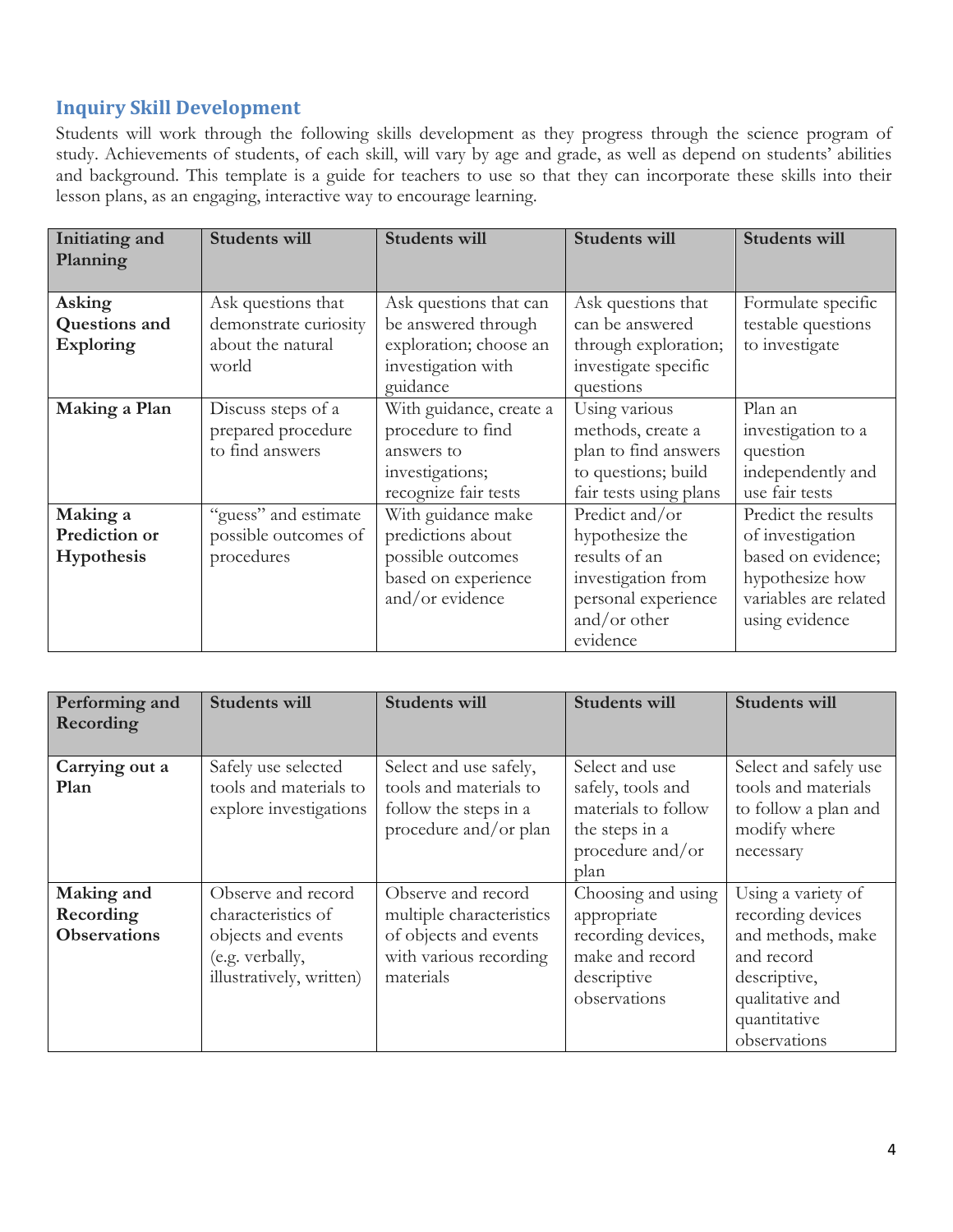## Inquiry Skill Development

Students will work through the following skills development as they progress through the science program of study. Achievements of students, of each skill, will vary by age and grade, as well as depend on students' abilities and background. This template is a guide for teachers to use so that they can incorporate these skills into their lesson plans, as an engaging, interactive way to encourage learning.

| **Initiating and Planning** | **Students will** | **Students will** | **Students will** | **Students will** |
|---|---|---|---|---|
| **Asking Questions and Exploring** | Ask questions that demonstrate curiosity about the natural world | Ask questions that can be answered through exploration; choose an investigation with guidance | Ask questions that can be answered through exploration; investigate specific questions | Formulate specific testable questions to investigate |
| **Making a Plan** | Discuss steps of a prepared procedure to find answers | With guidance, create a procedure to find answers to investigations; recognize fair tests | Using various methods, create a plan to find answers to questions; build fair tests using plans | Plan an investigation to a question independently and use fair tests |
| **Making a Prediction or Hypothesis** | "guess" and estimate possible outcomes of procedures | With guidance make predictions about possible outcomes based on experience and/or evidence | Predict and/or hypothesize the results of an investigation from personal experience and/or other evidence | Predict the results of investigation based on evidence; hypothesize how variables are related using evidence |

| **Performing and Recording** | **Students will** | **Students will** | **Students will** | **Students will** |
|---|---|---|---|---|
| **Carrying out a Plan** | Safely use selected tools and materials to explore investigations | Select and use safely, tools and materials to follow the steps in a procedure and/or plan | Select and use safely, tools and materials to follow the steps in a procedure and/or plan | Select and safely use tools and materials to follow a plan and modify where necessary |
| **Making and Recording Observations** | Observe and record characteristics of objects and events (e.g. verbally, illustratively, written) | Observe and record multiple characteristics of objects and events with various recording materials | Choosing and using appropriate recording devices, make and record descriptive observations | Using a variety of recording devices and methods, make and record descriptive, qualitative and quantitative observations |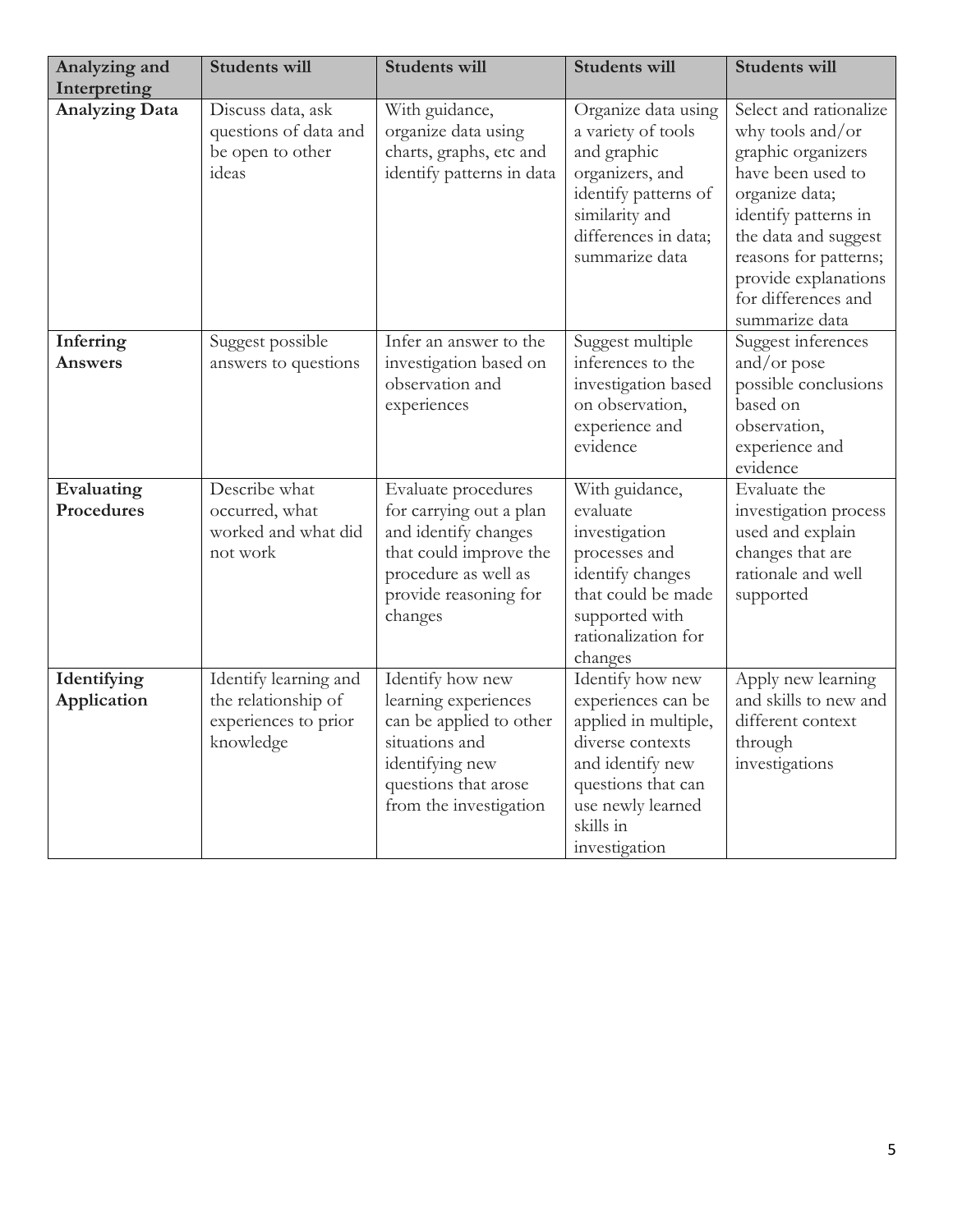| **Analyzing and Interpreting** | **Students will** | **Students will** | **Students will** | **Students will** |
|---|---|---|---|---|
| **Analyzing Data** | Discuss data, ask questions of data and be open to other ideas | With guidance, organize data using charts, graphs, etc and identify patterns in data | Organize data using a variety of tools and graphic organizers, and identify patterns of similarity and differences in data; summarize data | Select and rationalize why tools and/or graphic organizers have been used to organize data; identify patterns in the data and suggest reasons for patterns; provide explanations for differences and summarize data |
| **Inferring Answers** | Suggest possible answers to questions | Infer an answer to the investigation based on observation and experiences | Suggest multiple inferences to the investigation based on observation, experience and evidence | Suggest inferences and/or pose possible conclusions based on observation, experience and evidence |
| **Evaluating Procedures** | Describe what occurred, what worked and what did not work | Evaluate procedures for carrying out a plan and identify changes that could improve the procedure as well as provide reasoning for changes | With guidance, evaluate investigation processes and identify changes that could be made supported with rationalization for changes | Evaluate the investigation process used and explain changes that are rationale and well supported |
| **Identifying Application** | Identify learning and the relationship of experiences to prior knowledge | Identify how new learning experiences can be applied to other situations and identifying new questions that arose from the investigation | Identify how new experiences can be applied in multiple, diverse contexts and identify new questions that can use newly learned skills in investigation | Apply new learning and skills to new and different context through investigations |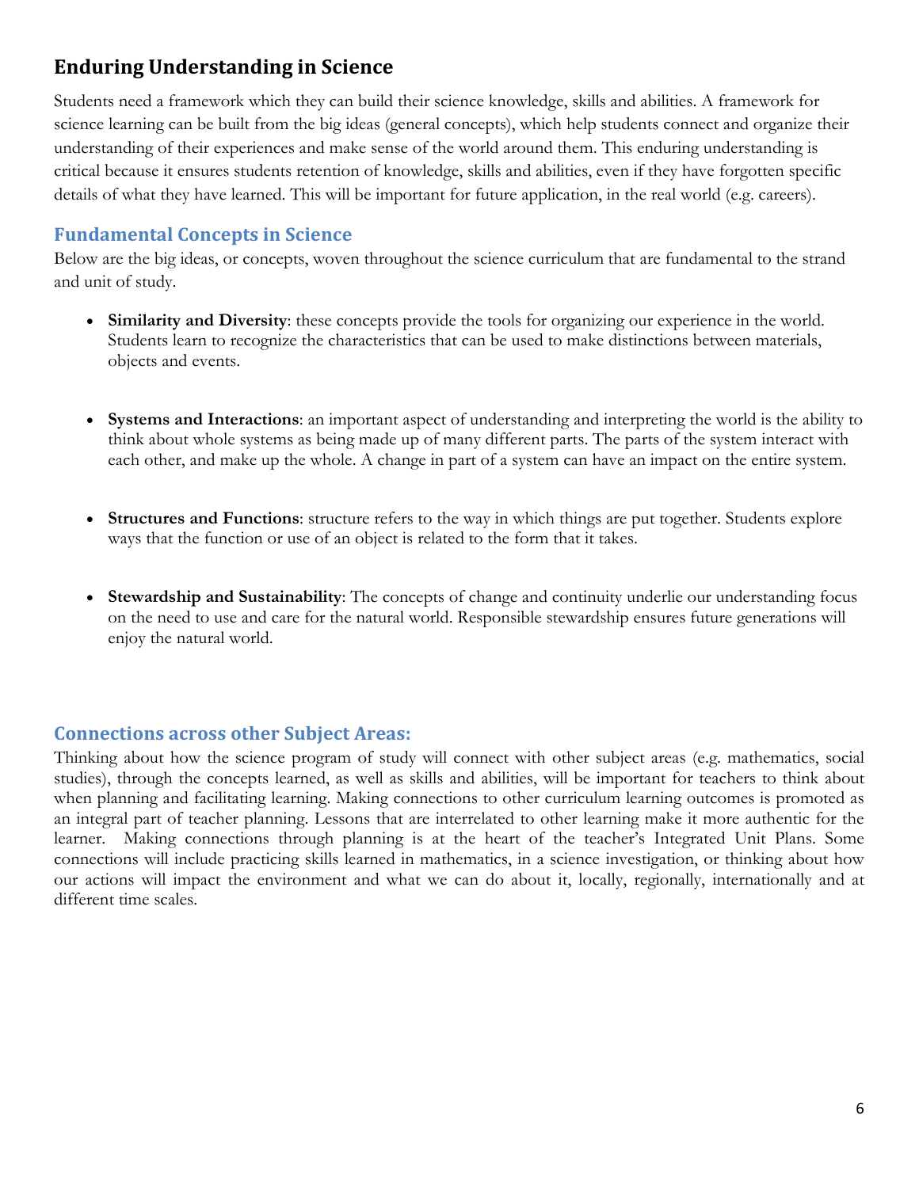## Enduring Understanding in Science

Students need a framework which they can build their science knowledge, skills and abilities. A framework for science learning can be built from the big ideas (general concepts), which help students connect and organize their understanding of their experiences and make sense of the world around them. This enduring understanding is critical because it ensures students retention of knowledge, skills and abilities, even if they have forgotten specific details of what they have learned. This will be important for future application, in the real world (e.g. careers).

### Fundamental Concepts in Science

Below are the big ideas, or concepts, woven throughout the science curriculum that are fundamental to the strand and unit of study.

- **Similarity and Diversity**: these concepts provide the tools for organizing our experience in the world. Students learn to recognize the characteristics that can be used to make distinctions between materials, objects and events.

- **Systems and Interactions**: an important aspect of understanding and interpreting the world is the ability to think about whole systems as being made up of many different parts. The parts of the system interact with each other, and make up the whole. A change in part of a system can have an impact on the entire system.

- **Structures and Functions**: structure refers to the way in which things are put together. Students explore ways that the function or use of an object is related to the form that it takes.

- **Stewardship and Sustainability**: The concepts of change and continuity underlie our understanding focus on the need to use and care for the natural world. Responsible stewardship ensures future generations will enjoy the natural world.

### Connections across other Subject Areas:

Thinking about how the science program of study will connect with other subject areas (e.g. mathematics, social studies), through the concepts learned, as well as skills and abilities, will be important for teachers to think about when planning and facilitating learning. Making connections to other curriculum learning outcomes is promoted as an integral part of teacher planning. Lessons that are interrelated to other learning make it more authentic for the learner. Making connections through planning is at the heart of the teacher's Integrated Unit Plans. Some connections will include practicing skills learned in mathematics, in a science investigation, or thinking about how our actions will impact the environment and what we can do about it, locally, regionally, internationally and at different time scales.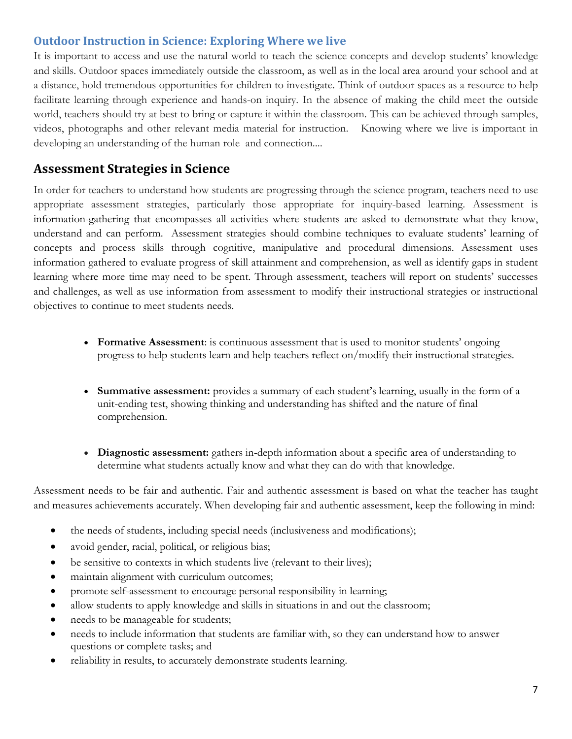### Outdoor Instruction in Science: Exploring Where we live

It is important to access and use the natural world to teach the science concepts and develop students' knowledge and skills. Outdoor spaces immediately outside the classroom, as well as in the local area around your school and at a distance, hold tremendous opportunities for children to investigate. Think of outdoor spaces as a resource to help facilitate learning through experience and hands-on inquiry. In the absence of making the child meet the outside world, teachers should try at best to bring or capture it within the classroom. This can be achieved through samples, videos, photographs and other relevant media material for instruction. Knowing where we live is important in developing an understanding of the human role and connection....

## Assessment Strategies in Science

In order for teachers to understand how students are progressing through the science program, teachers need to use appropriate assessment strategies, particularly those appropriate for inquiry-based learning. Assessment is information-gathering that encompasses all activities where students are asked to demonstrate what they know, understand and can perform. Assessment strategies should combine techniques to evaluate students' learning of concepts and process skills through cognitive, manipulative and procedural dimensions. Assessment uses information gathered to evaluate progress of skill attainment and comprehension, as well as identify gaps in student learning where more time may need to be spent. Through assessment, teachers will report on students' successes and challenges, as well as use information from assessment to modify their instructional strategies or instructional objectives to continue to meet students needs.

- **Formative Assessment**: is continuous assessment that is used to monitor students' ongoing progress to help students learn and help teachers reflect on/modify their instructional strategies.

- **Summative assessment:** provides a summary of each student's learning, usually in the form of a unit-ending test, showing thinking and understanding has shifted and the nature of final comprehension.

- **Diagnostic assessment:** gathers in-depth information about a specific area of understanding to determine what students actually know and what they can do with that knowledge.

Assessment needs to be fair and authentic. Fair and authentic assessment is based on what the teacher has taught and measures achievements accurately. When developing fair and authentic assessment, keep the following in mind:

- the needs of students, including special needs (inclusiveness and modifications);
- avoid gender, racial, political, or religious bias;
- be sensitive to contexts in which students live (relevant to their lives);
- maintain alignment with curriculum outcomes;
- promote self-assessment to encourage personal responsibility in learning;
- allow students to apply knowledge and skills in situations in and out the classroom;
- needs to be manageable for students;
- needs to include information that students are familiar with, so they can understand how to answer questions or complete tasks; and
- reliability in results, to accurately demonstrate students learning.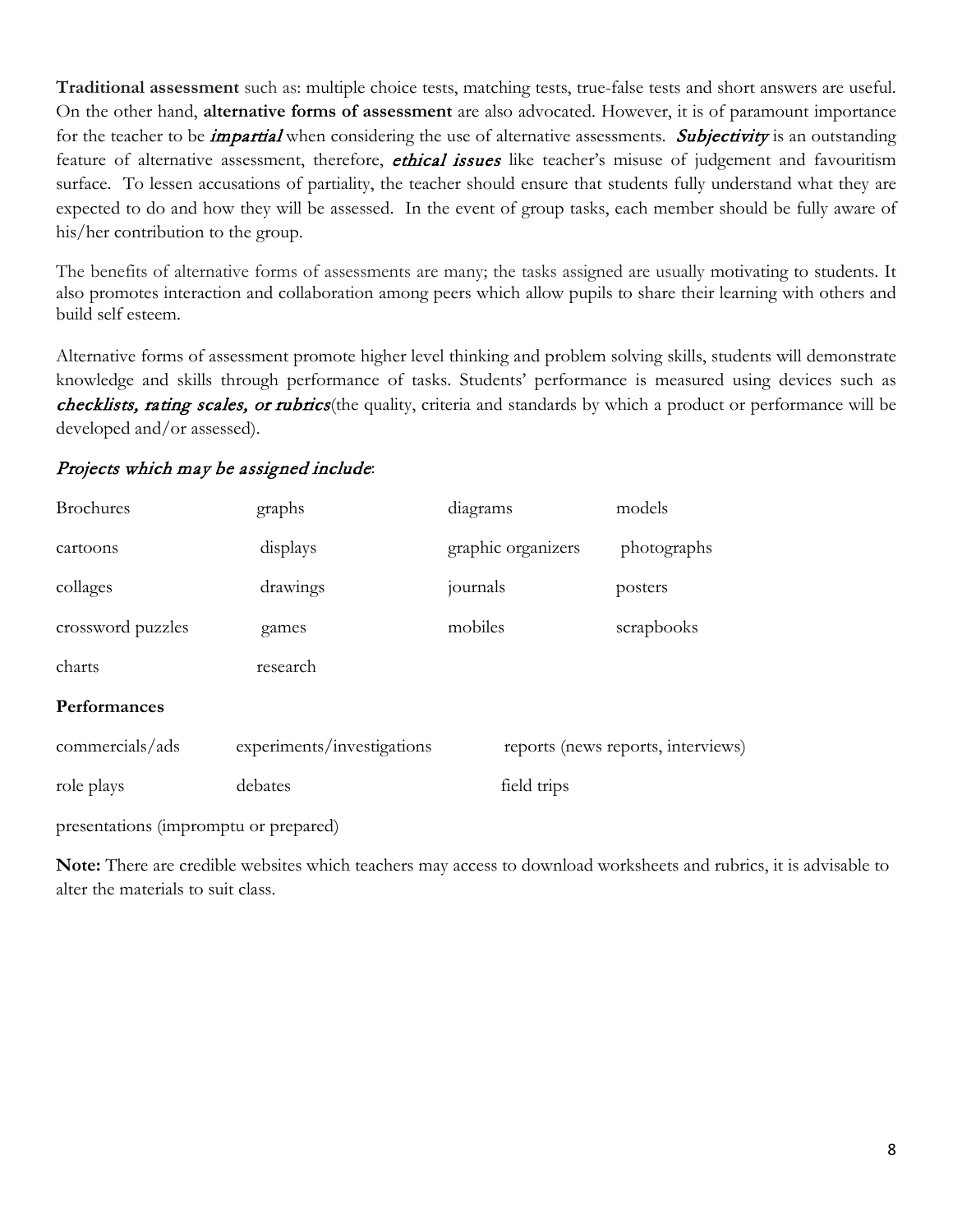**Traditional assessment** such as: multiple choice tests, matching tests, true-false tests and short answers are useful. On the other hand, **alternative forms of assessment** are also advocated. However, it is of paramount importance for the teacher to be ***impartial*** when considering the use of alternative assessments. ***Subjectivity*** is an outstanding feature of alternative assessment, therefore, ***ethical issues*** like teacher's misuse of judgement and favouritism surface. To lessen accusations of partiality, the teacher should ensure that students fully understand what they are expected to do and how they will be assessed. In the event of group tasks, each member should be fully aware of his/her contribution to the group.

The benefits of alternative forms of assessments are many; the tasks assigned are usually motivating to students. It also promotes interaction and collaboration among peers which allow pupils to share their learning with others and build self esteem.

Alternative forms of assessment promote higher level thinking and problem solving skills, students will demonstrate knowledge and skills through performance of tasks. Students' performance is measured using devices such as ***checklists, rating scales, or rubrics***(the quality, criteria and standards by which a product or performance will be developed and/or assessed).

*Projects which may be assigned include*:

| | | | |
|---|---|---|---|
| Brochures | graphs | diagrams | models |
| cartoons | displays | graphic organizers | photographs |
| collages | drawings | journals | posters |
| crossword puzzles | games | mobiles | scrapbooks |
| charts | research | | |

**Performances**

| | | |
|---|---|---|
| commercials/ads | experiments/investigations | reports (news reports, interviews) |
| role plays | debates | field trips |
| presentations (impromptu or prepared) | | |

**Note:** There are credible websites which teachers may access to download worksheets and rubrics, it is advisable to alter the materials to suit class.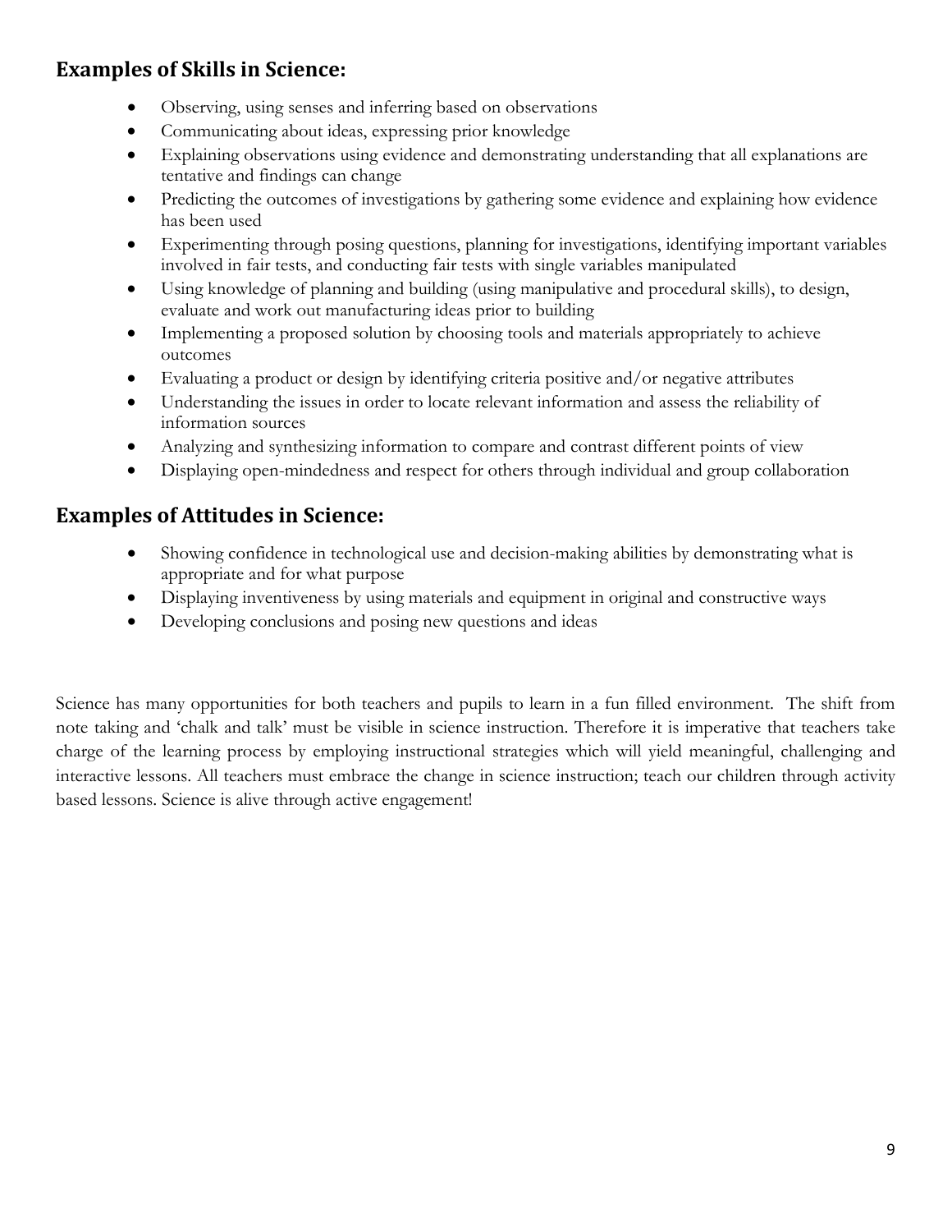## Examples of Skills in Science:

- Observing, using senses and inferring based on observations
- Communicating about ideas, expressing prior knowledge
- Explaining observations using evidence and demonstrating understanding that all explanations are tentative and findings can change
- Predicting the outcomes of investigations by gathering some evidence and explaining how evidence has been used
- Experimenting through posing questions, planning for investigations, identifying important variables involved in fair tests, and conducting fair tests with single variables manipulated
- Using knowledge of planning and building (using manipulative and procedural skills), to design, evaluate and work out manufacturing ideas prior to building
- Implementing a proposed solution by choosing tools and materials appropriately to achieve outcomes
- Evaluating a product or design by identifying criteria positive and/or negative attributes
- Understanding the issues in order to locate relevant information and assess the reliability of information sources
- Analyzing and synthesizing information to compare and contrast different points of view
- Displaying open-mindedness and respect for others through individual and group collaboration

## Examples of Attitudes in Science:

- Showing confidence in technological use and decision-making abilities by demonstrating what is appropriate and for what purpose
- Displaying inventiveness by using materials and equipment in original and constructive ways
- Developing conclusions and posing new questions and ideas

Science has many opportunities for both teachers and pupils to learn in a fun filled environment. The shift from note taking and 'chalk and talk' must be visible in science instruction. Therefore it is imperative that teachers take charge of the learning process by employing instructional strategies which will yield meaningful, challenging and interactive lessons. All teachers must embrace the change in science instruction; teach our children through activity based lessons. Science is alive through active engagement!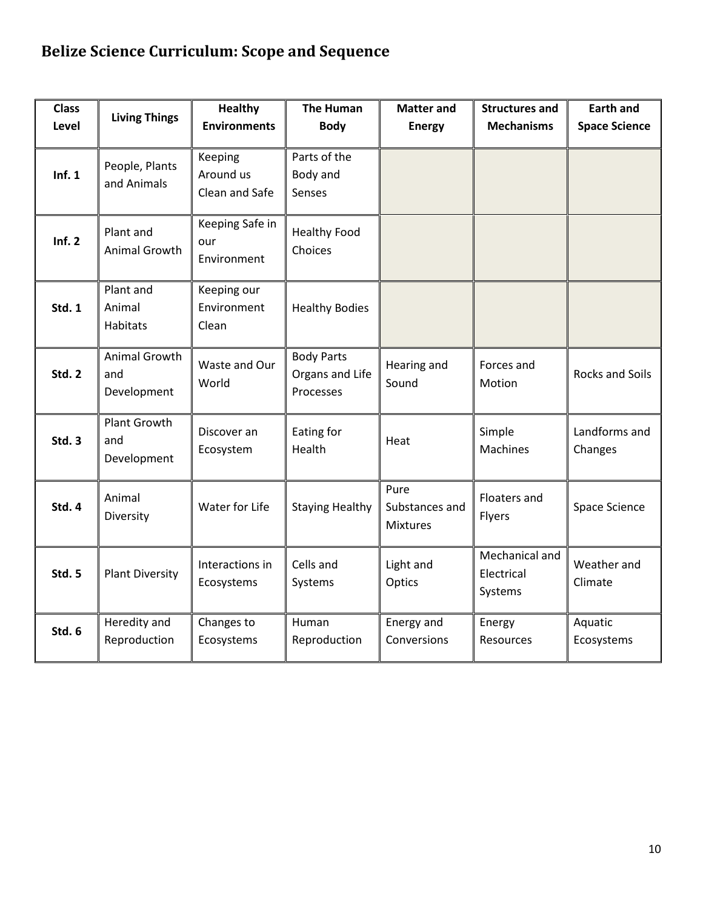# Belize Science Curriculum: Scope and Sequence

| Class Level | Living Things | Healthy Environments | The Human Body | Matter and Energy | Structures and Mechanisms | Earth and Space Science |
|---|---|---|---|---|---|---|
| **Inf. 1** | People, Plants and Animals | Keeping Around us Clean and Safe | Parts of the Body and Senses | | | |
| **Inf. 2** | Plant and Animal Growth | Keeping Safe in our Environment | Healthy Food Choices | | | |
| **Std. 1** | Plant and Animal Habitats | Keeping our Environment Clean | Healthy Bodies | | | |
| **Std. 2** | Animal Growth and Development | Waste and Our World | Body Parts Organs and Life Processes | Hearing and Sound | Forces and Motion | Rocks and Soils |
| **Std. 3** | Plant Growth and Development | Discover an Ecosystem | Eating for Health | Heat | Simple Machines | Landforms and Changes |
| **Std. 4** | Animal Diversity | Water for Life | Staying Healthy | Pure Substances and Mixtures | Floaters and Flyers | Space Science |
| **Std. 5** | Plant Diversity | Interactions in Ecosystems | Cells and Systems | Light and Optics | Mechanical and Electrical Systems | Weather and Climate |
| **Std. 6** | Heredity and Reproduction | Changes to Ecosystems | Human Reproduction | Energy and Conversions | Energy Resources | Aquatic Ecosystems |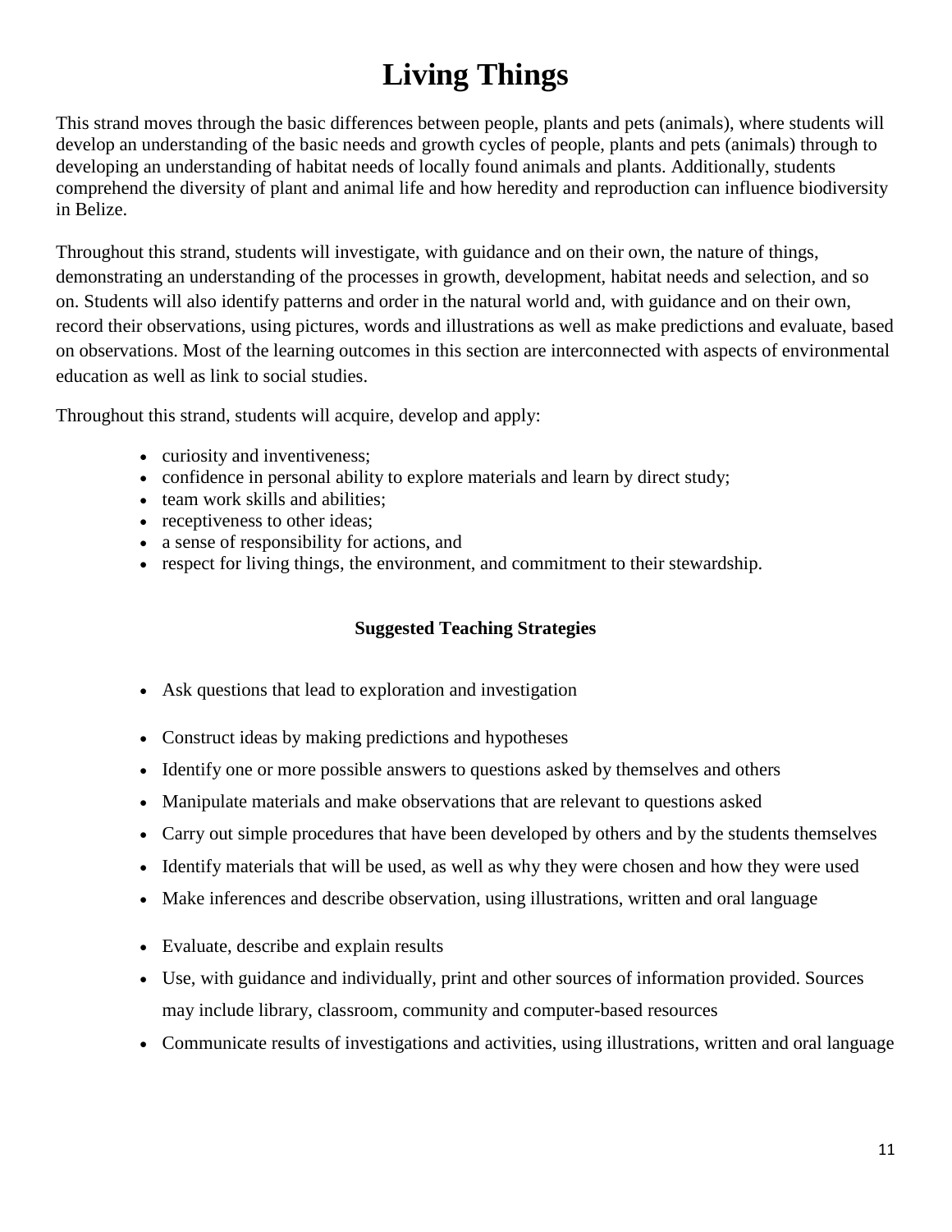# Living Things

This strand moves through the basic differences between people, plants and pets (animals), where students will develop an understanding of the basic needs and growth cycles of people, plants and pets (animals) through to developing an understanding of habitat needs of locally found animals and plants. Additionally, students comprehend the diversity of plant and animal life and how heredity and reproduction can influence biodiversity in Belize.

Throughout this strand, students will investigate, with guidance and on their own, the nature of things, demonstrating an understanding of the processes in growth, development, habitat needs and selection, and so on. Students will also identify patterns and order in the natural world and, with guidance and on their own, record their observations, using pictures, words and illustrations as well as make predictions and evaluate, based on observations. Most of the learning outcomes in this section are interconnected with aspects of environmental education as well as link to social studies.

Throughout this strand, students will acquire, develop and apply:

- curiosity and inventiveness;
- confidence in personal ability to explore materials and learn by direct study;
- team work skills and abilities;
- receptiveness to other ideas;
- a sense of responsibility for actions, and
- respect for living things, the environment, and commitment to their stewardship.

**Suggested Teaching Strategies**

- Ask questions that lead to exploration and investigation
- Construct ideas by making predictions and hypotheses
- Identify one or more possible answers to questions asked by themselves and others
- Manipulate materials and make observations that are relevant to questions asked
- Carry out simple procedures that have been developed by others and by the students themselves
- Identify materials that will be used, as well as why they were chosen and how they were used
- Make inferences and describe observation, using illustrations, written and oral language
- Evaluate, describe and explain results
- Use, with guidance and individually, print and other sources of information provided. Sources may include library, classroom, community and computer-based resources
- Communicate results of investigations and activities, using illustrations, written and oral language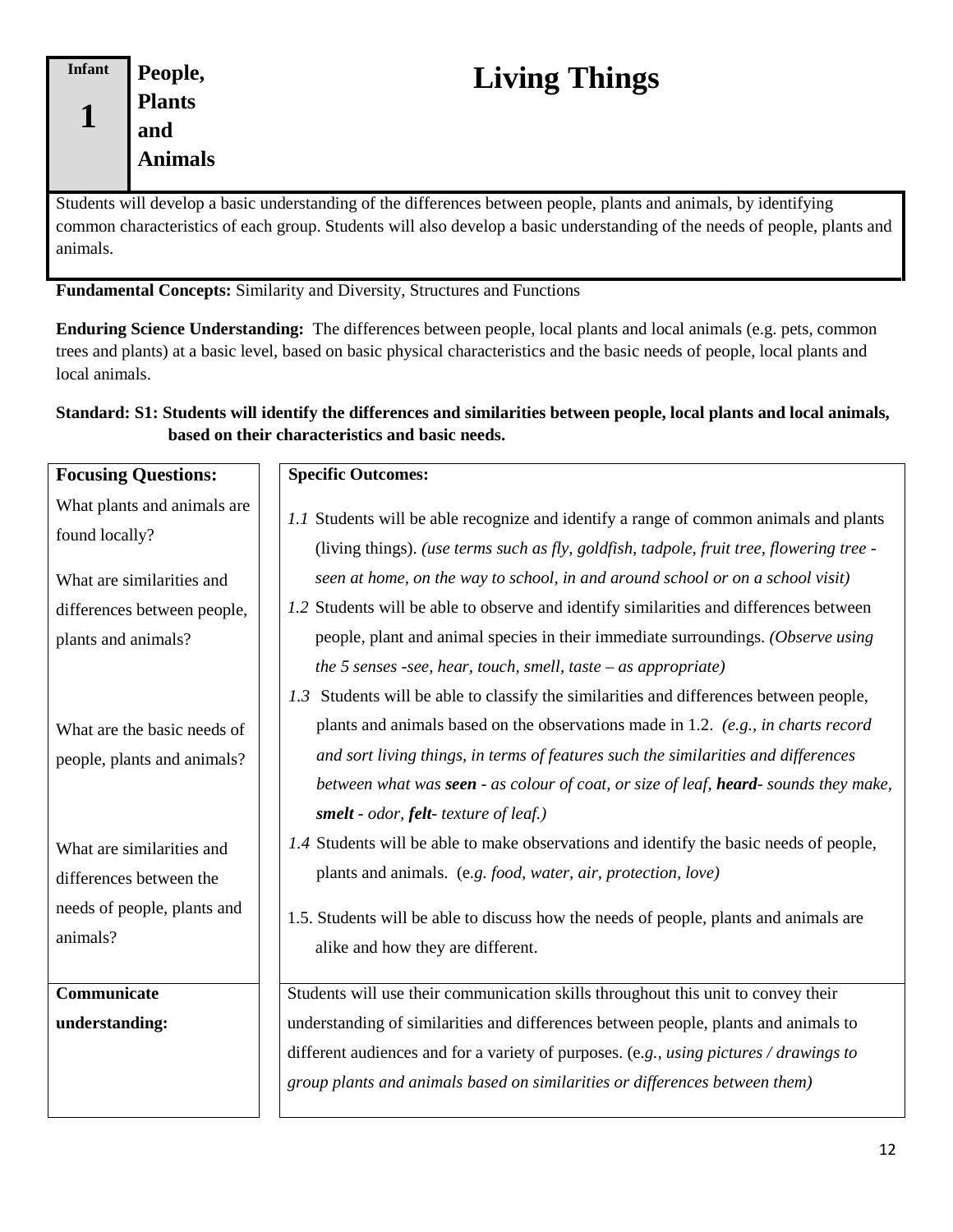| Infant 1 | People, Plants and Animals |
|---|---|

# Living Things

Students will develop a basic understanding of the differences between people, plants and animals, by identifying common characteristics of each group. Students will also develop a basic understanding of the needs of people, plants and animals.

**Fundamental Concepts:** Similarity and Diversity, Structures and Functions

**Enduring Science Understanding:** The differences between people, local plants and local animals (e.g. pets, common trees and plants) at a basic level, based on basic physical characteristics and the basic needs of people, local plants and local animals.

**Standard: S1: Students will identify the differences and similarities between people, local plants and local animals, based on their characteristics and basic needs.**

| **Focusing Questions:** | **Specific Outcomes:** |
|---|---|
| What plants and animals are found locally? | *1.1* Students will be able recognize and identify a range of common animals and plants (living things). *(use terms such as fly, goldfish, tadpole, fruit tree, flowering tree - seen at home, on the way to school, in and around school or on a school visit)* |
| What are similarities and differences between people, plants and animals? | *1.2* Students will be able to observe and identify similarities and differences between people, plant and animal species in their immediate surroundings. *(Observe using the 5 senses -see, hear, touch, smell, taste – as appropriate)* <br> *1.3* Students will be able to classify the similarities and differences between people, plants and animals based on the observations made in 1.2. *(e.g., in charts record and sort living things, in terms of features such the similarities and differences between what was **seen** - as colour of coat, or size of leaf, **heard**- sounds they make, **smelt** - odor, **felt**- texture of leaf.)* |
| What are the basic needs of people, plants and animals? | *1.4* Students will be able to make observations and identify the basic needs of people, plants and animals. (e.*g. food, water, air, protection, love)* |
| What are similarities and differences between the needs of people, plants and animals? | 1.5. Students will be able to discuss how the needs of people, plants and animals are alike and how they are different. |
| **Communicate understanding:** | Students will use their communication skills throughout this unit to convey their understanding of similarities and differences between people, plants and animals to different audiences and for a variety of purposes. (e.*g., using pictures / drawings to group plants and animals based on similarities or differences between them)* |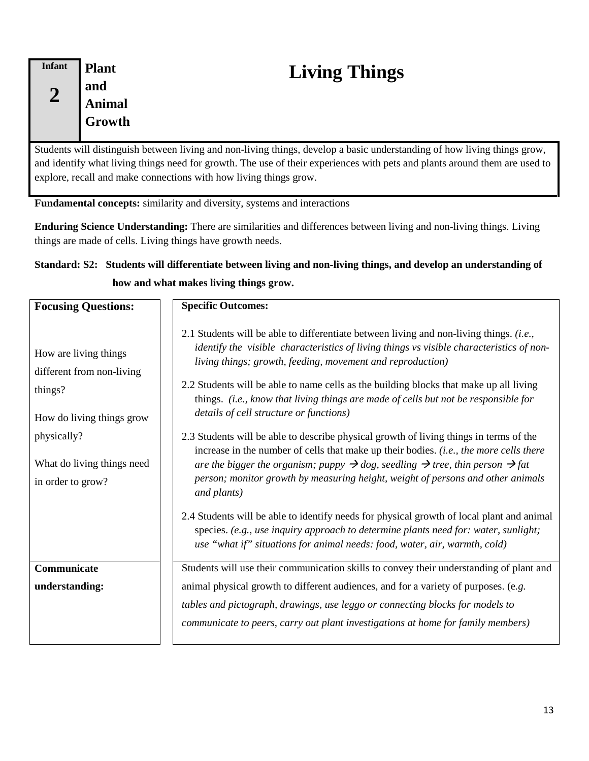**Infant 2**

**Plant and Animal Growth**

# Living Things

Students will distinguish between living and non-living things, develop a basic understanding of how living things grow, and identify what living things need for growth. The use of their experiences with pets and plants around them are used to explore, recall and make connections with how living things grow.

**Fundamental concepts:** similarity and diversity, systems and interactions

**Enduring Science Understanding:** There are similarities and differences between living and non-living things. Living things are made of cells. Living things have growth needs.

**Standard: S2: Students will differentiate between living and non-living things, and develop an understanding of how and what makes living things grow.**

| **Focusing Questions:** | **Specific Outcomes:** |
|---|---|
| How are living things different from non-living things?<br><br>How do living things grow physically?<br><br>What do living things need in order to grow? | 2.1 Students will be able to differentiate between living and non-living things. *(i.e., identify the visible characteristics of living things vs visible characteristics of non-living things; growth, feeding, movement and reproduction)*<br><br>2.2 Students will be able to name cells as the building blocks that make up all living things. *(i.e., know that living things are made of cells but not be responsible for details of cell structure or functions)*<br><br>2.3 Students will be able to describe physical growth of living things in terms of the increase in the number of cells that make up their bodies. *(i.e., the more cells there are the bigger the organism; puppy → dog, seedling → tree, thin person → fat person; monitor growth by measuring height, weight of persons and other animals and plants)*<br><br>2.4 Students will be able to identify needs for physical growth of local plant and animal species. *(e.g., use inquiry approach to determine plants need for: water, sunlight; use "what if" situations for animal needs: food, water, air, warmth, cold)* |
| **Communicate understanding:** | Students will use their communication skills to convey their understanding of plant and animal physical growth to different audiences, and for a variety of purposes. (e.*g. tables and pictograph, drawings, use leggo or connecting blocks for models to communicate to peers, carry out plant investigations at home for family members)* |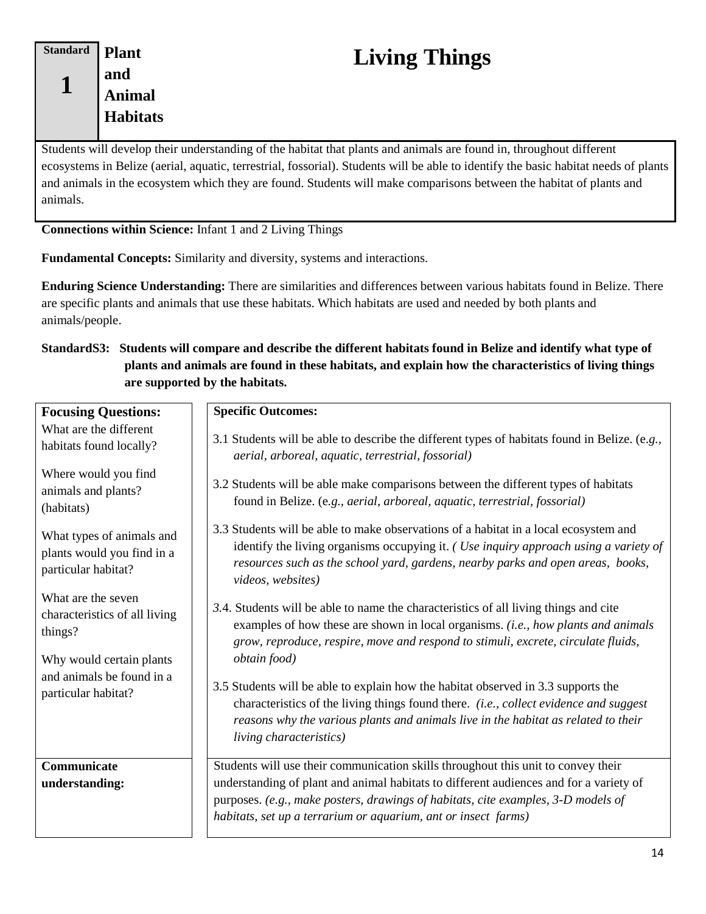| Standard 1 | Plant and Animal Habitats |
|---|---|

# Living Things

Students will develop their understanding of the habitat that plants and animals are found in, throughout different ecosystems in Belize (aerial, aquatic, terrestrial, fossorial). Students will be able to identify the basic habitat needs of plants and animals in the ecosystem which they are found. Students will make comparisons between the habitat of plants and animals.

**Connections within Science:** Infant 1 and 2 Living Things

**Fundamental Concepts:** Similarity and diversity, systems and interactions.

**Enduring Science Understanding:** There are similarities and differences between various habitats found in Belize. There are specific plants and animals that use these habitats. Which habitats are used and needed by both plants and animals/people.

**StandardS3: Students will compare and describe the different habitats found in Belize and identify what type of plants and animals are found in these habitats, and explain how the characteristics of living things are supported by the habitats.**

| **Focusing Questions:** | **Specific Outcomes:** |
|---|---|
| What are the different habitats found locally?<br><br>Where would you find animals and plants? (habitats)<br><br>What types of animals and plants would you find in a particular habitat?<br><br>What are the seven characteristics of all living things?<br><br>Why would certain plants and animals be found in a particular habitat? | 3.1 Students will be able to describe the different types of habitats found in Belize. (e*.g., aerial, arboreal, aquatic, terrestrial, fossorial)*<br><br>3.2 Students will be able make comparisons between the different types of habitats found in Belize. (e*.g., aerial, arboreal, aquatic, terrestrial, fossorial)*<br><br>3.3 Students will be able to make observations of a habitat in a local ecosystem and identify the living organisms occupying it. *( Use inquiry approach using a variety of resources such as the school yard, gardens, nearby parks and open areas, books, videos, websites)*<br><br>*3*.4. Students will be able to name the characteristics of all living things and cite examples of how these are shown in local organisms. *(i.e., how plants and animals grow, reproduce, respire, move and respond to stimuli, excrete, circulate fluids, obtain food)*<br><br>3.5 Students will be able to explain how the habitat observed in 3.3 supports the characteristics of the living things found there. *(i.e., collect evidence and suggest reasons why the various plants and animals live in the habitat as related to their living characteristics)* |
| **Communicate understanding:** | Students will use their communication skills throughout this unit to convey their understanding of plant and animal habitats to different audiences and for a variety of purposes. *(e.g., make posters, drawings of habitats, cite examples, 3-D models of habitats, set up a terrarium or aquarium, ant or insect farms)* |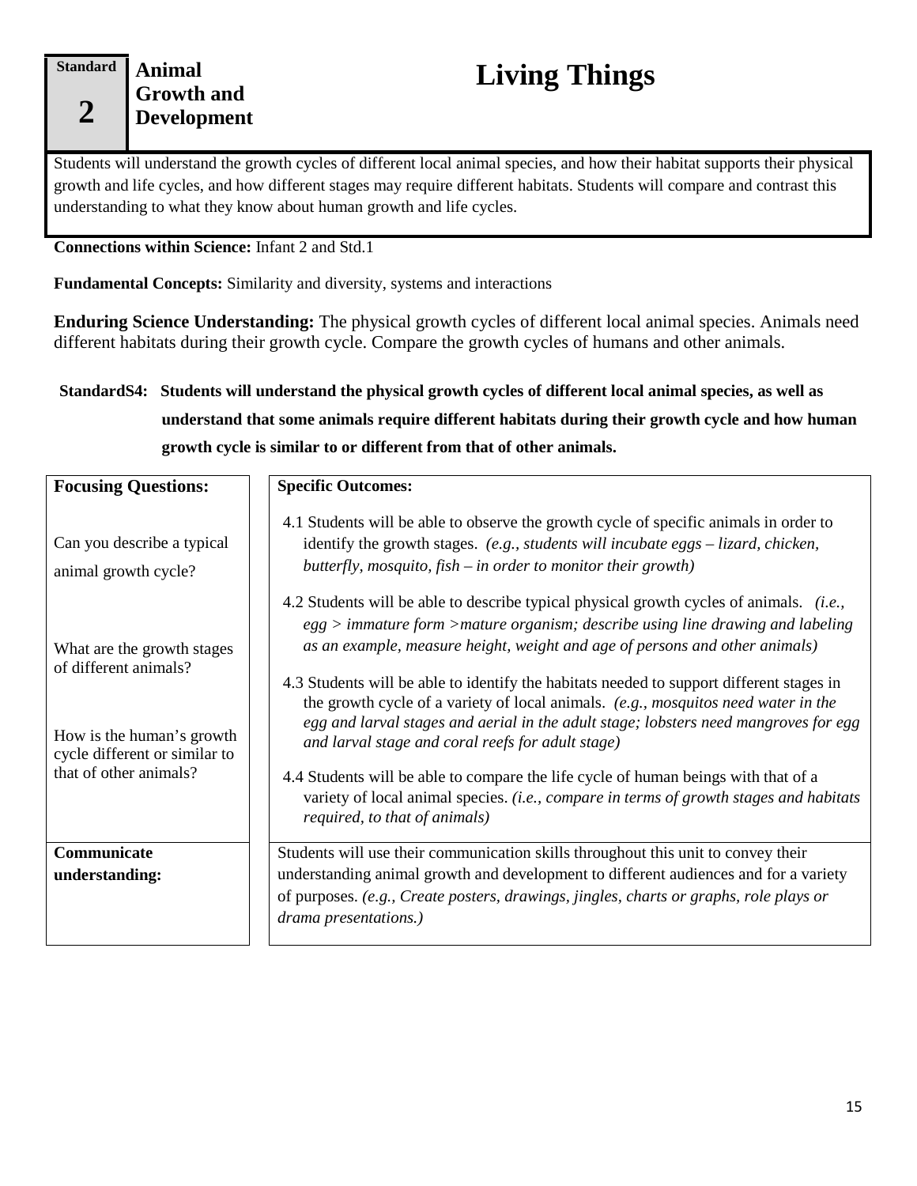**Standard 2** | **Animal Growth and Development**

# Living Things

Students will understand the growth cycles of different local animal species, and how their habitat supports their physical growth and life cycles, and how different stages may require different habitats. Students will compare and contrast this understanding to what they know about human growth and life cycles.

**Connections within Science:** Infant 2 and Std.1

**Fundamental Concepts:** Similarity and diversity, systems and interactions

**Enduring Science Understanding:** The physical growth cycles of different local animal species. Animals need different habitats during their growth cycle. Compare the growth cycles of humans and other animals.

**StandardS4: Students will understand the physical growth cycles of different local animal species, as well as understand that some animals require different habitats during their growth cycle and how human growth cycle is similar to or different from that of other animals.**

| **Focusing Questions:** | **Specific Outcomes:** |
|---|---|
| Can you describe a typical animal growth cycle?<br><br>What are the growth stages of different animals?<br><br>How is the human's growth cycle different or similar to that of other animals? | 4.1 Students will be able to observe the growth cycle of specific animals in order to identify the growth stages. *(e.g., students will incubate eggs – lizard, chicken, butterfly, mosquito, fish – in order to monitor their growth)*<br><br>4.2 Students will be able to describe typical physical growth cycles of animals. *(i.e., egg > immature form >mature organism; describe using line drawing and labeling as an example, measure height, weight and age of persons and other animals)*<br><br>4.3 Students will be able to identify the habitats needed to support different stages in the growth cycle of a variety of local animals. *(e.g., mosquitos need water in the egg and larval stages and aerial in the adult stage; lobsters need mangroves for egg and larval stage and coral reefs for adult stage)*<br><br>4.4 Students will be able to compare the life cycle of human beings with that of a variety of local animal species. *(i.e., compare in terms of growth stages and habitats required, to that of animals)* |
| **Communicate understanding:** | Students will use their communication skills throughout this unit to convey their understanding animal growth and development to different audiences and for a variety of purposes. *(e.g., Create posters, drawings, jingles, charts or graphs, role plays or drama presentations.)* |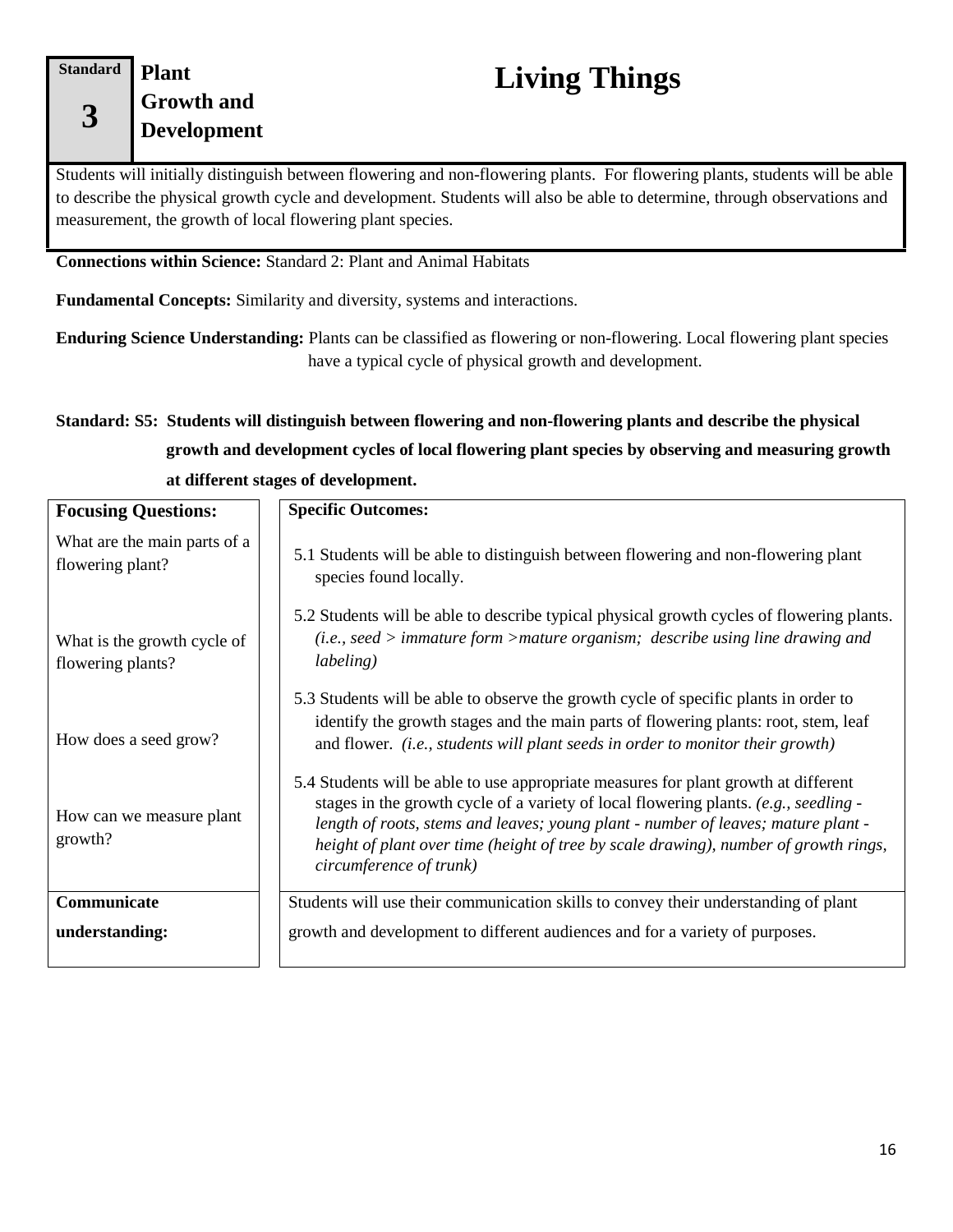**Standard 3** | **Plant Growth and Development**

# Living Things

Students will initially distinguish between flowering and non-flowering plants. For flowering plants, students will be able to describe the physical growth cycle and development. Students will also be able to determine, through observations and measurement, the growth of local flowering plant species.

**Connections within Science:** Standard 2: Plant and Animal Habitats

**Fundamental Concepts:** Similarity and diversity, systems and interactions.

**Enduring Science Understanding:** Plants can be classified as flowering or non-flowering. Local flowering plant species have a typical cycle of physical growth and development.

**Standard: S5: Students will distinguish between flowering and non-flowering plants and describe the physical growth and development cycles of local flowering plant species by observing and measuring growth at different stages of development.**

| **Focusing Questions:** | **Specific Outcomes:** |
| --- | --- |
| What are the main parts of a flowering plant? | 5.1 Students will be able to distinguish between flowering and non-flowering plant species found locally. |
| What is the growth cycle of flowering plants? | 5.2 Students will be able to describe typical physical growth cycles of flowering plants. *(i.e., seed > immature form >mature organism; describe using line drawing and labeling)* |
| How does a seed grow? | 5.3 Students will be able to observe the growth cycle of specific plants in order to identify the growth stages and the main parts of flowering plants: root, stem, leaf and flower. *(i.e., students will plant seeds in order to monitor their growth)* |
| How can we measure plant growth? | 5.4 Students will be able to use appropriate measures for plant growth at different stages in the growth cycle of a variety of local flowering plants. *(e.g., seedling - length of roots, stems and leaves; young plant - number of leaves; mature plant - height of plant over time (height of tree by scale drawing), number of growth rings, circumference of trunk)* |
| **Communicate understanding:** | Students will use their communication skills to convey their understanding of plant growth and development to different audiences and for a variety of purposes. |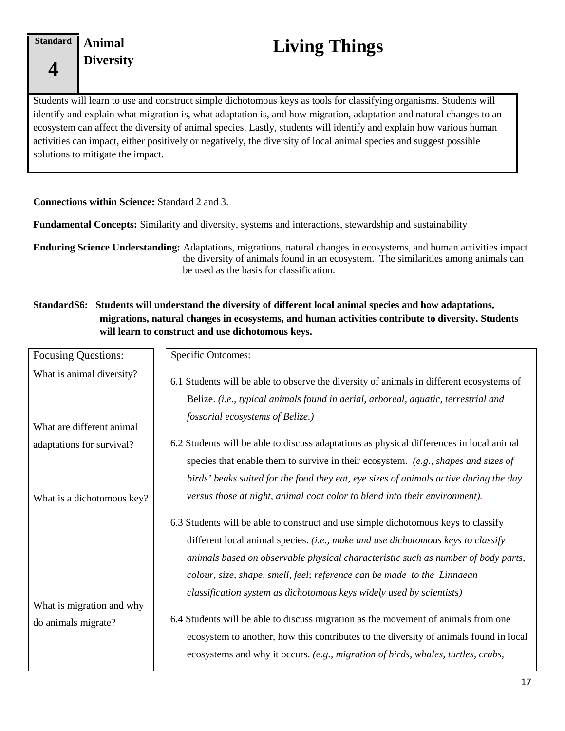| Standard 4 | Animal Diversity |
|---|---|

# Living Things

Students will learn to use and construct simple dichotomous keys as tools for classifying organisms. Students will identify and explain what migration is, what adaptation is, and how migration, adaptation and natural changes to an ecosystem can affect the diversity of animal species. Lastly, students will identify and explain how various human activities can impact, either positively or negatively, the diversity of local animal species and suggest possible solutions to mitigate the impact.

**Connections within Science:** Standard 2 and 3.

**Fundamental Concepts:** Similarity and diversity, systems and interactions, stewardship and sustainability

**Enduring Science Understanding:** Adaptations, migrations, natural changes in ecosystems, and human activities impact the diversity of animals found in an ecosystem. The similarities among animals can be used as the basis for classification.

**StandardS6: Students will understand the diversity of different local animal species and how adaptations, migrations, natural changes in ecosystems, and human activities contribute to diversity. Students will learn to construct and use dichotomous keys.**

| Focusing Questions: | Specific Outcomes: |
|---|---|
| What is animal diversity? | 6.1 Students will be able to observe the diversity of animals in different ecosystems of Belize. *(i.e., typical animals found in aerial, arboreal, aquatic, terrestrial and fossorial ecosystems of Belize.)* |
| What are different animal adaptations for survival? | 6.2 Students will be able to discuss adaptations as physical differences in local animal species that enable them to survive in their ecosystem. *(e.g., shapes and sizes of birds' beaks suited for the food they eat, eye sizes of animals active during the day versus those at night, animal coat color to blend into their environment).* |
| What is a dichotomous key? | 6.3 Students will be able to construct and use simple dichotomous keys to classify different local animal species. *(i.e., make and use dichotomous keys to classify animals based on observable physical characteristic such as number of body parts, colour, size, shape, smell, feel; reference can be made to the Linnaean classification system as dichotomous keys widely used by scientists)* |
| What is migration and why do animals migrate? | 6.4 Students will be able to discuss migration as the movement of animals from one ecosystem to another, how this contributes to the diversity of animals found in local ecosystems and why it occurs. *(e.g., migration of birds, whales, turtles, crabs,* |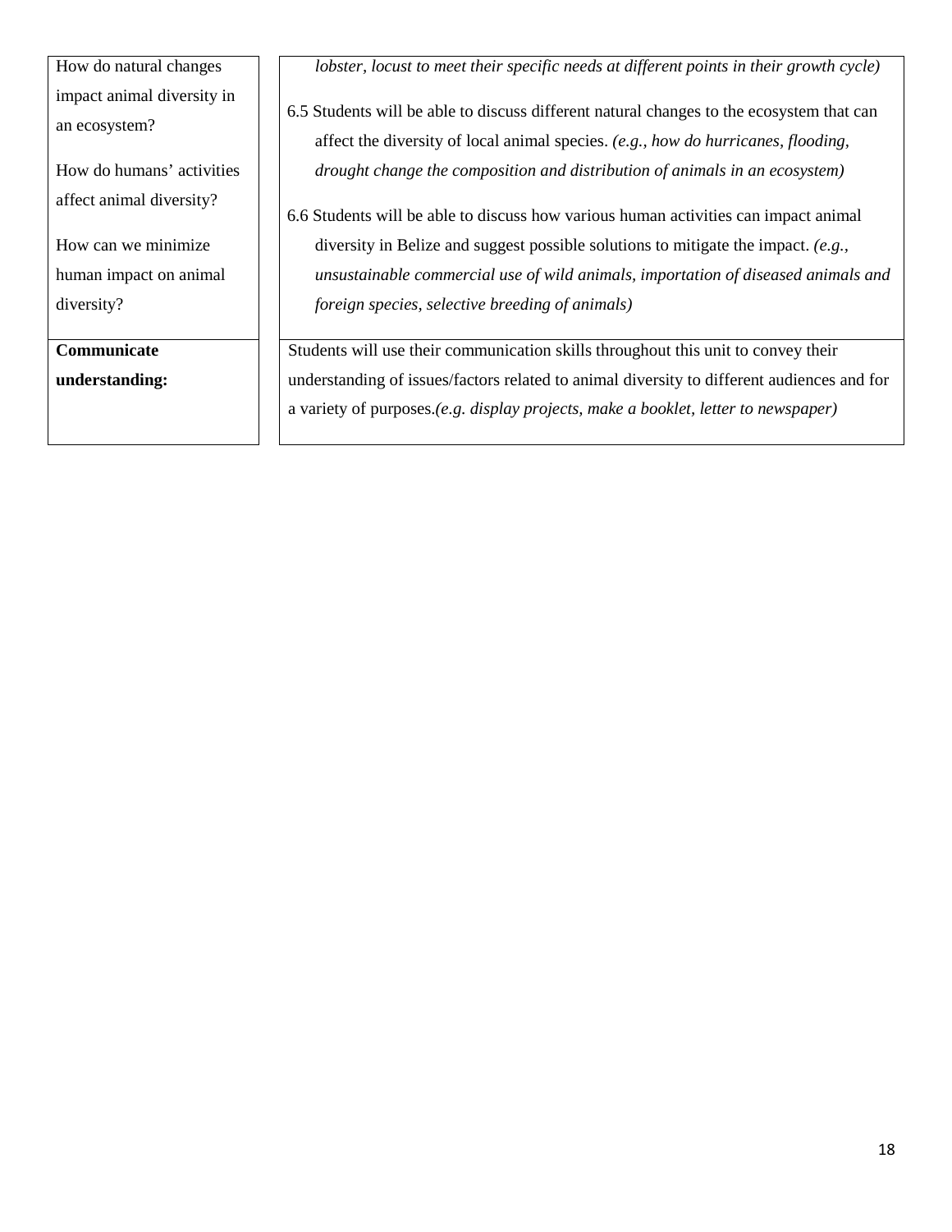| | |
|---|---|
| How do natural changes impact animal diversity in an ecosystem?<br><br>How do humans' activities affect animal diversity?<br><br>How can we minimize human impact on animal diversity? | *lobster, locust to meet their specific needs at different points in their growth cycle)*<br><br>6.5 Students will be able to discuss different natural changes to the ecosystem that can affect the diversity of local animal species. *(e.g., how do hurricanes, flooding, drought change the composition and distribution of animals in an ecosystem)*<br><br>6.6 Students will be able to discuss how various human activities can impact animal diversity in Belize and suggest possible solutions to mitigate the impact. *(e.g., unsustainable commercial use of wild animals, importation of diseased animals and foreign species, selective breeding of animals)* |
| **Communicate understanding:** | Students will use their communication skills throughout this unit to convey their understanding of issues/factors related to animal diversity to different audiences and for a variety of purposes.*(e.g. display projects, make a booklet, letter to newspaper)* |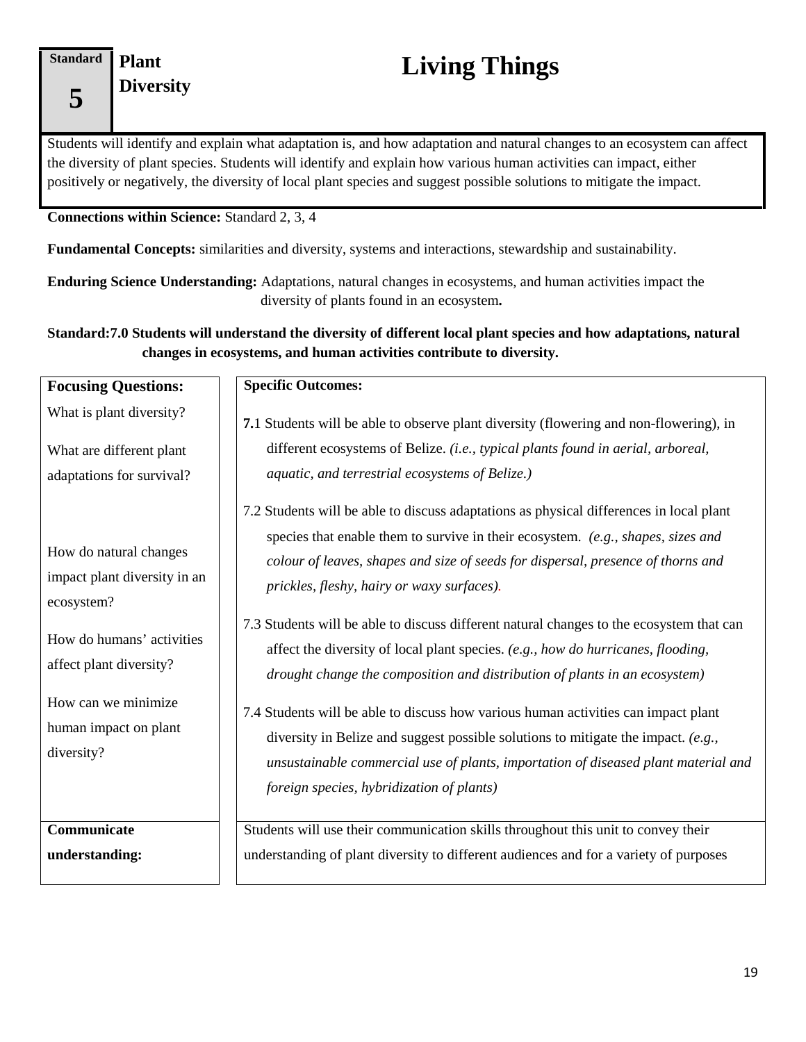**Standard 5** | **Plant Diversity**

# Living Things

Students will identify and explain what adaptation is, and how adaptation and natural changes to an ecosystem can affect the diversity of plant species. Students will identify and explain how various human activities can impact, either positively or negatively, the diversity of local plant species and suggest possible solutions to mitigate the impact.

**Connections within Science:** Standard 2, 3, 4

**Fundamental Concepts:** similarities and diversity, systems and interactions, stewardship and sustainability.

**Enduring Science Understanding:** Adaptations, natural changes in ecosystems, and human activities impact the diversity of plants found in an ecosystem**.**

**Standard:7.0 Students will understand the diversity of different local plant species and how adaptations, natural changes in ecosystems, and human activities contribute to diversity.**

| **Focusing Questions:** | **Specific Outcomes:** |
|---|---|
| What is plant diversity? | **7.**1 Students will be able to observe plant diversity (flowering and non-flowering), in different ecosystems of Belize. *(i.e., typical plants found in aerial, arboreal, aquatic, and terrestrial ecosystems of Belize.)* |
| What are different plant adaptations for survival? | 7.2 Students will be able to discuss adaptations as physical differences in local plant species that enable them to survive in their ecosystem. *(e.g., shapes, sizes and colour of leaves, shapes and size of seeds for dispersal, presence of thorns and prickles, fleshy, hairy or waxy surfaces).* |
| How do natural changes impact plant diversity in an ecosystem? | 7.3 Students will be able to discuss different natural changes to the ecosystem that can affect the diversity of local plant species. *(e.g., how do hurricanes, flooding, drought change the composition and distribution of plants in an ecosystem)* |
| How do humans' activities affect plant diversity?<br><br>How can we minimize human impact on plant diversity? | 7.4 Students will be able to discuss how various human activities can impact plant diversity in Belize and suggest possible solutions to mitigate the impact. *(e.g., unsustainable commercial use of plants, importation of diseased plant material and foreign species, hybridization of plants)* |
| **Communicate understanding:** | Students will use their communication skills throughout this unit to convey their understanding of plant diversity to different audiences and for a variety of purposes |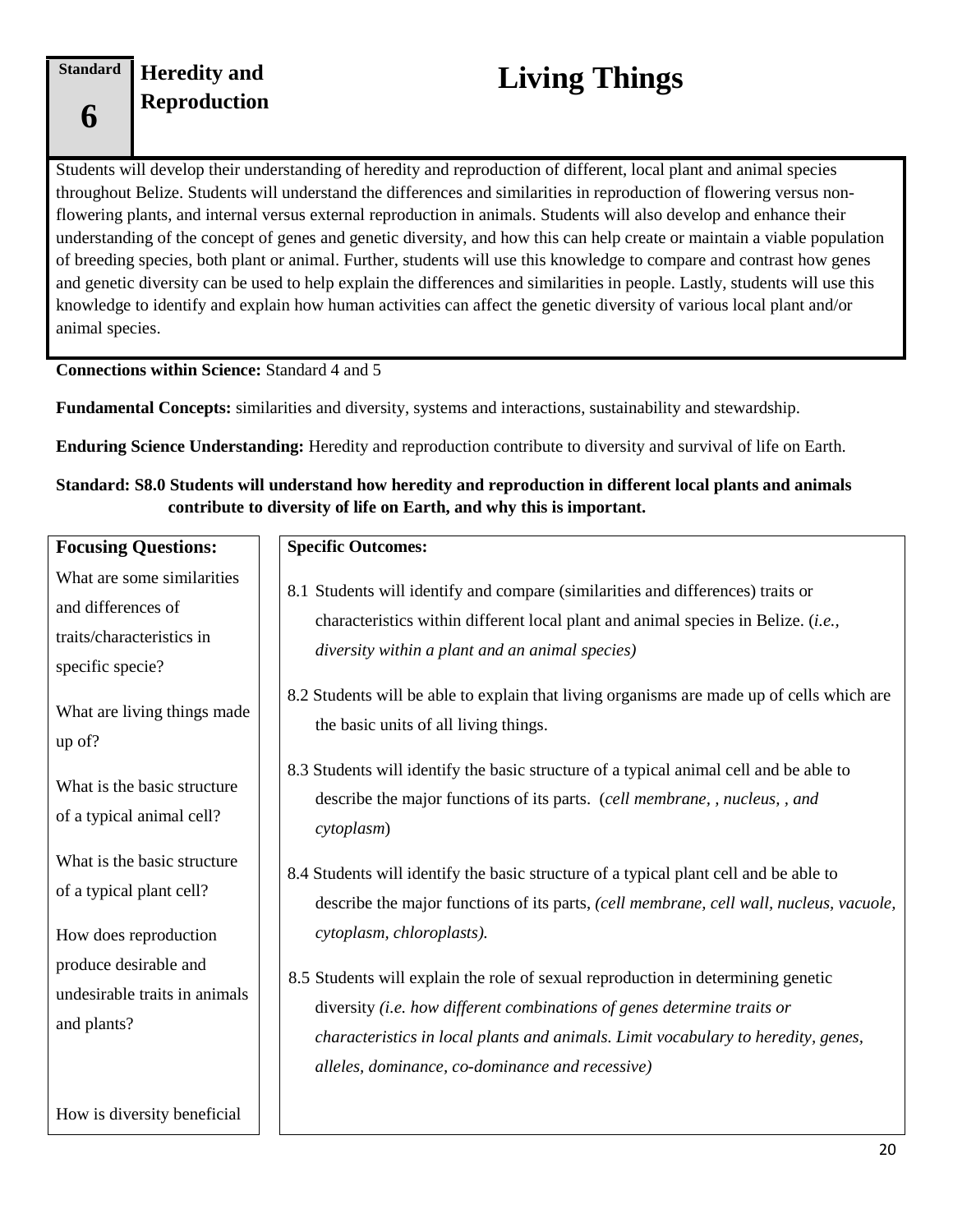**Standard 6** **Heredity and Reproduction**

# Living Things

Students will develop their understanding of heredity and reproduction of different, local plant and animal species throughout Belize. Students will understand the differences and similarities in reproduction of flowering versus non-flowering plants, and internal versus external reproduction in animals. Students will also develop and enhance their understanding of the concept of genes and genetic diversity, and how this can help create or maintain a viable population of breeding species, both plant or animal. Further, students will use this knowledge to compare and contrast how genes and genetic diversity can be used to help explain the differences and similarities in people. Lastly, students will use this knowledge to identify and explain how human activities can affect the genetic diversity of various local plant and/or animal species.

**Connections within Science:** Standard 4 and 5

**Fundamental Concepts:** similarities and diversity, systems and interactions, sustainability and stewardship.

**Enduring Science Understanding:** Heredity and reproduction contribute to diversity and survival of life on Earth.

**Standard: S8.0 Students will understand how heredity and reproduction in different local plants and animals contribute to diversity of life on Earth, and why this is important.**

| Focusing Questions: | Specific Outcomes: |
| --- | --- |
| What are some similarities and differences of traits/characteristics in specific specie? | 8.1 Students will identify and compare (similarities and differences) traits or characteristics within different local plant and animal species in Belize. (*i.e., diversity within a plant and an animal species)* |
| What are living things made up of? | 8.2 Students will be able to explain that living organisms are made up of cells which are the basic units of all living things. |
| What is the basic structure of a typical animal cell? | 8.3 Students will identify the basic structure of a typical animal cell and be able to describe the major functions of its parts. (*cell membrane, , nucleus, , and cytoplasm*) |
| What is the basic structure of a typical plant cell? | 8.4 Students will identify the basic structure of a typical plant cell and be able to describe the major functions of its parts, *(cell membrane, cell wall, nucleus, vacuole, cytoplasm, chloroplasts).* |
| How does reproduction produce desirable and undesirable traits in animals and plants? | 8.5 Students will explain the role of sexual reproduction in determining genetic diversity *(i.e. how different combinations of genes determine traits or characteristics in local plants and animals. Limit vocabulary to heredity, genes, alleles, dominance, co-dominance and recessive)* |
| How is diversity beneficial | |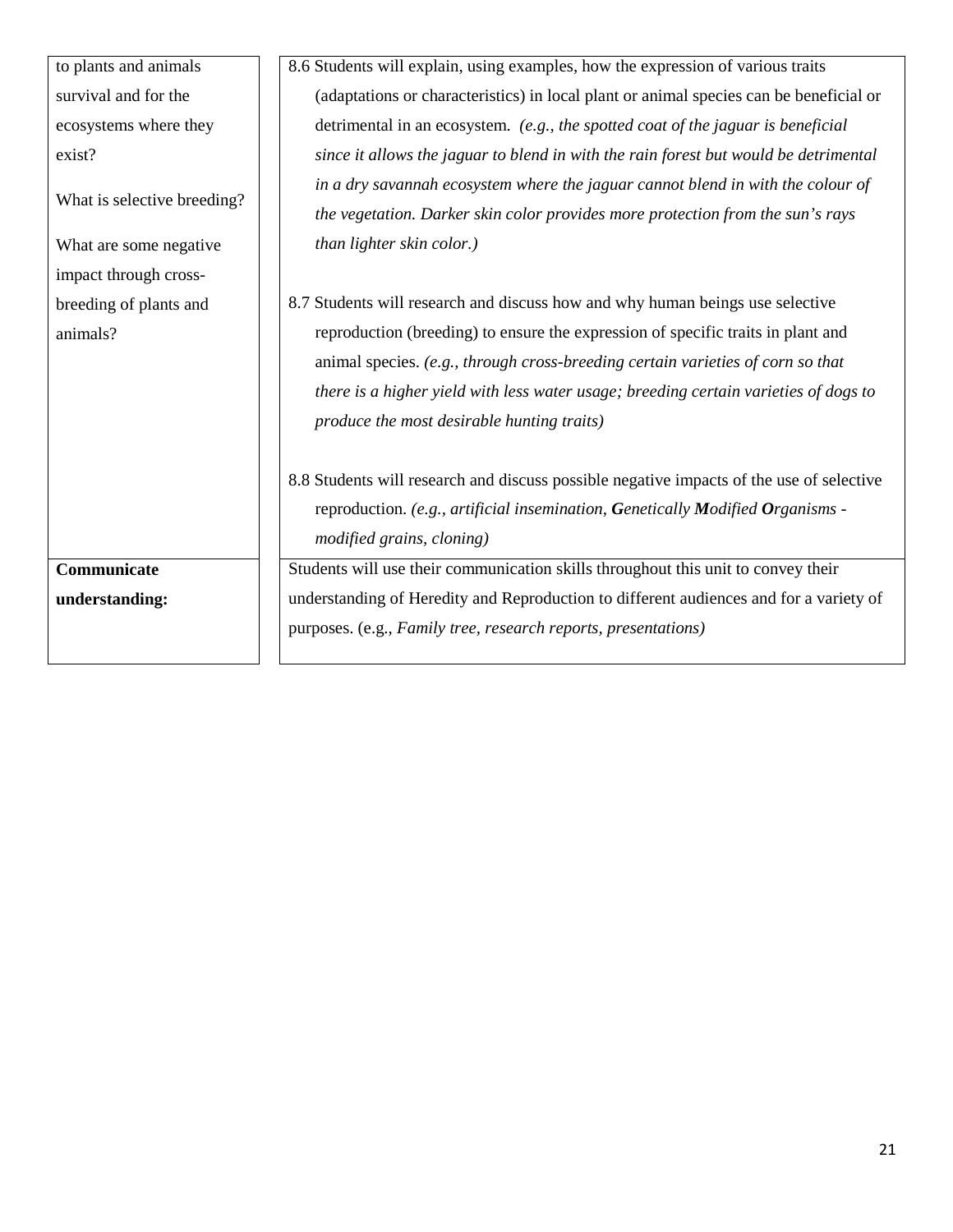| | |
|---|---|
| to plants and animals survival and for the ecosystems where they exist?<br><br>What is selective breeding?<br><br>What are some negative impact through cross-breeding of plants and animals? | 8.6 Students will explain, using examples, how the expression of various traits (adaptations or characteristics) in local plant or animal species can be beneficial or detrimental in an ecosystem. *(e.g., the spotted coat of the jaguar is beneficial since it allows the jaguar to blend in with the rain forest but would be detrimental in a dry savannah ecosystem where the jaguar cannot blend in with the colour of the vegetation. Darker skin color provides more protection from the sun's rays than lighter skin color.)*<br><br>8.7 Students will research and discuss how and why human beings use selective reproduction (breeding) to ensure the expression of specific traits in plant and animal species. *(e.g., through cross-breeding certain varieties of corn so that there is a higher yield with less water usage; breeding certain varieties of dogs to produce the most desirable hunting traits)*<br><br>8.8 Students will research and discuss possible negative impacts of the use of selective reproduction. *(e.g., artificial insemination, **G**enetically **M**odified **O**rganisms - modified grains, cloning)* |
| **Communicate understanding:** | Students will use their communication skills throughout this unit to convey their understanding of Heredity and Reproduction to different audiences and for a variety of purposes. (e.g., *Family tree, research reports, presentations)* |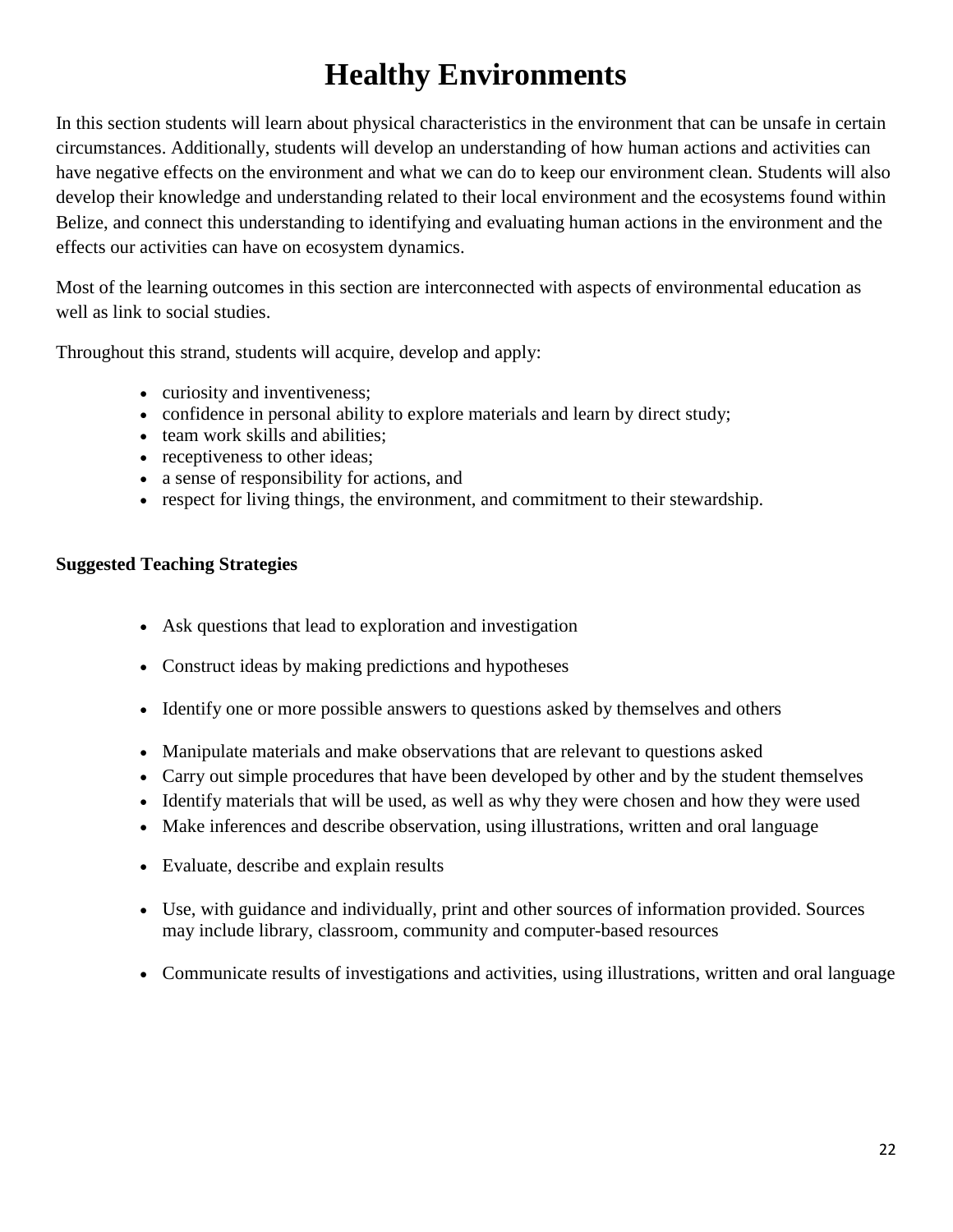# Healthy Environments

In this section students will learn about physical characteristics in the environment that can be unsafe in certain circumstances. Additionally, students will develop an understanding of how human actions and activities can have negative effects on the environment and what we can do to keep our environment clean. Students will also develop their knowledge and understanding related to their local environment and the ecosystems found within Belize, and connect this understanding to identifying and evaluating human actions in the environment and the effects our activities can have on ecosystem dynamics.

Most of the learning outcomes in this section are interconnected with aspects of environmental education as well as link to social studies.

Throughout this strand, students will acquire, develop and apply:

- curiosity and inventiveness;
- confidence in personal ability to explore materials and learn by direct study;
- team work skills and abilities;
- receptiveness to other ideas;
- a sense of responsibility for actions, and
- respect for living things, the environment, and commitment to their stewardship.

**Suggested Teaching Strategies**

- Ask questions that lead to exploration and investigation
- Construct ideas by making predictions and hypotheses
- Identify one or more possible answers to questions asked by themselves and others
- Manipulate materials and make observations that are relevant to questions asked
- Carry out simple procedures that have been developed by other and by the student themselves
- Identify materials that will be used, as well as why they were chosen and how they were used
- Make inferences and describe observation, using illustrations, written and oral language
- Evaluate, describe and explain results
- Use, with guidance and individually, print and other sources of information provided. Sources may include library, classroom, community and computer-based resources
- Communicate results of investigations and activities, using illustrations, written and oral language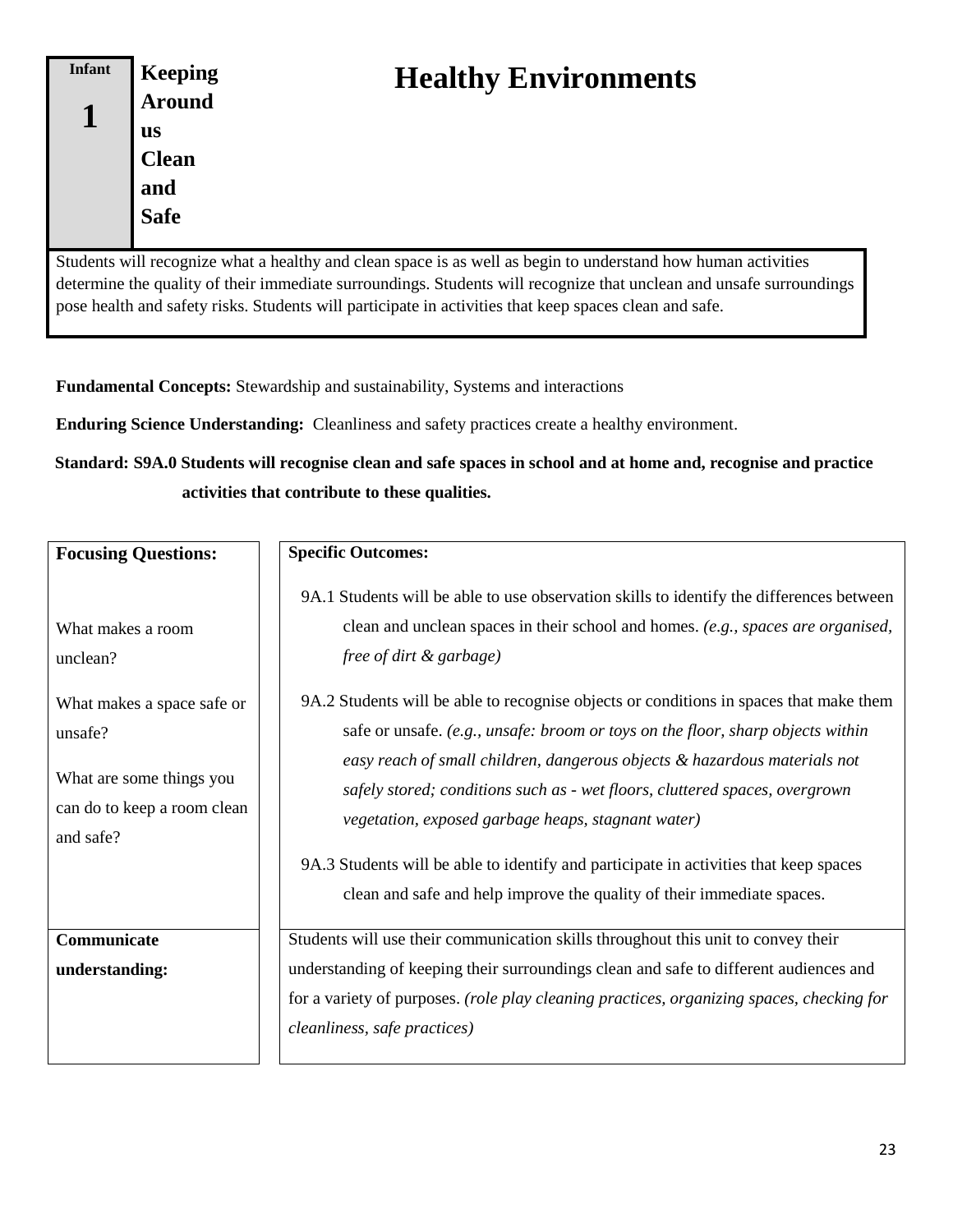| Infant 1 | Keeping Around us Clean and Safe |
|---|---|

# Healthy Environments

Students will recognize what a healthy and clean space is as well as begin to understand how human activities determine the quality of their immediate surroundings. Students will recognize that unclean and unsafe surroundings pose health and safety risks. Students will participate in activities that keep spaces clean and safe.

**Fundamental Concepts:** Stewardship and sustainability, Systems and interactions

**Enduring Science Understanding:** Cleanliness and safety practices create a healthy environment.

**Standard: S9A.0 Students will recognise clean and safe spaces in school and at home and, recognise and practice activities that contribute to these qualities.**

| **Focusing Questions:** | **Specific Outcomes:** |
|---|---|
| What makes a room unclean?<br><br>What makes a space safe or unsafe?<br><br>What are some things you can do to keep a room clean and safe? | 9A.1 Students will be able to use observation skills to identify the differences between clean and unclean spaces in their school and homes. *(e.g., spaces are organised, free of dirt & garbage)*<br><br>9A.2 Students will be able to recognise objects or conditions in spaces that make them safe or unsafe. *(e.g., unsafe: broom or toys on the floor, sharp objects within easy reach of small children, dangerous objects & hazardous materials not safely stored; conditions such as - wet floors, cluttered spaces, overgrown vegetation, exposed garbage heaps, stagnant water)*<br><br>9A.3 Students will be able to identify and participate in activities that keep spaces clean and safe and help improve the quality of their immediate spaces. |
| **Communicate understanding:** | Students will use their communication skills throughout this unit to convey their understanding of keeping their surroundings clean and safe to different audiences and for a variety of purposes. *(role play cleaning practices, organizing spaces, checking for cleanliness, safe practices)* |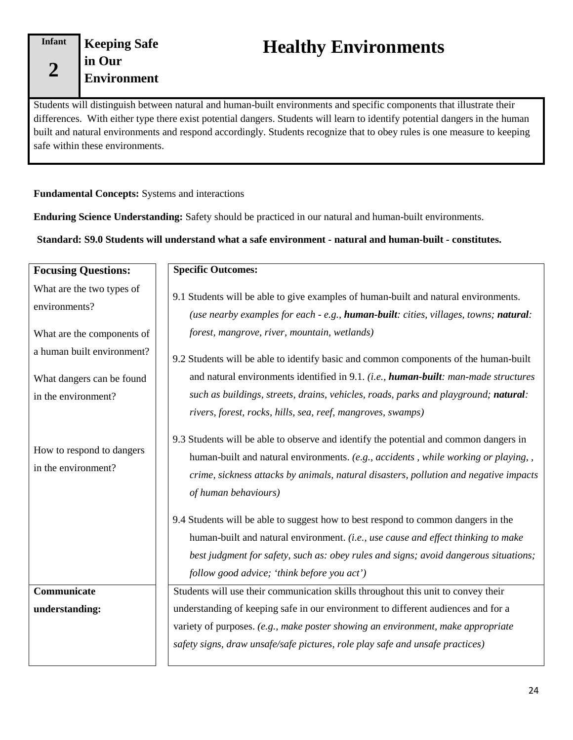| Infant 2 | Keeping Safe in Our Environment |
|---|---|

# Healthy Environments

Students will distinguish between natural and human-built environments and specific components that illustrate their differences. With either type there exist potential dangers. Students will learn to identify potential dangers in the human built and natural environments and respond accordingly. Students recognize that to obey rules is one measure to keeping safe within these environments.

**Fundamental Concepts:** Systems and interactions

**Enduring Science Understanding:** Safety should be practiced in our natural and human-built environments.

**Standard: S9.0 Students will understand what a safe environment - natural and human-built - constitutes.**

| **Focusing Questions:** | **Specific Outcomes:** |
|---|---|
| What are the two types of environments? | 9.1 Students will be able to give examples of human-built and natural environments. *(use nearby examples for each - e.g., **human-built**: cities, villages, towns; **natural**: forest, mangrove, river, mountain, wetlands)* |
| What are the components of a human built environment? | 9.2 Students will be able to identify basic and common components of the human-built and natural environments identified in 9.1. *(i.e., **human-built**: man-made structures such as buildings, streets, drains, vehicles, roads, parks and playground; **natural**: rivers, forest, rocks, hills, sea, reef, mangroves, swamps)* |
| What dangers can be found in the environment? | 9.3 Students will be able to observe and identify the potential and common dangers in human-built and natural environments. *(e.g., accidents , while working or playing, , crime, sickness attacks by animals, natural disasters, pollution and negative impacts of human behaviours)* |
| How to respond to dangers in the environment? | 9.4 Students will be able to suggest how to best respond to common dangers in the human-built and natural environment. *(i.e., use cause and effect thinking to make best judgment for safety, such as: obey rules and signs; avoid dangerous situations; follow good advice; 'think before you act')* |
| **Communicate understanding:** | Students will use their communication skills throughout this unit to convey their understanding of keeping safe in our environment to different audiences and for a variety of purposes. *(e.g., make poster showing an environment, make appropriate safety signs, draw unsafe/safe pictures, role play safe and unsafe practices)* |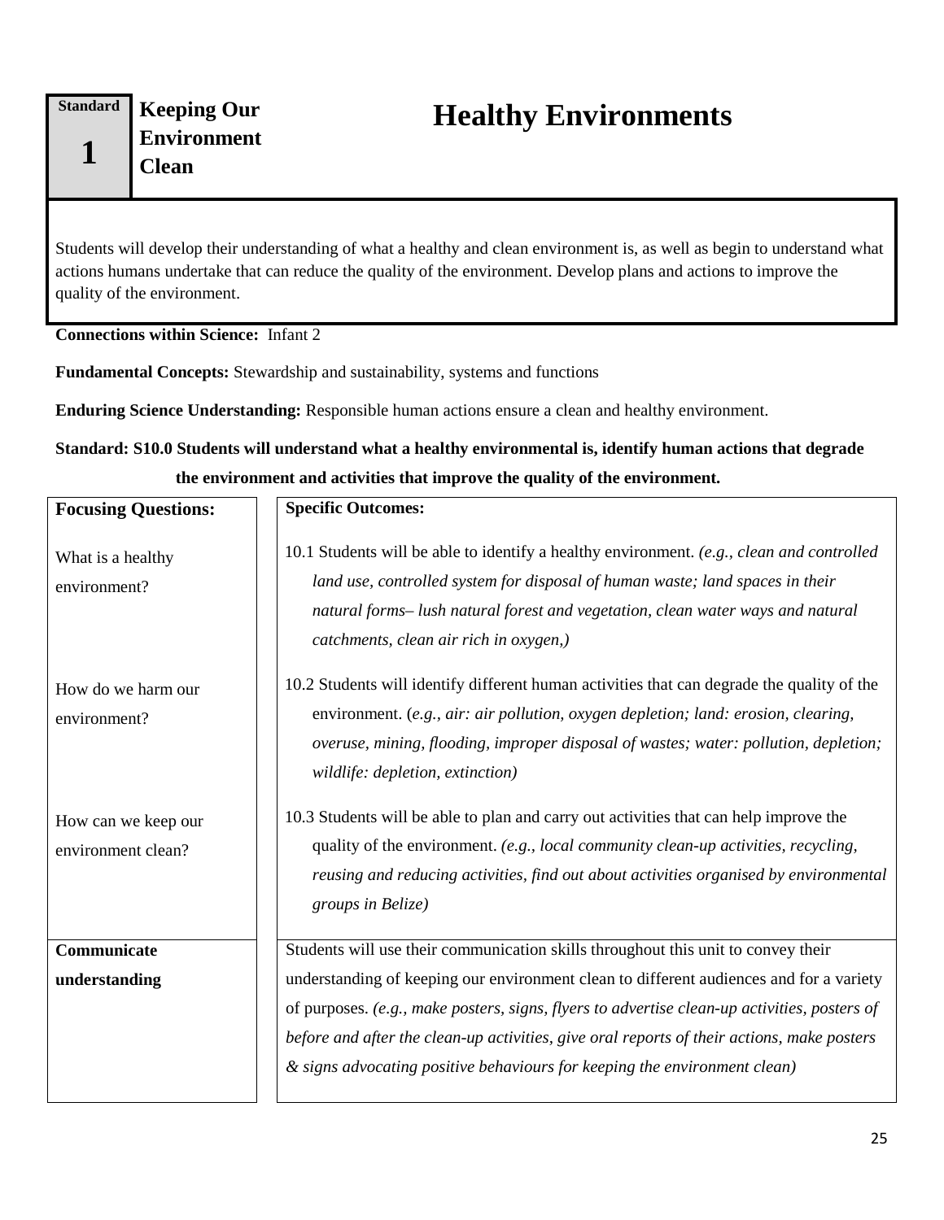**Standard 1** | **Keeping Our Environment Clean**

# Healthy Environments

Students will develop their understanding of what a healthy and clean environment is, as well as begin to understand what actions humans undertake that can reduce the quality of the environment. Develop plans and actions to improve the quality of the environment.

**Connections within Science:** Infant 2

**Fundamental Concepts:** Stewardship and sustainability, systems and functions

**Enduring Science Understanding:** Responsible human actions ensure a clean and healthy environment.

**Standard: S10.0 Students will understand what a healthy environmental is, identify human actions that degrade the environment and activities that improve the quality of the environment.**

| **Focusing Questions:** | **Specific Outcomes:** |
| --- | --- |
| What is a healthy environment? | 10.1 Students will be able to identify a healthy environment. *(e.g., clean and controlled land use, controlled system for disposal of human waste; land spaces in their natural forms– lush natural forest and vegetation, clean water ways and natural catchments, clean air rich in oxygen,)* |
| How do we harm our environment? | 10.2 Students will identify different human activities that can degrade the quality of the environment. (*e.g., air: air pollution, oxygen depletion; land: erosion, clearing, overuse, mining, flooding, improper disposal of wastes; water: pollution, depletion; wildlife: depletion, extinction)* |
| How can we keep our environment clean? | 10.3 Students will be able to plan and carry out activities that can help improve the quality of the environment. *(e.g., local community clean-up activities, recycling, reusing and reducing activities, find out about activities organised by environmental groups in Belize)* |
| **Communicate understanding** | Students will use their communication skills throughout this unit to convey their understanding of keeping our environment clean to different audiences and for a variety of purposes. *(e.g., make posters, signs, flyers to advertise clean-up activities, posters of before and after the clean-up activities, give oral reports of their actions, make posters & signs advocating positive behaviours for keeping the environment clean)* |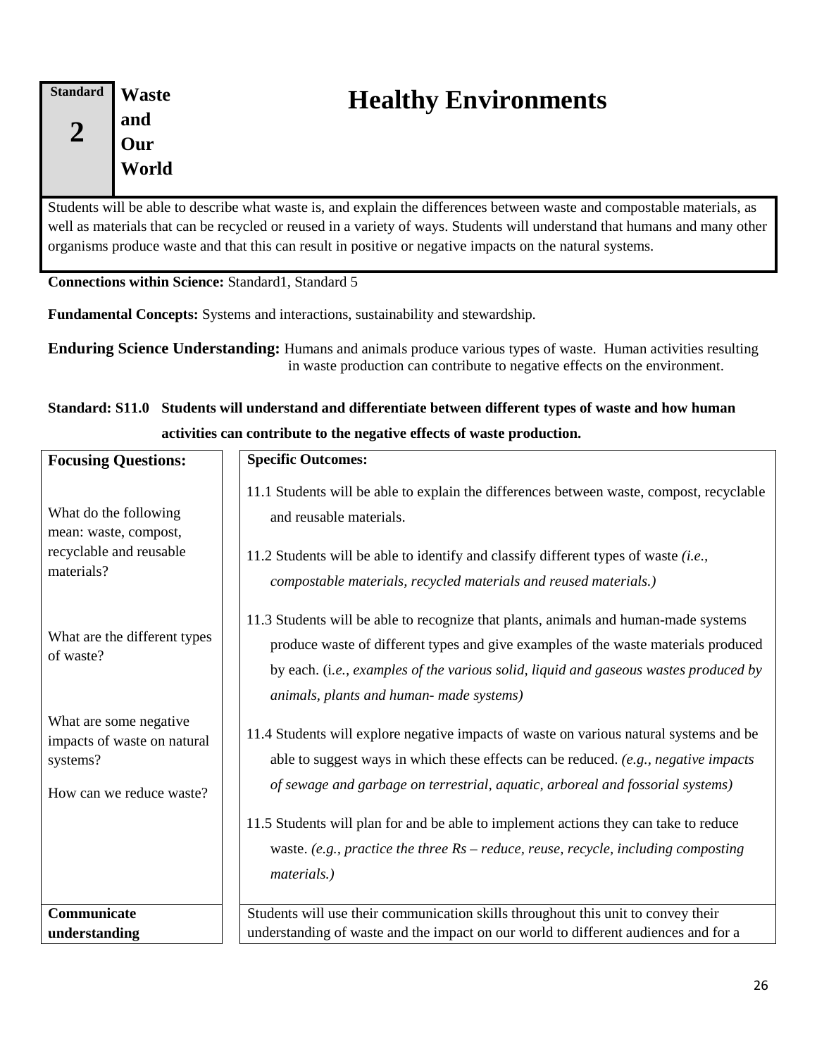| Standard 2 | Waste and Our World |
|---|---|

# Healthy Environments

Students will be able to describe what waste is, and explain the differences between waste and compostable materials, as well as materials that can be recycled or reused in a variety of ways. Students will understand that humans and many other organisms produce waste and that this can result in positive or negative impacts on the natural systems.

**Connections within Science:** Standard1, Standard 5

**Fundamental Concepts:** Systems and interactions, sustainability and stewardship.

**Enduring Science Understanding:** Humans and animals produce various types of waste. Human activities resulting in waste production can contribute to negative effects on the environment.

**Standard: S11.0 Students will understand and differentiate between different types of waste and how human activities can contribute to the negative effects of waste production.**

| **Focusing Questions:** | **Specific Outcomes:** |
|---|---|
| What do the following mean: waste, compost, recyclable and reusable materials? | 11.1 Students will be able to explain the differences between waste, compost, recyclable and reusable materials. |
| What are the different types of waste? | 11.2 Students will be able to identify and classify different types of waste *(i.e., compostable materials, recycled materials and reused materials.)* |
| | 11.3 Students will be able to recognize that plants, animals and human-made systems produce waste of different types and give examples of the waste materials produced by each. (i*.e., examples of the various solid, liquid and gaseous wastes produced by animals, plants and human- made systems)* |
| What are some negative impacts of waste on natural systems? | 11.4 Students will explore negative impacts of waste on various natural systems and be able to suggest ways in which these effects can be reduced. *(e.g., negative impacts of sewage and garbage on terrestrial, aquatic, arboreal and fossorial systems)* |
| How can we reduce waste? | 11.5 Students will plan for and be able to implement actions they can take to reduce waste. *(e.g., practice the three Rs – reduce, reuse, recycle, including composting materials.)* |
| **Communicate understanding** | Students will use their communication skills throughout this unit to convey their understanding of waste and the impact on our world to different audiences and for a |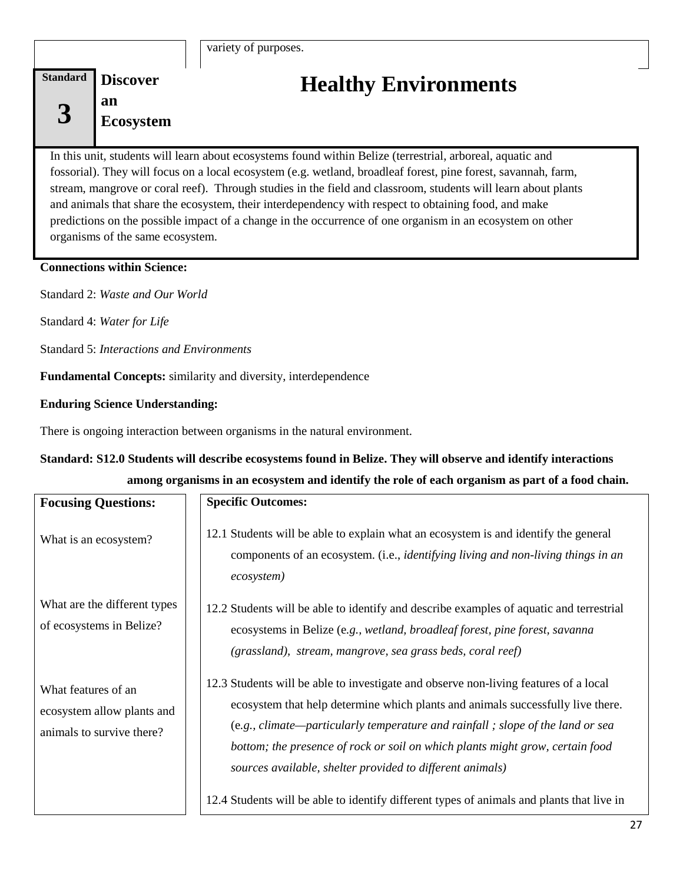variety of purposes.

**Standard 3** **Discover an Ecosystem**

# Healthy Environments

In this unit, students will learn about ecosystems found within Belize (terrestrial, arboreal, aquatic and fossorial). They will focus on a local ecosystem (e.g. wetland, broadleaf forest, pine forest, savannah, farm, stream, mangrove or coral reef). Through studies in the field and classroom, students will learn about plants and animals that share the ecosystem, their interdependency with respect to obtaining food, and make predictions on the possible impact of a change in the occurrence of one organism in an ecosystem on other organisms of the same ecosystem.

**Connections within Science:**

Standard 2: *Waste and Our World*

Standard 4: *Water for Life*

Standard 5: *Interactions and Environments*

**Fundamental Concepts:** similarity and diversity, interdependence

**Enduring Science Understanding:**

There is ongoing interaction between organisms in the natural environment.

**Standard: S12.0 Students will describe ecosystems found in Belize. They will observe and identify interactions among organisms in an ecosystem and identify the role of each organism as part of a food chain.**

| **Focusing Questions:** | **Specific Outcomes:** |
| --- | --- |
| What is an ecosystem? | 12.1 Students will be able to explain what an ecosystem is and identify the general components of an ecosystem. (i.e., *identifying living and non-living things in an ecosystem)* |
| What are the different types of ecosystems in Belize? | 12.2 Students will be able to identify and describe examples of aquatic and terrestrial ecosystems in Belize (e.*g., wetland, broadleaf forest, pine forest, savanna (grassland), stream, mangrove, sea grass beds, coral reef)* |
| What features of an ecosystem allow plants and animals to survive there? | 12.3 Students will be able to investigate and observe non-living features of a local ecosystem that help determine which plants and animals successfully live there. (e.*g., climate—particularly temperature and rainfall ; slope of the land or sea bottom; the presence of rock or soil on which plants might grow, certain food sources available, shelter provided to different animals)* |
| | 12.4 Students will be able to identify different types of animals and plants that live in |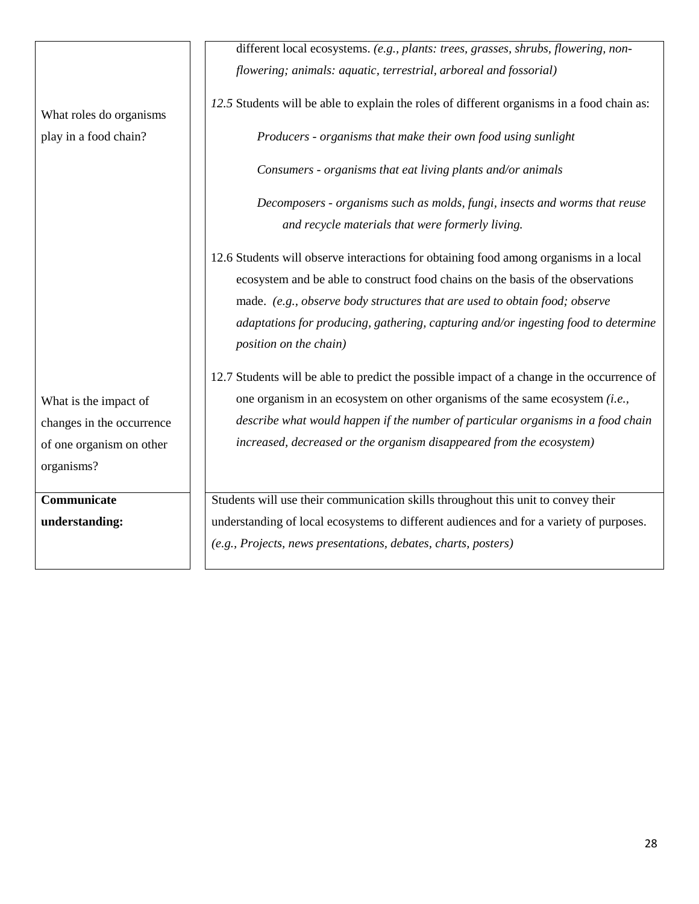| | |
|---|---|
| | different local ecosystems. *(e.g., plants: trees, grasses, shrubs, flowering, non-flowering; animals: aquatic, terrestrial, arboreal and fossorial)* |
| What roles do organisms play in a food chain? | *12.5* Students will be able to explain the roles of different organisms in a food chain as:<br>*Producers - organisms that make their own food using sunlight*<br>*Consumers - organisms that eat living plants and/or animals*<br>*Decomposers - organisms such as molds, fungi, insects and worms that reuse and recycle materials that were formerly living.*<br>12.6 Students will observe interactions for obtaining food among organisms in a local ecosystem and be able to construct food chains on the basis of the observations made. *(e.g., observe body structures that are used to obtain food; observe adaptations for producing, gathering, capturing and/or ingesting food to determine position on the chain)* |
| What is the impact of changes in the occurrence of one organism on other organisms? | 12.7 Students will be able to predict the possible impact of a change in the occurrence of one organism in an ecosystem on other organisms of the same ecosystem *(i.e., describe what would happen if the number of particular organisms in a food chain increased, decreased or the organism disappeared from the ecosystem)* |
| **Communicate understanding:** | Students will use their communication skills throughout this unit to convey their understanding of local ecosystems to different audiences and for a variety of purposes. *(e.g., Projects, news presentations, debates, charts, posters)* |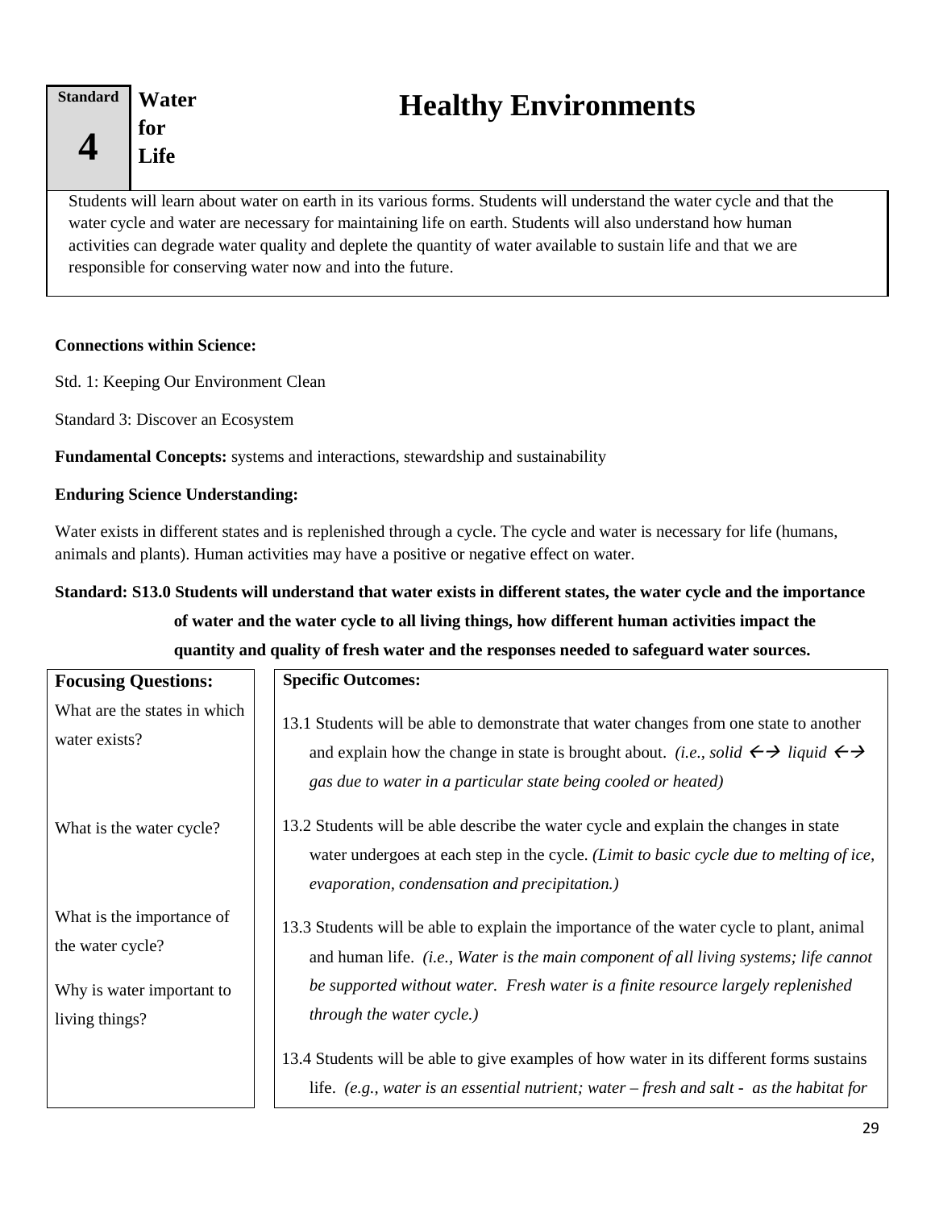| Standard 4 | Water for Life | Healthy Environments |
|---|---|---|

Students will learn about water on earth in its various forms. Students will understand the water cycle and that the water cycle and water are necessary for maintaining life on earth. Students will also understand how human activities can degrade water quality and deplete the quantity of water available to sustain life and that we are responsible for conserving water now and into the future.

**Connections within Science:**

Std. 1: Keeping Our Environment Clean

Standard 3: Discover an Ecosystem

**Fundamental Concepts:** systems and interactions, stewardship and sustainability

**Enduring Science Understanding:**

Water exists in different states and is replenished through a cycle. The cycle and water is necessary for life (humans, animals and plants). Human activities may have a positive or negative effect on water.

**Standard: S13.0 Students will understand that water exists in different states, the water cycle and the importance of water and the water cycle to all living things, how different human activities impact the quantity and quality of fresh water and the responses needed to safeguard water sources.**

| **Focusing Questions:** | **Specific Outcomes:** |
|---|---|
| What are the states in which water exists? | 13.1 Students will be able to demonstrate that water changes from one state to another and explain how the change in state is brought about. *(i.e., solid ←→ liquid ←→ gas due to water in a particular state being cooled or heated)* |
| What is the water cycle? | 13.2 Students will be able describe the water cycle and explain the changes in state water undergoes at each step in the cycle. *(Limit to basic cycle due to melting of ice, evaporation, condensation and precipitation.)* |
| What is the importance of the water cycle?<br><br>Why is water important to living things? | 13.3 Students will be able to explain the importance of the water cycle to plant, animal and human life. *(i.e., Water is the main component of all living systems; life cannot be supported without water. Fresh water is a finite resource largely replenished through the water cycle.)*<br><br>13.4 Students will be able to give examples of how water in its different forms sustains life. *(e.g., water is an essential nutrient; water – fresh and salt - as the habitat for* |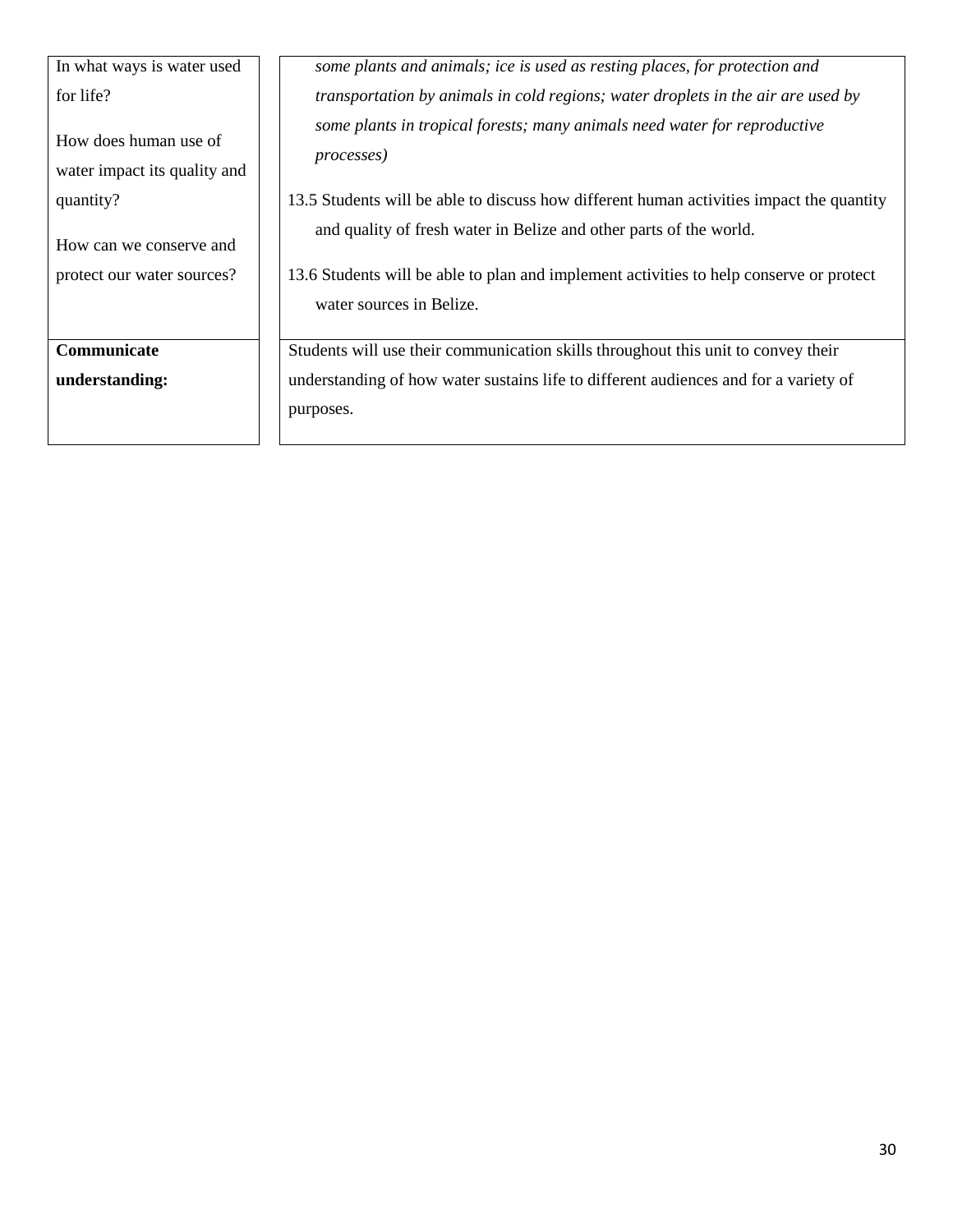| | |
|---|---|
| In what ways is water used for life?<br><br>How does human use of water impact its quality and quantity?<br><br>How can we conserve and protect our water sources? | *some plants and animals; ice is used as resting places, for protection and transportation by animals in cold regions; water droplets in the air are used by some plants in tropical forests; many animals need water for reproductive processes)*<br><br>13.5 Students will be able to discuss how different human activities impact the quantity and quality of fresh water in Belize and other parts of the world.<br><br>13.6 Students will be able to plan and implement activities to help conserve or protect water sources in Belize. |
| **Communicate understanding:** | Students will use their communication skills throughout this unit to convey their understanding of how water sustains life to different audiences and for a variety of purposes. |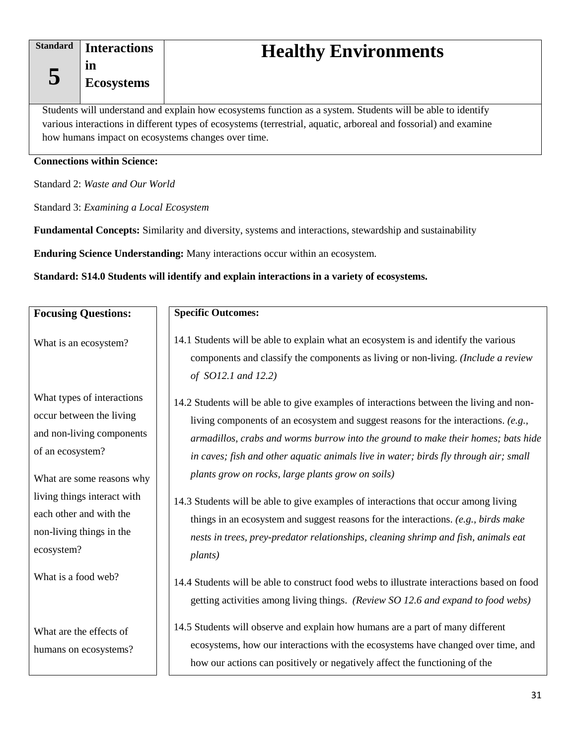| Standard 5 | Interactions in Ecosystems | Healthy Environments |
|---|---|---|

Students will understand and explain how ecosystems function as a system. Students will be able to identify various interactions in different types of ecosystems (terrestrial, aquatic, arboreal and fossorial) and examine how humans impact on ecosystems changes over time.

**Connections within Science:**

Standard 2: *Waste and Our World*

Standard 3: *Examining a Local Ecosystem*

**Fundamental Concepts:** Similarity and diversity, systems and interactions, stewardship and sustainability

**Enduring Science Understanding:** Many interactions occur within an ecosystem.

**Standard: S14.0 Students will identify and explain interactions in a variety of ecosystems.**

| Focusing Questions: | Specific Outcomes: |
|---|---|
| What is an ecosystem? | 14.1 Students will be able to explain what an ecosystem is and identify the various components and classify the components as living or non-living. *(Include a review of SO12.1 and 12.2)* |
| What types of interactions occur between the living and non-living components of an ecosystem?<br><br>What are some reasons why living things interact with each other and with the non-living things in the ecosystem? | 14.2 Students will be able to give examples of interactions between the living and non-living components of an ecosystem and suggest reasons for the interactions. *(e.g., armadillos, crabs and worms burrow into the ground to make their homes; bats hide in caves; fish and other aquatic animals live in water; birds fly through air; small plants grow on rocks, large plants grow on soils)*<br><br>14.3 Students will be able to give examples of interactions that occur among living things in an ecosystem and suggest reasons for the interactions. *(e.g., birds make nests in trees, prey-predator relationships, cleaning shrimp and fish, animals eat plants)* |
| What is a food web? | 14.4 Students will be able to construct food webs to illustrate interactions based on food getting activities among living things. *(Review SO 12.6 and expand to food webs)* |
| What are the effects of humans on ecosystems? | 14.5 Students will observe and explain how humans are a part of many different ecosystems, how our interactions with the ecosystems have changed over time, and how our actions can positively or negatively affect the functioning of the |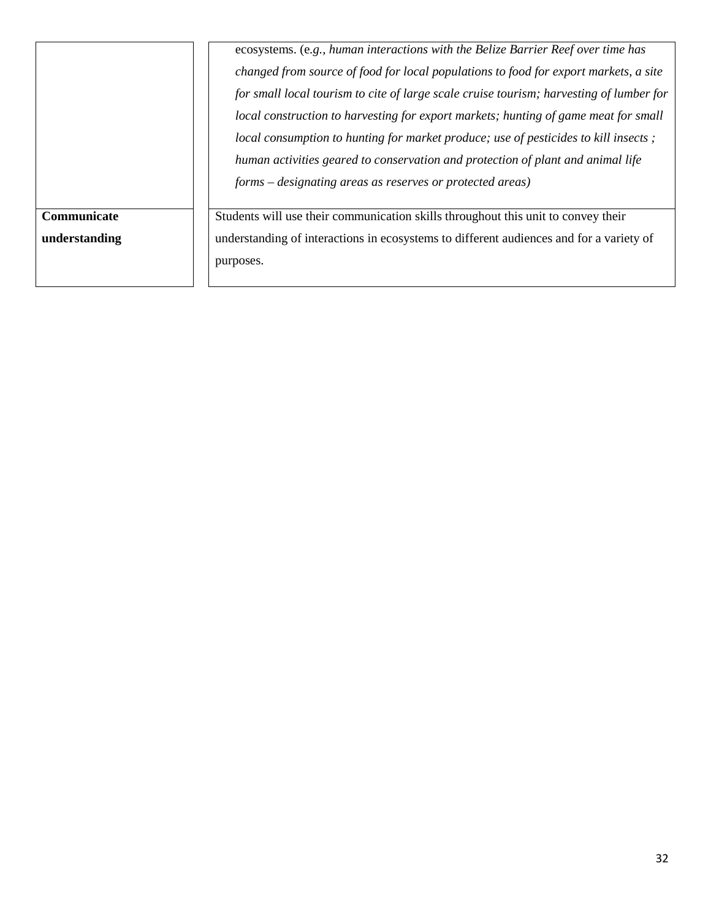| | |
|---|---|
| | ecosystems. (e.*g., human interactions with the Belize Barrier Reef over time has changed from source of food for local populations to food for export markets, a site for small local tourism to cite of large scale cruise tourism; harvesting of lumber for local construction to harvesting for export markets; hunting of game meat for small local consumption to hunting for market produce; use of pesticides to kill insects ; human activities geared to conservation and protection of plant and animal life forms – designating areas as reserves or protected areas)* |
| **Communicate understanding** | Students will use their communication skills throughout this unit to convey their understanding of interactions in ecosystems to different audiences and for a variety of purposes. |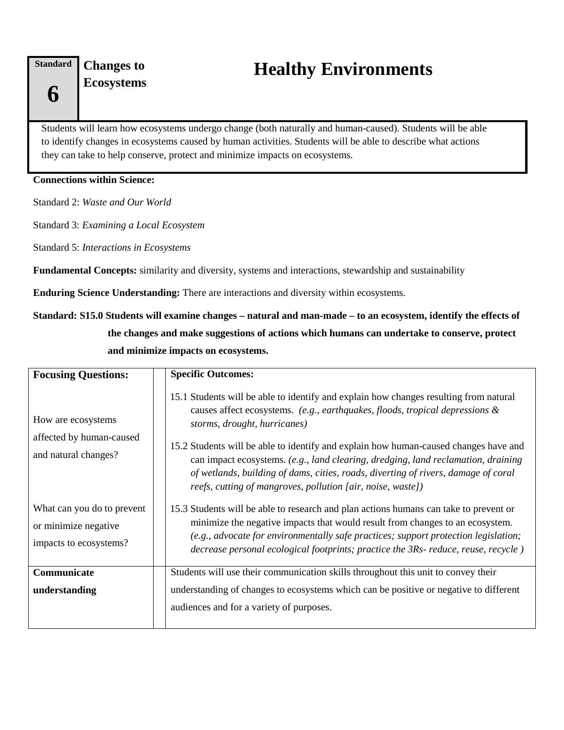**Standard 6** | **Changes to Ecosystems**

# Healthy Environments

Students will learn how ecosystems undergo change (both naturally and human-caused). Students will be able to identify changes in ecosystems caused by human activities. Students will be able to describe what actions they can take to help conserve, protect and minimize impacts on ecosystems.

**Connections within Science:**

Standard 2: *Waste and Our World*

Standard 3: *Examining a Local Ecosystem*

Standard 5: *Interactions in Ecosystems*

**Fundamental Concepts:** similarity and diversity, systems and interactions, stewardship and sustainability

**Enduring Science Understanding:** There are interactions and diversity within ecosystems.

**Standard: S15.0 Students will examine changes – natural and man-made – to an ecosystem, identify the effects of the changes and make suggestions of actions which humans can undertake to conserve, protect and minimize impacts on ecosystems.**

| **Focusing Questions:** | **Specific Outcomes:** |
|---|---|
| How are ecosystems affected by human-caused and natural changes? | 15.1 Students will be able to identify and explain how changes resulting from natural causes affect ecosystems. *(e.g., earthquakes, floods, tropical depressions & storms, drought, hurricanes)*<br><br>15.2 Students will be able to identify and explain how human-caused changes have and can impact ecosystems. *(e.g., land clearing, dredging, land reclamation, draining of wetlands, building of dams, cities, roads, diverting of rivers, damage of coral reefs, cutting of mangroves, pollution [air, noise, waste])* |
| What can you do to prevent or minimize negative impacts to ecosystems? | 15.3 Students will be able to research and plan actions humans can take to prevent or minimize the negative impacts that would result from changes to an ecosystem. *(e.g., advocate for environmentally safe practices; support protection legislation; decrease personal ecological footprints; practice the 3Rs- reduce, reuse, recycle )* |
| **Communicate understanding** | Students will use their communication skills throughout this unit to convey their understanding of changes to ecosystems which can be positive or negative to different audiences and for a variety of purposes. |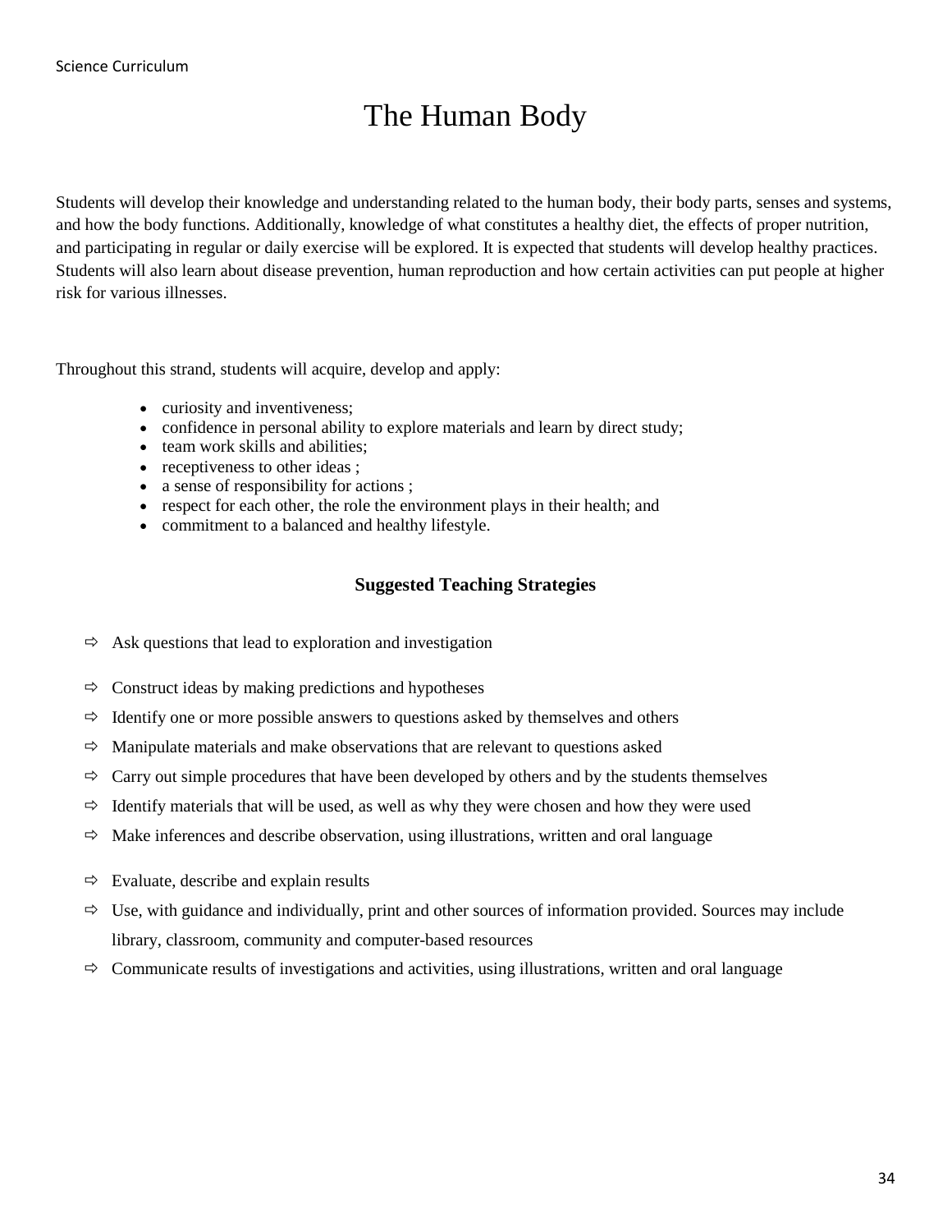# The Human Body

Students will develop their knowledge and understanding related to the human body, their body parts, senses and systems, and how the body functions. Additionally, knowledge of what constitutes a healthy diet, the effects of proper nutrition, and participating in regular or daily exercise will be explored. It is expected that students will develop healthy practices. Students will also learn about disease prevention, human reproduction and how certain activities can put people at higher risk for various illnesses.

Throughout this strand, students will acquire, develop and apply:

- curiosity and inventiveness;
- confidence in personal ability to explore materials and learn by direct study;
- team work skills and abilities;
- receptiveness to other ideas ;
- a sense of responsibility for actions ;
- respect for each other, the role the environment plays in their health; and
- commitment to a balanced and healthy lifestyle.

### Suggested Teaching Strategies

- ⇨ Ask questions that lead to exploration and investigation
- ⇨ Construct ideas by making predictions and hypotheses
- ⇨ Identify one or more possible answers to questions asked by themselves and others
- ⇨ Manipulate materials and make observations that are relevant to questions asked
- ⇨ Carry out simple procedures that have been developed by others and by the students themselves
- ⇨ Identify materials that will be used, as well as why they were chosen and how they were used
- ⇨ Make inferences and describe observation, using illustrations, written and oral language
- ⇨ Evaluate, describe and explain results
- ⇨ Use, with guidance and individually, print and other sources of information provided. Sources may include library, classroom, community and computer-based resources
- ⇨ Communicate results of investigations and activities, using illustrations, written and oral language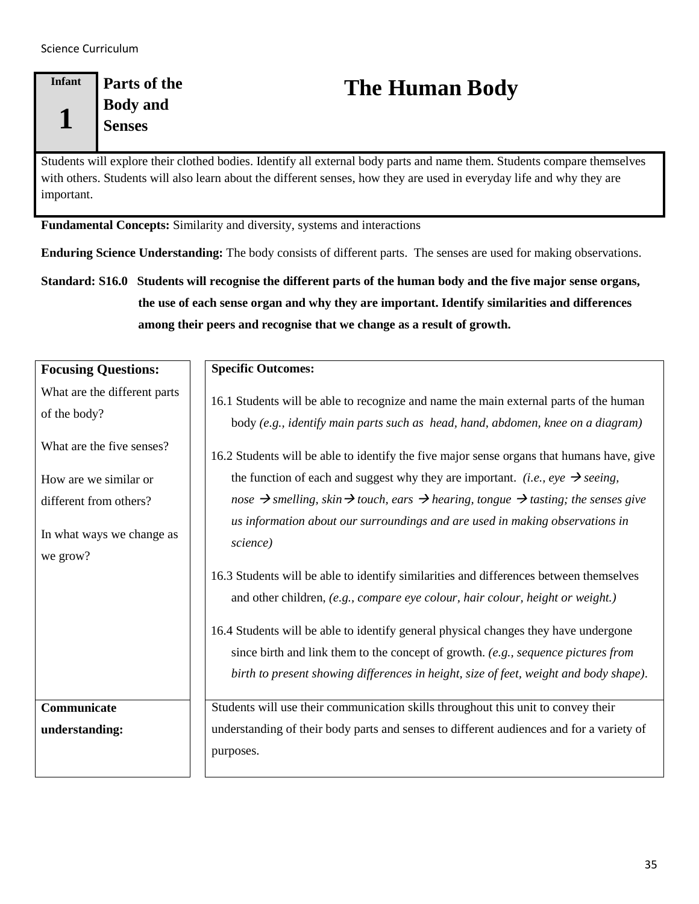**Infant 1**

**Parts of the Body and Senses**

# The Human Body

Students will explore their clothed bodies. Identify all external body parts and name them. Students compare themselves with others. Students will also learn about the different senses, how they are used in everyday life and why they are important.

**Fundamental Concepts:** Similarity and diversity, systems and interactions

**Enduring Science Understanding:** The body consists of different parts. The senses are used for making observations.

**Standard: S16.0 Students will recognise the different parts of the human body and the five major sense organs, the use of each sense organ and why they are important. Identify similarities and differences among their peers and recognise that we change as a result of growth.**

| **Focusing Questions:** | **Specific Outcomes:** |
| --- | --- |
| What are the different parts of the body?<br><br>What are the five senses?<br><br>How are we similar or different from others?<br><br>In what ways we change as we grow? | 16.1 Students will be able to recognize and name the main external parts of the human body *(e.g., identify main parts such as head, hand, abdomen, knee on a diagram)*<br><br>16.2 Students will be able to identify the five major sense organs that humans have, give the function of each and suggest why they are important. *(i.e., eye → seeing, nose → smelling, skin → touch, ears → hearing, tongue → tasting; the senses give us information about our surroundings and are used in making observations in science)*<br><br>16.3 Students will be able to identify similarities and differences between themselves and other children, *(e.g., compare eye colour, hair colour, height or weight.)*<br><br>16.4 Students will be able to identify general physical changes they have undergone since birth and link them to the concept of growth. *(e.g., sequence pictures from birth to present showing differences in height, size of feet, weight and body shape)*. |
| **Communicate understanding:** | Students will use their communication skills throughout this unit to convey their understanding of their body parts and senses to different audiences and for a variety of purposes. |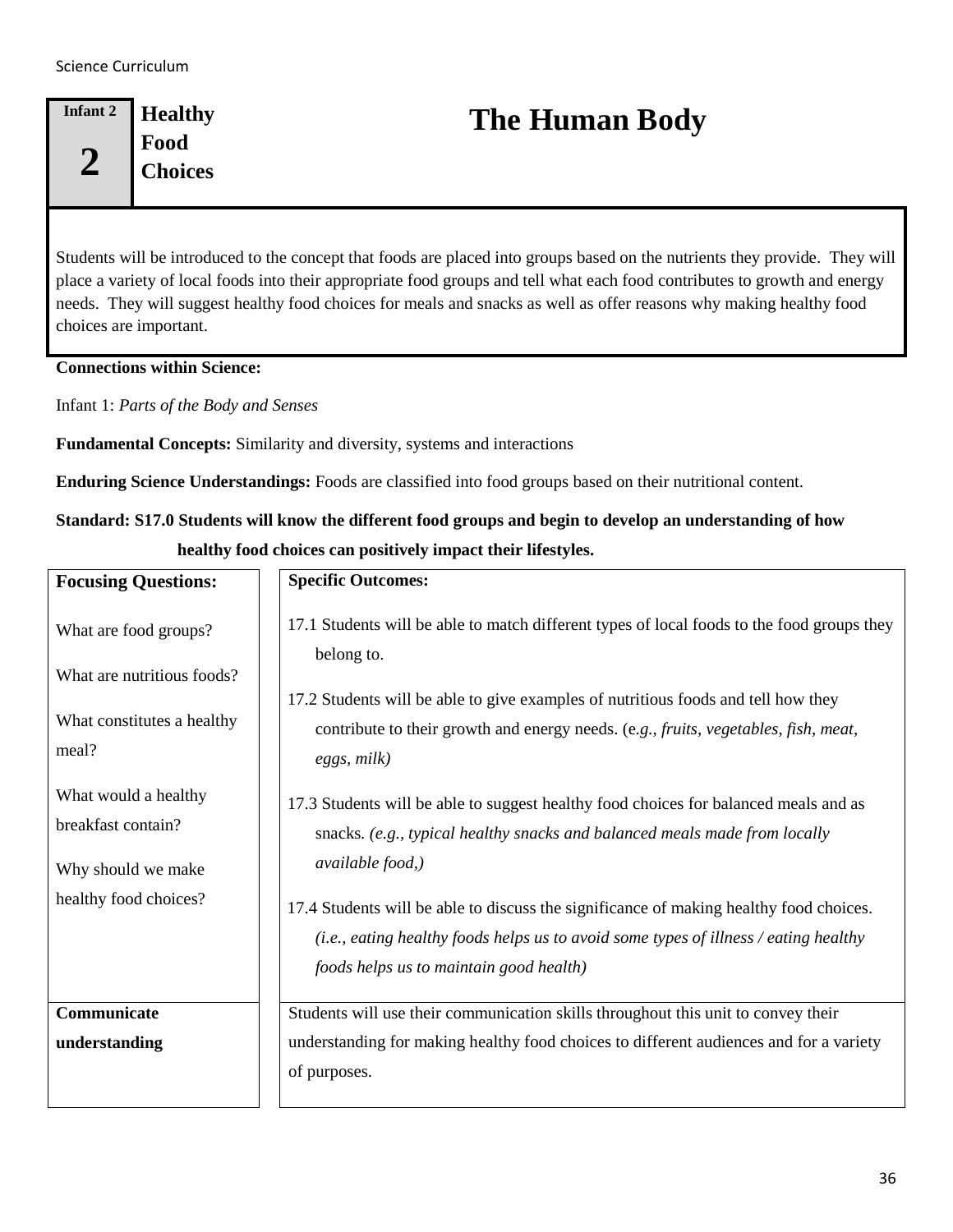**Infant 2**

**2**

**Healthy Food Choices**

# The Human Body

Students will be introduced to the concept that foods are placed into groups based on the nutrients they provide. They will place a variety of local foods into their appropriate food groups and tell what each food contributes to growth and energy needs. They will suggest healthy food choices for meals and snacks as well as offer reasons why making healthy food choices are important.

**Connections within Science:**

Infant 1: *Parts of the Body and Senses*

**Fundamental Concepts:** Similarity and diversity, systems and interactions

**Enduring Science Understandings:** Foods are classified into food groups based on their nutritional content.

**Standard: S17.0 Students will know the different food groups and begin to develop an understanding of how healthy food choices can positively impact their lifestyles.**

| **Focusing Questions:** | **Specific Outcomes:** |
|---|---|
| What are food groups?<br><br>What are nutritious foods?<br><br>What constitutes a healthy meal?<br><br>What would a healthy breakfast contain?<br><br>Why should we make healthy food choices? | 17.1 Students will be able to match different types of local foods to the food groups they belong to.<br><br>17.2 Students will be able to give examples of nutritious foods and tell how they contribute to their growth and energy needs. (e*.g., fruits, vegetables, fish, meat, eggs, milk)*<br><br>17.3 Students will be able to suggest healthy food choices for balanced meals and as snacks*. (e.g., typical healthy snacks and balanced meals made from locally available food,)*<br><br>17.4 Students will be able to discuss the significance of making healthy food choices. *(i.e., eating healthy foods helps us to avoid some types of illness / eating healthy foods helps us to maintain good health)* |
| **Communicate understanding** | Students will use their communication skills throughout this unit to convey their understanding for making healthy food choices to different audiences and for a variety of purposes. |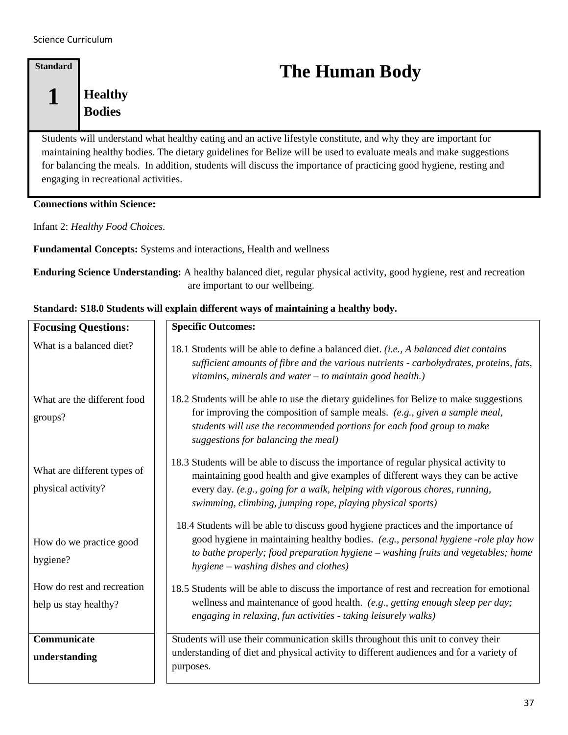**Standard**

**1** **Healthy Bodies**

# The Human Body

Students will understand what healthy eating and an active lifestyle constitute, and why they are important for maintaining healthy bodies. The dietary guidelines for Belize will be used to evaluate meals and make suggestions for balancing the meals. In addition, students will discuss the importance of practicing good hygiene, resting and engaging in recreational activities.

**Connections within Science:**

Infant 2: *Healthy Food Choices*.

**Fundamental Concepts:** Systems and interactions, Health and wellness

**Enduring Science Understanding:** A healthy balanced diet, regular physical activity, good hygiene, rest and recreation are important to our wellbeing.

**Standard: S18.0 Students will explain different ways of maintaining a healthy body.**

| **Focusing Questions:** | **Specific Outcomes:** |
|---|---|
| What is a balanced diet? | 18.1 Students will be able to define a balanced diet. *(i.e., A balanced diet contains sufficient amounts of fibre and the various nutrients - carbohydrates, proteins, fats, vitamins, minerals and water – to maintain good health.)* |
| What are the different food groups? | 18.2 Students will be able to use the dietary guidelines for Belize to make suggestions for improving the composition of sample meals. *(e.g., given a sample meal, students will use the recommended portions for each food group to make suggestions for balancing the meal)* |
| What are different types of physical activity? | 18.3 Students will be able to discuss the importance of regular physical activity to maintaining good health and give examples of different ways they can be active every day. *(e.g., going for a walk, helping with vigorous chores, running, swimming, climbing, jumping rope, playing physical sports)* |
| How do we practice good hygiene? | 18.4 Students will be able to discuss good hygiene practices and the importance of good hygiene in maintaining healthy bodies. *(e.g., personal hygiene -role play how to bathe properly; food preparation hygiene – washing fruits and vegetables; home hygiene – washing dishes and clothes)* |
| How do rest and recreation help us stay healthy? | 18.5 Students will be able to discuss the importance of rest and recreation for emotional wellness and maintenance of good health. *(e.g., getting enough sleep per day; engaging in relaxing, fun activities - taking leisurely walks)* |
| **Communicate understanding** | Students will use their communication skills throughout this unit to convey their understanding of diet and physical activity to different audiences and for a variety of purposes. |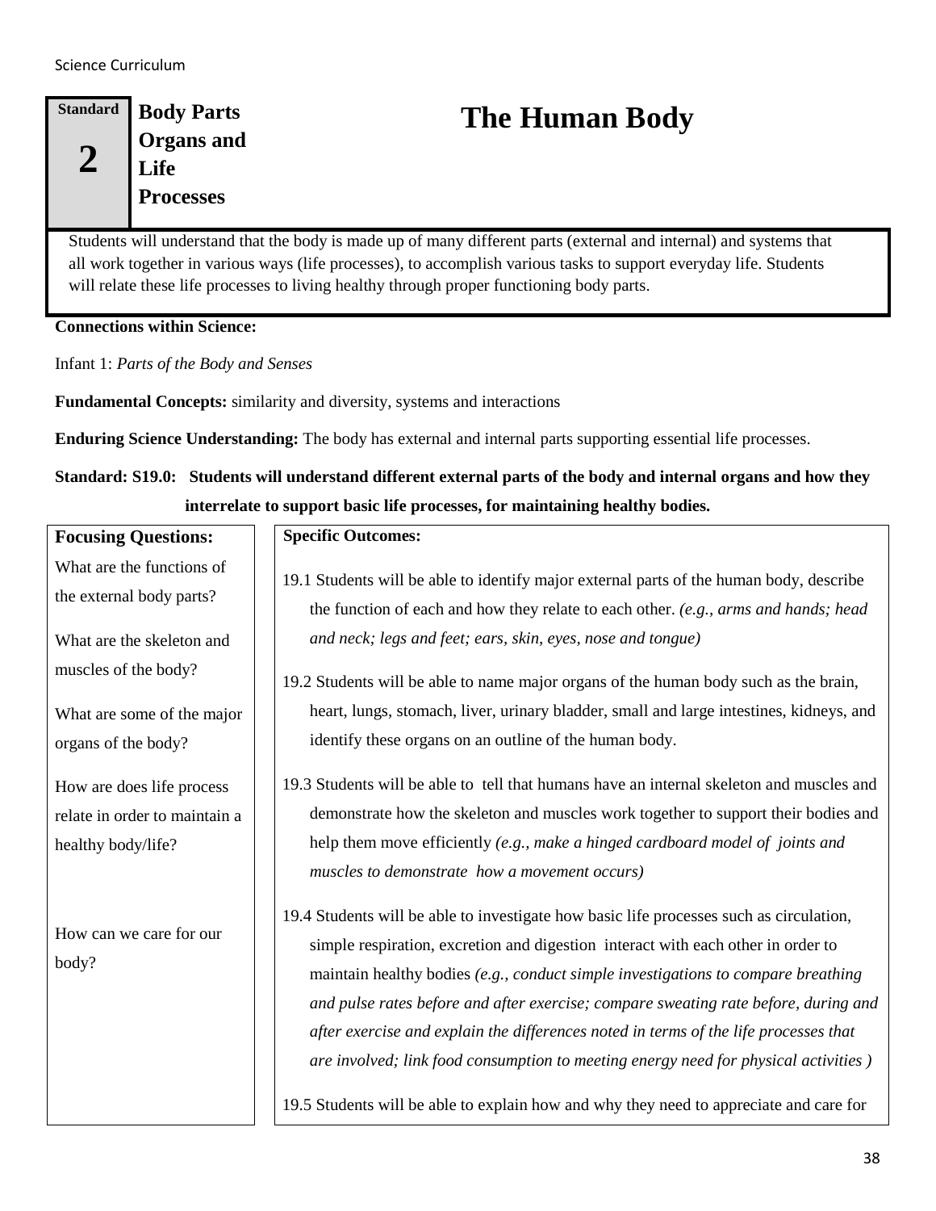| Standard 2 | Body Parts Organs and Life Processes |
|---|---|

# The Human Body

Students will understand that the body is made up of many different parts (external and internal) and systems that all work together in various ways (life processes), to accomplish various tasks to support everyday life. Students will relate these life processes to living healthy through proper functioning body parts.

**Connections within Science:**

Infant 1: *Parts of the Body and Senses*

**Fundamental Concepts:** similarity and diversity, systems and interactions

**Enduring Science Understanding:** The body has external and internal parts supporting essential life processes.

**Standard: S19.0: Students will understand different external parts of the body and internal organs and how they interrelate to support basic life processes, for maintaining healthy bodies.**

| Focusing Questions: | Specific Outcomes: |
|---|---|
| What are the functions of the external body parts? | 19.1 Students will be able to identify major external parts of the human body, describe the function of each and how they relate to each other. *(e.g., arms and hands; head and neck; legs and feet; ears, skin, eyes, nose and tongue)* |
| What are the skeleton and muscles of the body? | 19.2 Students will be able to name major organs of the human body such as the brain, heart, lungs, stomach, liver, urinary bladder, small and large intestines, kidneys, and identify these organs on an outline of the human body. |
| What are some of the major organs of the body? | 19.3 Students will be able to tell that humans have an internal skeleton and muscles and demonstrate how the skeleton and muscles work together to support their bodies and help them move efficiently *(e.g., make a hinged cardboard model of joints and muscles to demonstrate how a movement occurs)* |
| How are does life process relate in order to maintain a healthy body/life? | 19.4 Students will be able to investigate how basic life processes such as circulation, simple respiration, excretion and digestion interact with each other in order to maintain healthy bodies *(e.g., conduct simple investigations to compare breathing and pulse rates before and after exercise; compare sweating rate before, during and after exercise and explain the differences noted in terms of the life processes that are involved; link food consumption to meeting energy need for physical activities )* |
| How can we care for our body? | 19.5 Students will be able to explain how and why they need to appreciate and care for |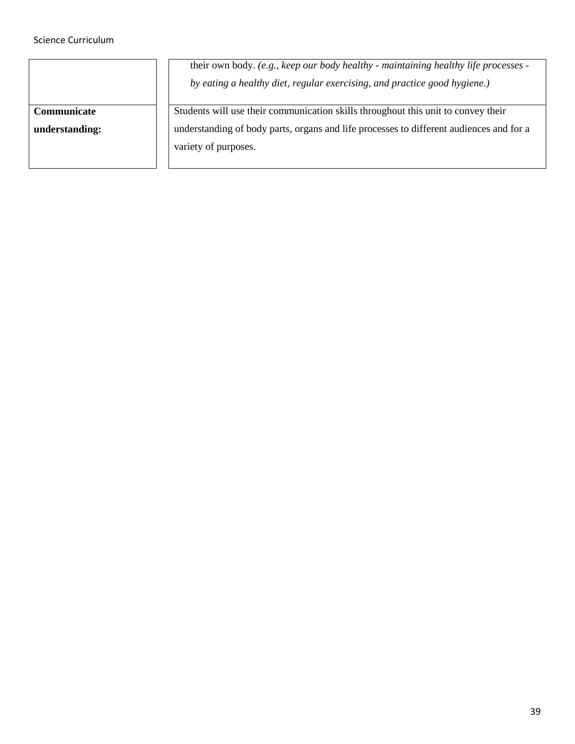|  |  |
|---|---|
|  | their own body. *(e.g., keep our body healthy - maintaining healthy life processes - by eating a healthy diet, regular exercising, and practice good hygiene.)* |
| **Communicate understanding:** | Students will use their communication skills throughout this unit to convey their understanding of body parts, organs and life processes to different audiences and for a variety of purposes. |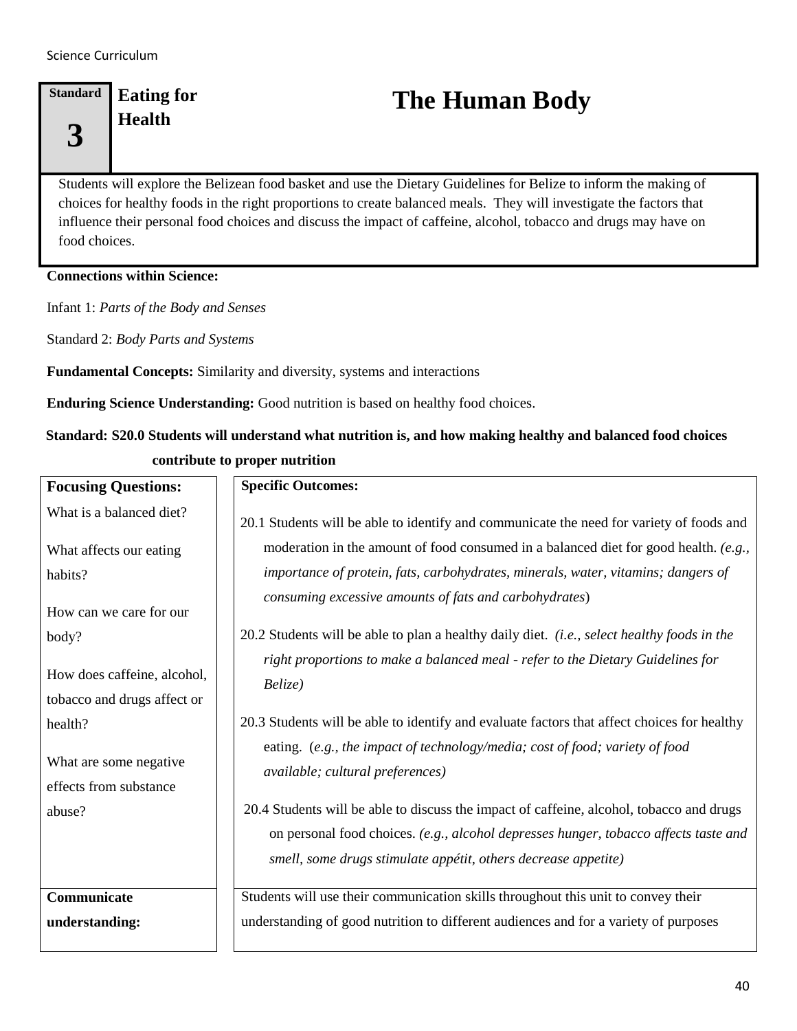**Standard 3** | **Eating for Health**

# The Human Body

Students will explore the Belizean food basket and use the Dietary Guidelines for Belize to inform the making of choices for healthy foods in the right proportions to create balanced meals. They will investigate the factors that influence their personal food choices and discuss the impact of caffeine, alcohol, tobacco and drugs may have on food choices.

**Connections within Science:**

Infant 1: *Parts of the Body and Senses*

Standard 2: *Body Parts and Systems*

**Fundamental Concepts:** Similarity and diversity, systems and interactions

**Enduring Science Understanding:** Good nutrition is based on healthy food choices.

**Standard: S20.0 Students will understand what nutrition is, and how making healthy and balanced food choices contribute to proper nutrition**

| **Focusing Questions:** | **Specific Outcomes:** |
|---|---|
| What is a balanced diet?<br><br>What affects our eating habits?<br><br>How can we care for our body?<br><br>How does caffeine, alcohol, tobacco and drugs affect or health?<br><br>What are some negative effects from substance abuse? | 20.1 Students will be able to identify and communicate the need for variety of foods and moderation in the amount of food consumed in a balanced diet for good health. *(e.g., importance of protein, fats, carbohydrates, minerals, water, vitamins; dangers of consuming excessive amounts of fats and carbohydrates*)<br><br>20.2 Students will be able to plan a healthy daily diet. *(i.e., select healthy foods in the right proportions to make a balanced meal - refer to the Dietary Guidelines for Belize)*<br><br>20.3 Students will be able to identify and evaluate factors that affect choices for healthy eating. (*e.g., the impact of technology/media; cost of food; variety of food available; cultural preferences)*<br><br>20.4 Students will be able to discuss the impact of caffeine, alcohol, tobacco and drugs on personal food choices. *(e.g., alcohol depresses hunger, tobacco affects taste and smell, some drugs stimulate appétit, others decrease appetite)* |
| **Communicate understanding:** | Students will use their communication skills throughout this unit to convey their understanding of good nutrition to different audiences and for a variety of purposes |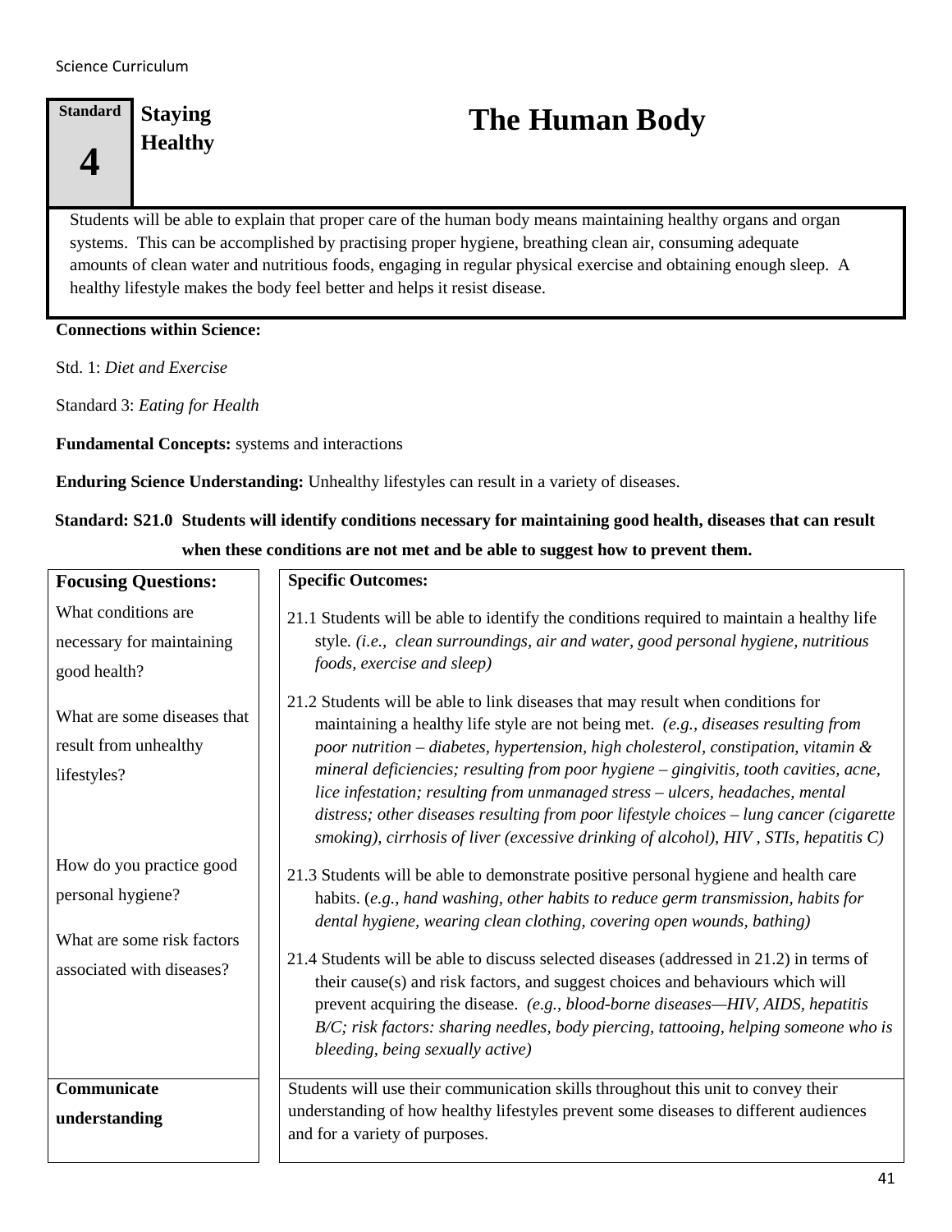| Standard 4 | Staying Healthy |
|---|---|

# The Human Body

Students will be able to explain that proper care of the human body means maintaining healthy organs and organ systems. This can be accomplished by practising proper hygiene, breathing clean air, consuming adequate amounts of clean water and nutritious foods, engaging in regular physical exercise and obtaining enough sleep. A healthy lifestyle makes the body feel better and helps it resist disease.

**Connections within Science:**

Std. 1: *Diet and Exercise*

Standard 3: *Eating for Health*

**Fundamental Concepts:** systems and interactions

**Enduring Science Understanding:** Unhealthy lifestyles can result in a variety of diseases.

**Standard: S21.0 Students will identify conditions necessary for maintaining good health, diseases that can result when these conditions are not met and be able to suggest how to prevent them.**

| Focusing Questions: | Specific Outcomes: |
|---|---|
| What conditions are necessary for maintaining good health? | 21.1 Students will be able to identify the conditions required to maintain a healthy life style. *(i.e., clean surroundings, air and water, good personal hygiene, nutritious foods, exercise and sleep)* |
| What are some diseases that result from unhealthy lifestyles? | 21.2 Students will be able to link diseases that may result when conditions for maintaining a healthy life style are not being met. *(e.g., diseases resulting from poor nutrition – diabetes, hypertension, high cholesterol, constipation, vitamin & mineral deficiencies; resulting from poor hygiene – gingivitis, tooth cavities, acne, lice infestation; resulting from unmanaged stress – ulcers, headaches, mental distress; other diseases resulting from poor lifestyle choices – lung cancer (cigarette smoking), cirrhosis of liver (excessive drinking of alcohol), HIV , STIs, hepatitis C)* |
| How do you practice good personal hygiene? | 21.3 Students will be able to demonstrate positive personal hygiene and health care habits. (*e.g., hand washing, other habits to reduce germ transmission, habits for dental hygiene, wearing clean clothing, covering open wounds, bathing)* |
| What are some risk factors associated with diseases? | 21.4 Students will be able to discuss selected diseases (addressed in 21.2) in terms of their cause(s) and risk factors, and suggest choices and behaviours which will prevent acquiring the disease. *(e.g., blood-borne diseases—HIV, AIDS, hepatitis B/C; risk factors: sharing needles, body piercing, tattooing, helping someone who is bleeding, being sexually active)* |
| **Communicate understanding** | Students will use their communication skills throughout this unit to convey their understanding of how healthy lifestyles prevent some diseases to different audiences and for a variety of purposes. |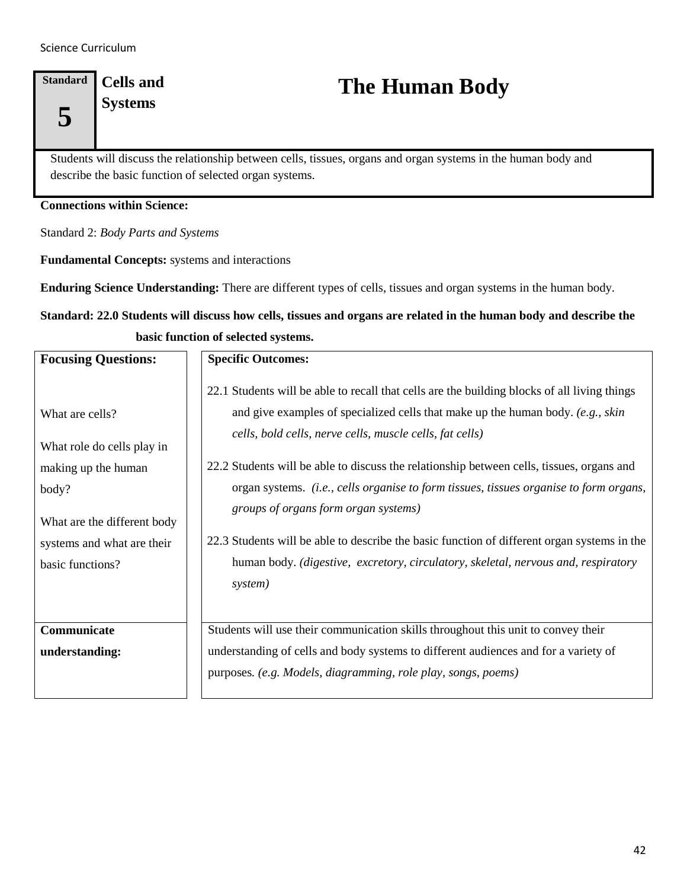**Standard 5** | **Cells and Systems**

# The Human Body

Students will discuss the relationship between cells, tissues, organs and organ systems in the human body and describe the basic function of selected organ systems.

**Connections within Science:**

Standard 2: *Body Parts and Systems*

**Fundamental Concepts:** systems and interactions

**Enduring Science Understanding:** There are different types of cells, tissues and organ systems in the human body.

**Standard: 22.0 Students will discuss how cells, tissues and organs are related in the human body and describe the basic function of selected systems.**

| **Focusing Questions:** | **Specific Outcomes:** |
| --- | --- |
| What are cells?<br><br>What role do cells play in making up the human body?<br><br>What are the different body systems and what are their basic functions? | 22.1 Students will be able to recall that cells are the building blocks of all living things and give examples of specialized cells that make up the human body. *(e.g., skin cells, bold cells, nerve cells, muscle cells, fat cells)*<br><br>22.2 Students will be able to discuss the relationship between cells, tissues, organs and organ systems. *(i.e., cells organise to form tissues, tissues organise to form organs, groups of organs form organ systems)*<br><br>22.3 Students will be able to describe the basic function of different organ systems in the human body. *(digestive, excretory, circulatory, skeletal, nervous and, respiratory system)* |
| **Communicate understanding:** | Students will use their communication skills throughout this unit to convey their understanding of cells and body systems to different audiences and for a variety of purposes. *(e.g. Models, diagramming, role play, songs, poems)* |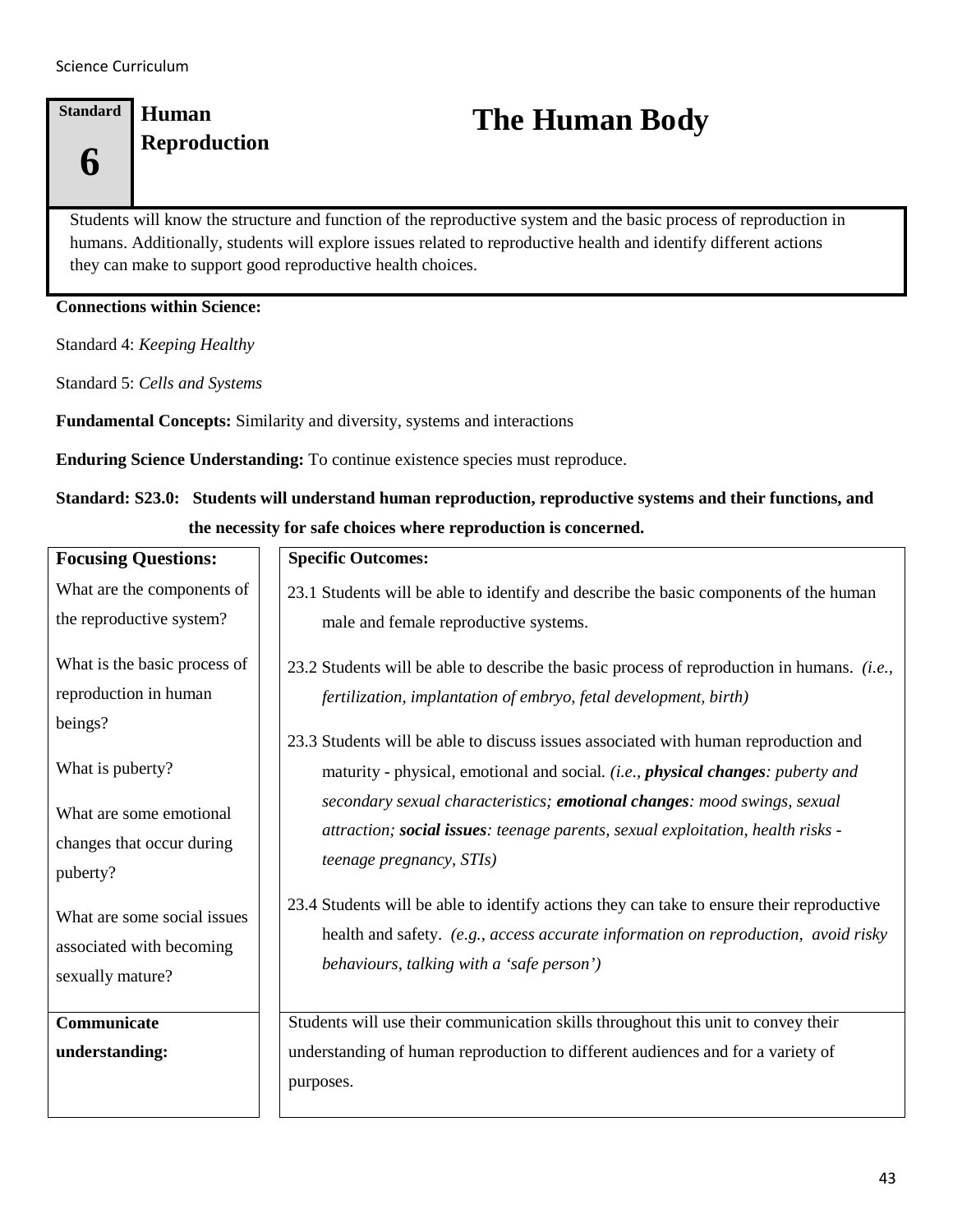**Standard 6** **Human Reproduction**

# The Human Body

Students will know the structure and function of the reproductive system and the basic process of reproduction in humans. Additionally, students will explore issues related to reproductive health and identify different actions they can make to support good reproductive health choices.

**Connections within Science:**

Standard 4: *Keeping Healthy*

Standard 5: *Cells and Systems*

**Fundamental Concepts:** Similarity and diversity, systems and interactions

**Enduring Science Understanding:** To continue existence species must reproduce.

**Standard: S23.0: Students will understand human reproduction, reproductive systems and their functions, and the necessity for safe choices where reproduction is concerned.**

| **Focusing Questions:** | **Specific Outcomes:** |
|---|---|
| What are the components of the reproductive system?<br><br>What is the basic process of reproduction in human beings?<br><br>What is puberty?<br><br>What are some emotional changes that occur during puberty?<br><br>What are some social issues associated with becoming sexually mature? | 23.1 Students will be able to identify and describe the basic components of the human male and female reproductive systems.<br><br>23.2 Students will be able to describe the basic process of reproduction in humans. *(i.e., fertilization, implantation of embryo, fetal development, birth)*<br><br>23.3 Students will be able to discuss issues associated with human reproduction and maturity - physical, emotional and social. *(i.e., **physical changes**: puberty and secondary sexual characteristics; **emotional changes**: mood swings, sexual attraction; **social issues**: teenage parents, sexual exploitation, health risks - teenage pregnancy, STIs)*<br><br>23.4 Students will be able to identify actions they can take to ensure their reproductive health and safety. *(e.g., access accurate information on reproduction, avoid risky behaviours, talking with a 'safe person')* |
| **Communicate understanding:** | Students will use their communication skills throughout this unit to convey their understanding of human reproduction to different audiences and for a variety of purposes. |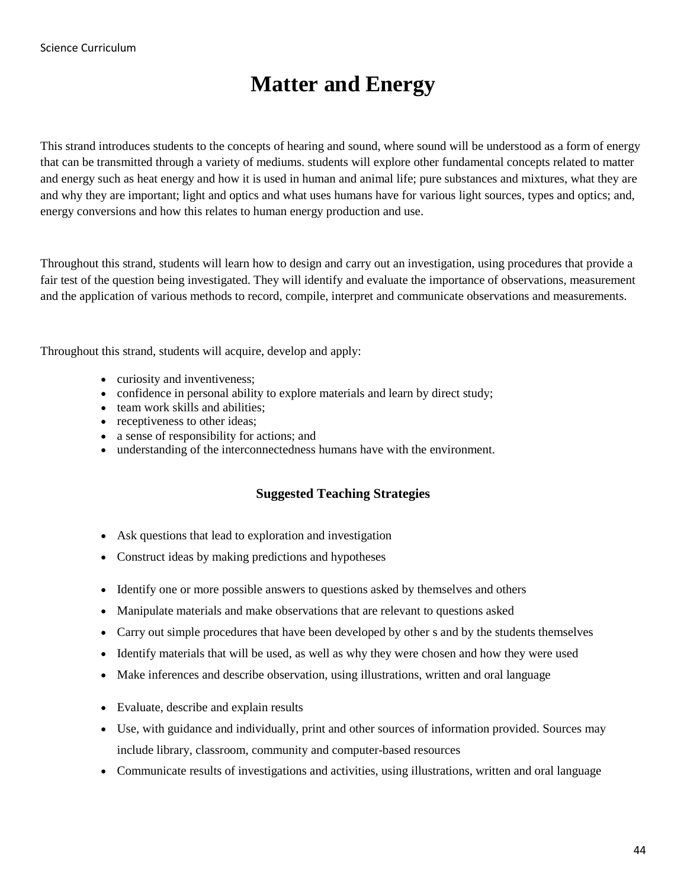# Matter and Energy

This strand introduces students to the concepts of hearing and sound, where sound will be understood as a form of energy that can be transmitted through a variety of mediums. students will explore other fundamental concepts related to matter and energy such as heat energy and how it is used in human and animal life; pure substances and mixtures, what they are and why they are important; light and optics and what uses humans have for various light sources, types and optics; and, energy conversions and how this relates to human energy production and use.

Throughout this strand, students will learn how to design and carry out an investigation, using procedures that provide a fair test of the question being investigated. They will identify and evaluate the importance of observations, measurement and the application of various methods to record, compile, interpret and communicate observations and measurements.

Throughout this strand, students will acquire, develop and apply:

- curiosity and inventiveness;
- confidence in personal ability to explore materials and learn by direct study;
- team work skills and abilities;
- receptiveness to other ideas;
- a sense of responsibility for actions; and
- understanding of the interconnectedness humans have with the environment.

### Suggested Teaching Strategies

- Ask questions that lead to exploration and investigation
- Construct ideas by making predictions and hypotheses
- Identify one or more possible answers to questions asked by themselves and others
- Manipulate materials and make observations that are relevant to questions asked
- Carry out simple procedures that have been developed by other s and by the students themselves
- Identify materials that will be used, as well as why they were chosen and how they were used
- Make inferences and describe observation, using illustrations, written and oral language
- Evaluate, describe and explain results
- Use, with guidance and individually, print and other sources of information provided. Sources may include library, classroom, community and computer-based resources
- Communicate results of investigations and activities, using illustrations, written and oral language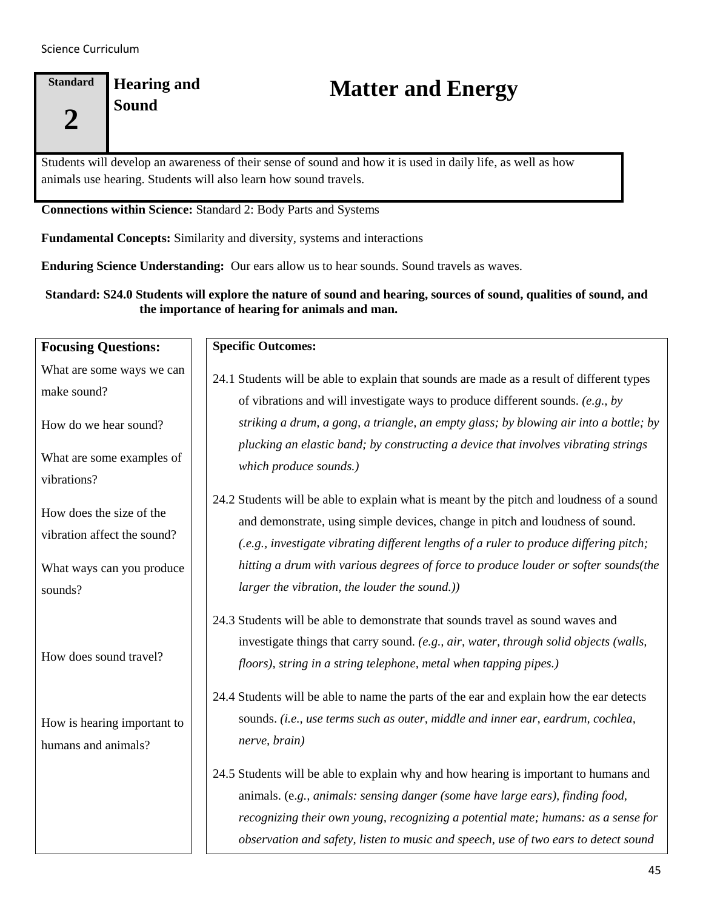| Standard 2 | Hearing and Sound | Matter and Energy |
|---|---|---|

Students will develop an awareness of their sense of sound and how it is used in daily life, as well as how animals use hearing. Students will also learn how sound travels.

**Connections within Science:** Standard 2: Body Parts and Systems

**Fundamental Concepts:** Similarity and diversity, systems and interactions

**Enduring Science Understanding:** Our ears allow us to hear sounds. Sound travels as waves.

**Standard: S24.0 Students will explore the nature of sound and hearing, sources of sound, qualities of sound, and the importance of hearing for animals and man.**

| Focusing Questions: | Specific Outcomes: |
|---|---|
| What are some ways we can make sound?<br><br>How do we hear sound?<br><br>What are some examples of vibrations? | 24.1 Students will be able to explain that sounds are made as a result of different types of vibrations and will investigate ways to produce different sounds. *(e.g., by striking a drum, a gong, a triangle, an empty glass; by blowing air into a bottle; by plucking an elastic band; by constructing a device that involves vibrating strings which produce sounds.)* |
| How does the size of the vibration affect the sound?<br><br>What ways can you produce sounds? | 24.2 Students will be able to explain what is meant by the pitch and loudness of a sound and demonstrate, using simple devices, change in pitch and loudness of sound. *(.e.g., investigate vibrating different lengths of a ruler to produce differing pitch; hitting a drum with various degrees of force to produce louder or softer sounds(the larger the vibration, the louder the sound.))* |
| How does sound travel? | 24.3 Students will be able to demonstrate that sounds travel as sound waves and investigate things that carry sound. *(e.g., air, water, through solid objects (walls, floors), string in a string telephone, metal when tapping pipes.)* |
| How is hearing important to humans and animals? | 24.4 Students will be able to name the parts of the ear and explain how the ear detects sounds. *(i.e., use terms such as outer, middle and inner ear, eardrum, cochlea, nerve, brain)*<br><br>24.5 Students will be able to explain why and how hearing is important to humans and animals. (e.*g., animals: sensing danger (some have large ears), finding food, recognizing their own young, recognizing a potential mate; humans: as a sense for observation and safety, listen to music and speech, use of two ears to detect sound* |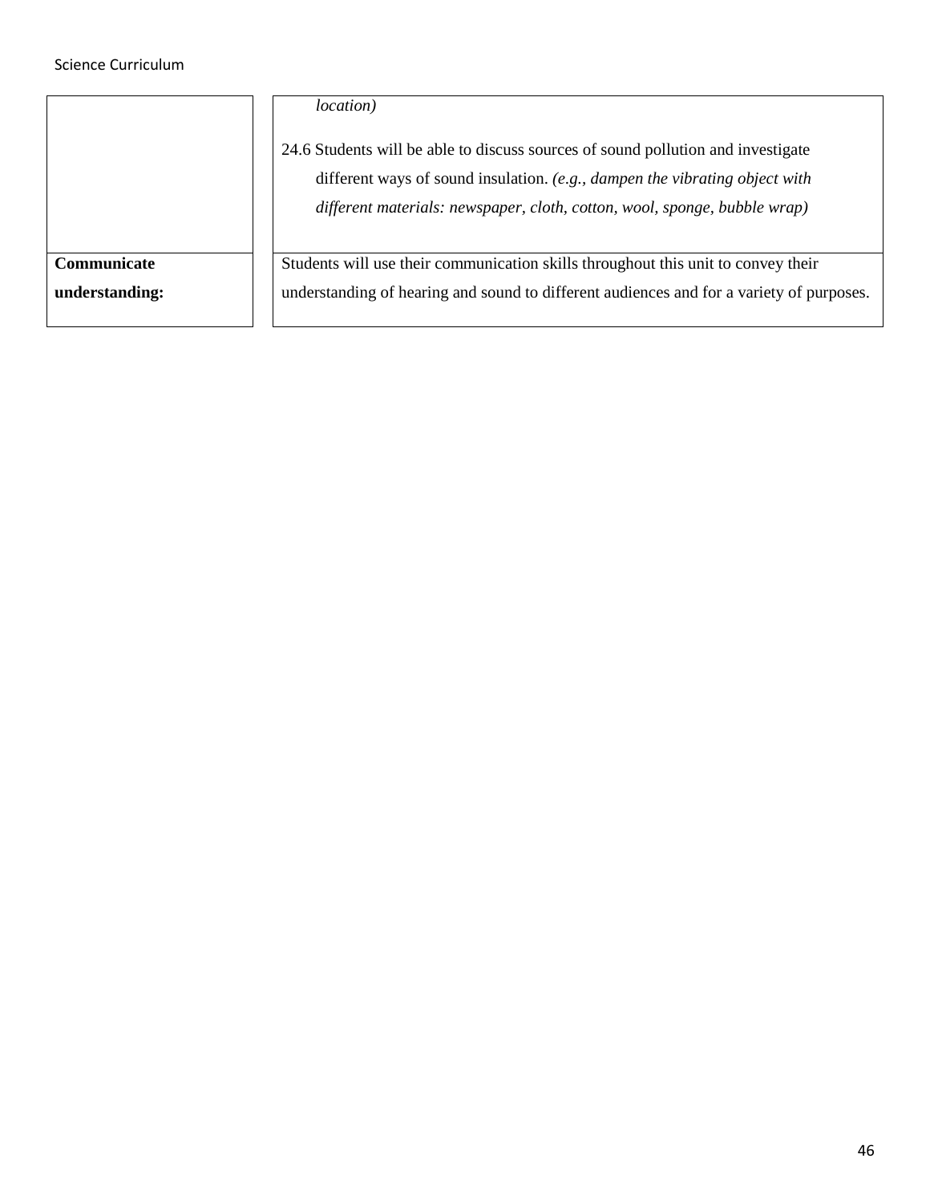| | |
|---|---|
| | *location)*<br><br>24.6 Students will be able to discuss sources of sound pollution and investigate different ways of sound insulation. *(e.g., dampen the vibrating object with different materials: newspaper, cloth, cotton, wool, sponge, bubble wrap)* |
| **Communicate understanding:** | Students will use their communication skills throughout this unit to convey their understanding of hearing and sound to different audiences and for a variety of purposes. |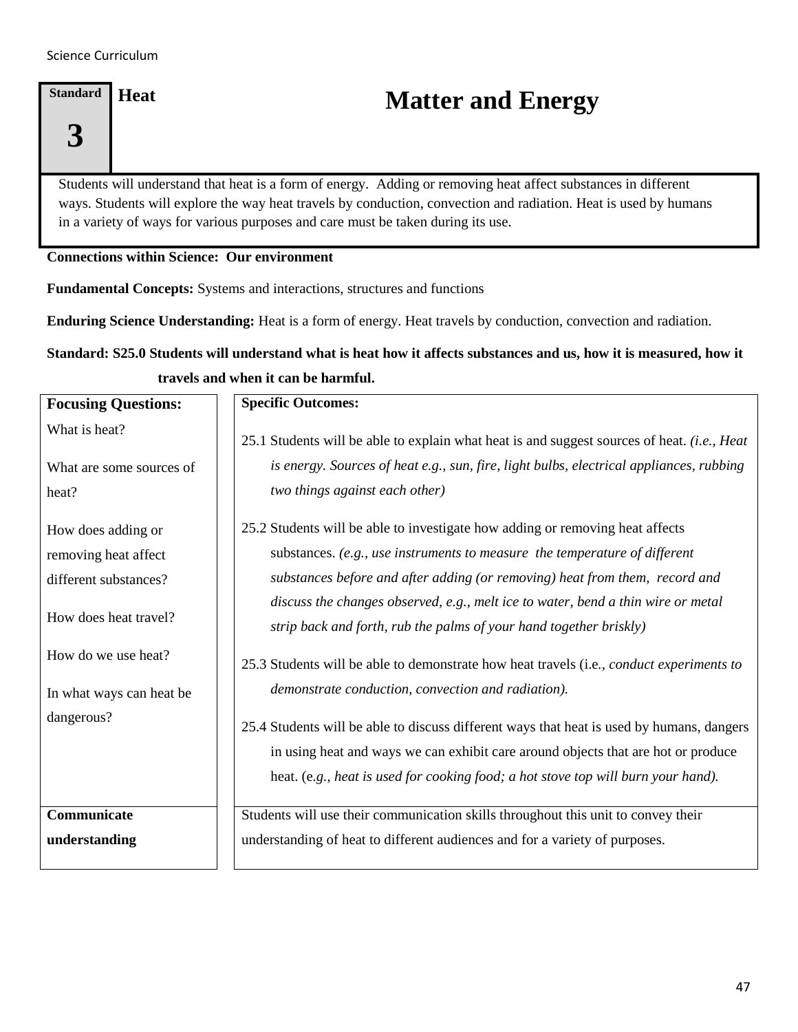**Standard 3** **Heat**

# Matter and Energy

Students will understand that heat is a form of energy. Adding or removing heat affect substances in different ways. Students will explore the way heat travels by conduction, convection and radiation. Heat is used by humans in a variety of ways for various purposes and care must be taken during its use.

**Connections within Science: Our environment**

**Fundamental Concepts:** Systems and interactions, structures and functions

**Enduring Science Understanding:** Heat is a form of energy. Heat travels by conduction, convection and radiation.

**Standard: S25.0 Students will understand what is heat how it affects substances and us, how it is measured, how it travels and when it can be harmful.**

| **Focusing Questions:** | **Specific Outcomes:** |
|---|---|
| What is heat?<br><br>What are some sources of heat?<br><br>How does adding or removing heat affect different substances?<br><br>How does heat travel?<br><br>How do we use heat?<br><br>In what ways can heat be dangerous? | 25.1 Students will be able to explain what heat is and suggest sources of heat. *(i.e., Heat is energy. Sources of heat e.g., sun, fire, light bulbs, electrical appliances, rubbing two things against each other)*<br><br>25.2 Students will be able to investigate how adding or removing heat affects substances. *(e.g., use instruments to measure the temperature of different substances before and after adding (or removing) heat from them, record and discuss the changes observed, e.g., melt ice to water, bend a thin wire or metal strip back and forth, rub the palms of your hand together briskly)*<br><br>25.3 Students will be able to demonstrate how heat travels (i.e*., conduct experiments to demonstrate conduction, convection and radiation).*<br><br>25.4 Students will be able to discuss different ways that heat is used by humans, dangers in using heat and ways we can exhibit care around objects that are hot or produce heat. (e*.g., heat is used for cooking food; a hot stove top will burn your hand).* |
| **Communicate understanding** | Students will use their communication skills throughout this unit to convey their understanding of heat to different audiences and for a variety of purposes. |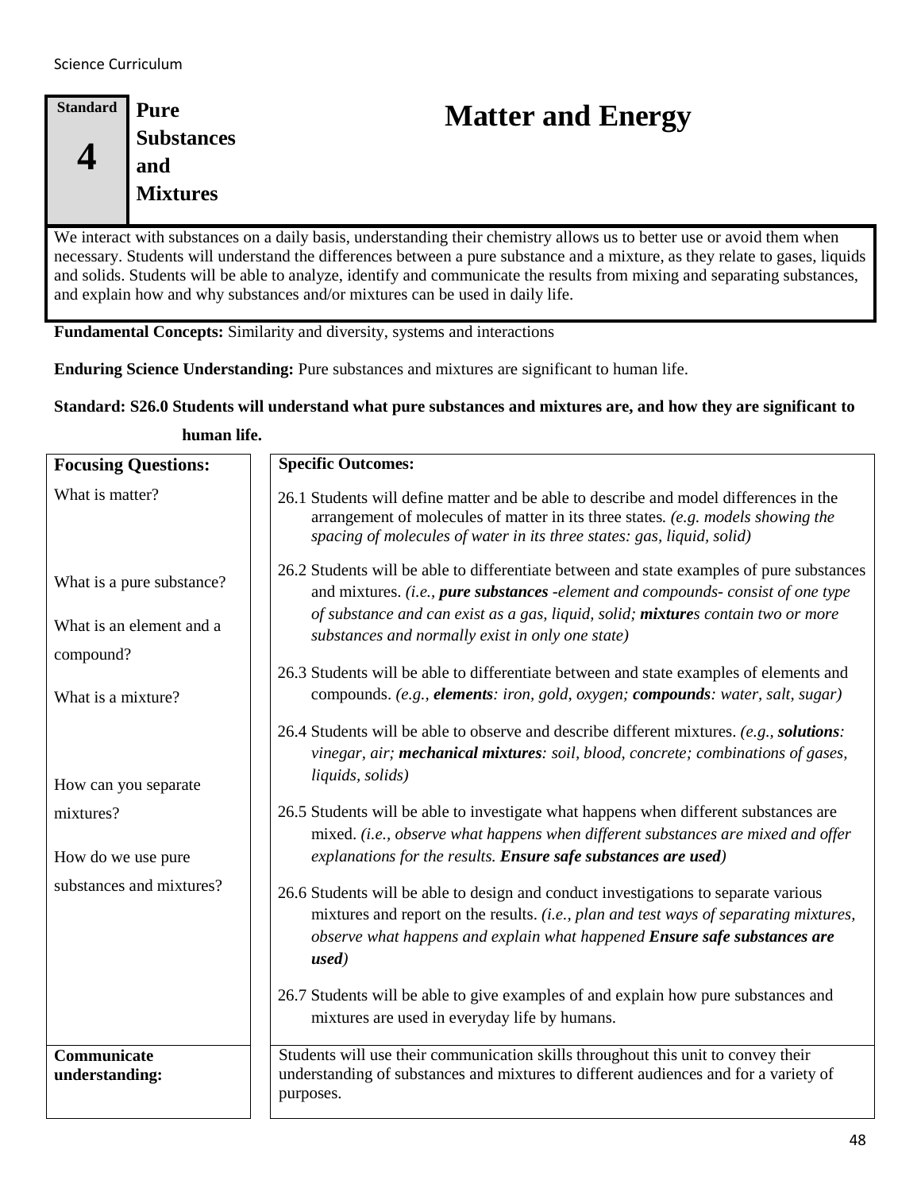| Standard 4 | Pure Substances and Mixtures |
|---|---|

# Matter and Energy

We interact with substances on a daily basis, understanding their chemistry allows us to better use or avoid them when necessary. Students will understand the differences between a pure substance and a mixture, as they relate to gases, liquids and solids. Students will be able to analyze, identify and communicate the results from mixing and separating substances, and explain how and why substances and/or mixtures can be used in daily life.

**Fundamental Concepts:** Similarity and diversity, systems and interactions

**Enduring Science Understanding:** Pure substances and mixtures are significant to human life.

**Standard: S26.0 Students will understand what pure substances and mixtures are, and how they are significant to human life.**

| Focusing Questions: | Specific Outcomes: |
|---|---|
| What is matter? | 26.1 Students will define matter and be able to describe and model differences in the arrangement of molecules of matter in its three states. *(e.g. models showing the spacing of molecules of water in its three states: gas, liquid, solid)* |
| What is a pure substance? | 26.2 Students will be able to differentiate between and state examples of pure substances and mixtures. *(i.e., **pure substances** -element and compounds- consist of one type of substance and can exist as a gas, liquid, solid; **mixture**s contain two or more substances and normally exist in only one state)* |
| What is an element and a compound? | 26.3 Students will be able to differentiate between and state examples of elements and compounds. *(e.g., **elements**: iron, gold, oxygen; **compounds**: water, salt, sugar)* |
| What is a mixture? | 26.4 Students will be able to observe and describe different mixtures. *(e.g., **solutions**: vinegar, air; **mechanical mixtures**: soil, blood, concrete; combinations of gases, liquids, solids)* |
| How can you separate mixtures? | 26.5 Students will be able to investigate what happens when different substances are mixed. *(i.e., observe what happens when different substances are mixed and offer explanations for the results. **Ensure safe substances are used**)* |
| How do we use pure substances and mixtures? | 26.6 Students will be able to design and conduct investigations to separate various mixtures and report on the results. *(i.e., plan and test ways of separating mixtures, observe what happens and explain what happened **Ensure safe substances are used**)* |
| | 26.7 Students will be able to give examples of and explain how pure substances and mixtures are used in everyday life by humans. |
| **Communicate understanding:** | Students will use their communication skills throughout this unit to convey their understanding of substances and mixtures to different audiences and for a variety of purposes. |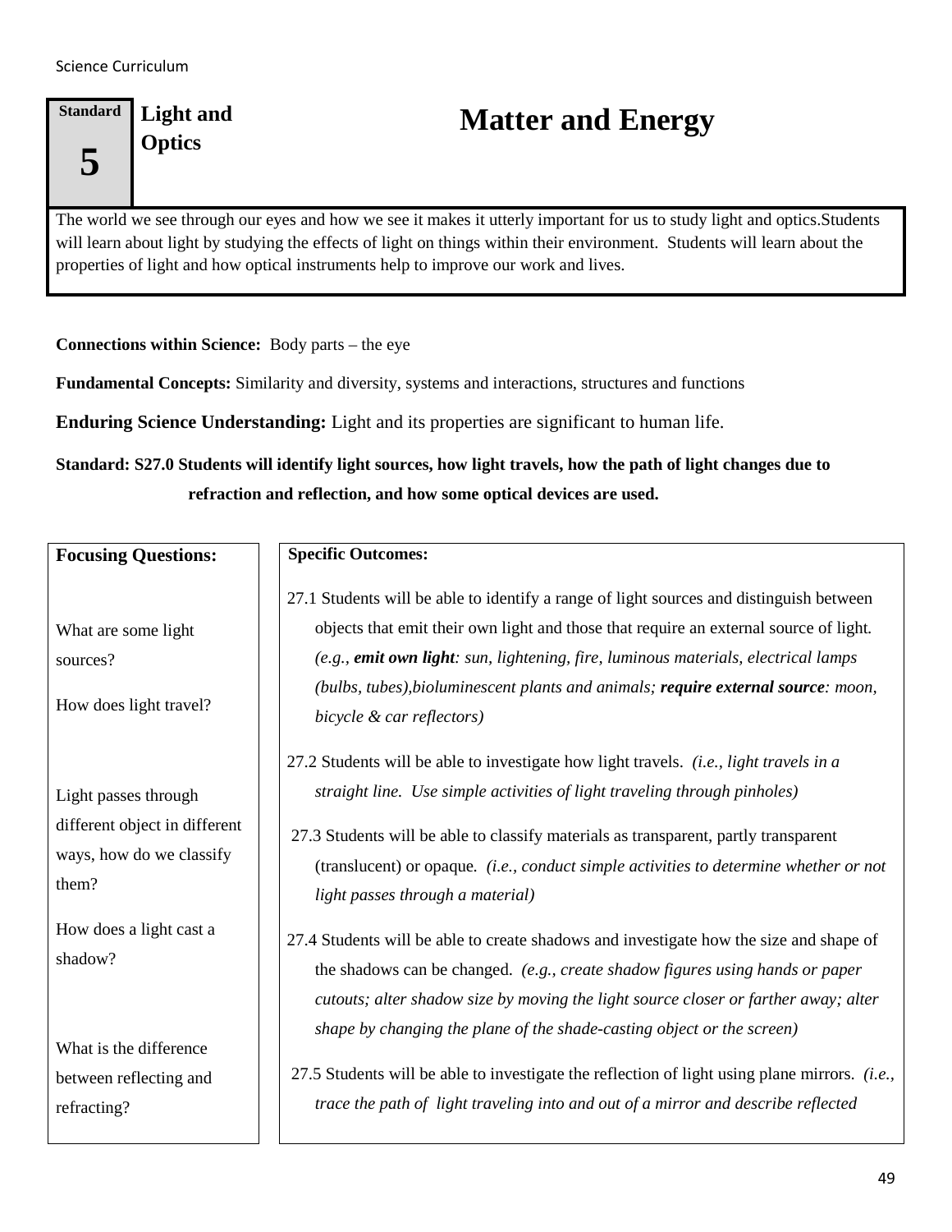| Standard 5 | Light and Optics | Matter and Energy |
|---|---|---|

The world we see through our eyes and how we see it makes it utterly important for us to study light and optics.Students will learn about light by studying the effects of light on things within their environment. Students will learn about the properties of light and how optical instruments help to improve our work and lives.

**Connections within Science:** Body parts – the eye

**Fundamental Concepts:** Similarity and diversity, systems and interactions, structures and functions

**Enduring Science Understanding:** Light and its properties are significant to human life.

**Standard: S27.0 Students will identify light sources, how light travels, how the path of light changes due to refraction and reflection, and how some optical devices are used.**

| Focusing Questions: | Specific Outcomes: |
|---|---|
| What are some light sources?<br><br>How does light travel? | 27.1 Students will be able to identify a range of light sources and distinguish between objects that emit their own light and those that require an external source of light. *(e.g., **emit own light**: sun, lightening, fire, luminous materials, electrical lamps (bulbs, tubes),bioluminescent plants and animals; **require external source**: moon, bicycle & car reflectors)*<br><br>27.2 Students will be able to investigate how light travels. *(i.e., light travels in a straight line. Use simple activities of light traveling through pinholes)* |
| Light passes through different object in different ways, how do we classify them? | 27.3 Students will be able to classify materials as transparent, partly transparent (translucent) or opaque. *(i.e., conduct simple activities to determine whether or not light passes through a material)* |
| How does a light cast a shadow? | 27.4 Students will be able to create shadows and investigate how the size and shape of the shadows can be changed. *(e.g., create shadow figures using hands or paper cutouts; alter shadow size by moving the light source closer or farther away; alter shape by changing the plane of the shade-casting object or the screen)* |
| What is the difference between reflecting and refracting? | 27.5 Students will be able to investigate the reflection of light using plane mirrors. *(i.e., trace the path of light traveling into and out of a mirror and describe reflected* |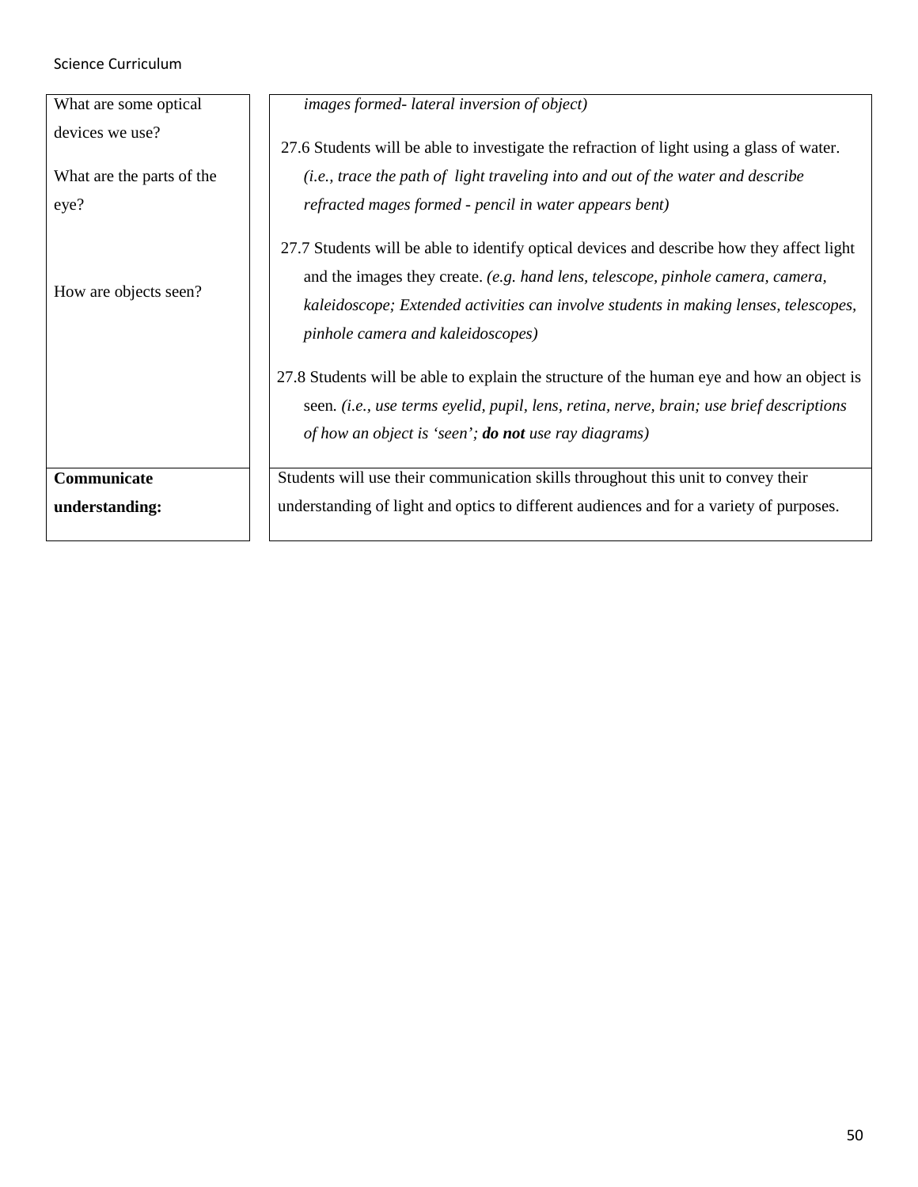| | |
|---|---|
| What are some optical devices we use?<br><br>What are the parts of the eye?<br><br>How are objects seen? | *images formed- lateral inversion of object)*<br><br>27.6 Students will be able to investigate the refraction of light using a glass of water. *(i.e., trace the path of light traveling into and out of the water and describe refracted mages formed - pencil in water appears bent)*<br><br>27.7 Students will be able to identify optical devices and describe how they affect light and the images they create. *(e.g. hand lens, telescope, pinhole camera, camera, kaleidoscope; Extended activities can involve students in making lenses, telescopes, pinhole camera and kaleidoscopes)*<br><br>27.8 Students will be able to explain the structure of the human eye and how an object is seen. *(i.e., use terms eyelid, pupil, lens, retina, nerve, brain; use brief descriptions of how an object is 'seen'; **do not** use ray diagrams)* |
| **Communicate understanding:** | Students will use their communication skills throughout this unit to convey their understanding of light and optics to different audiences and for a variety of purposes. |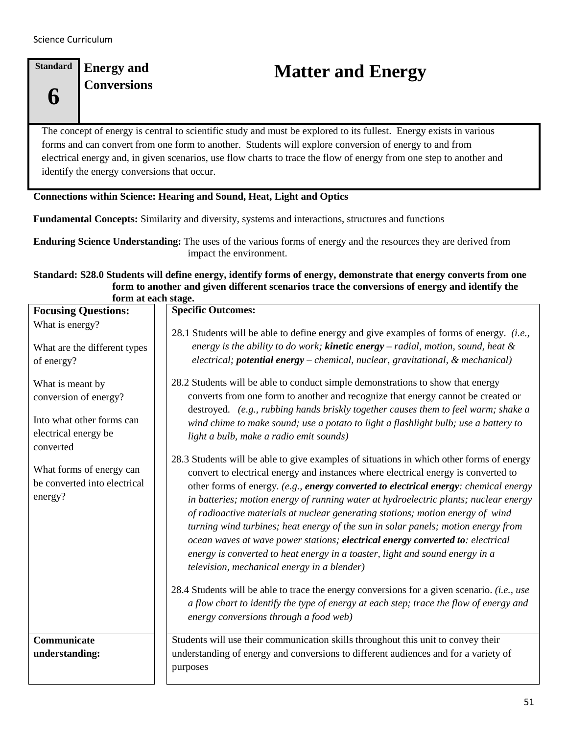| **Standard** **6** | **Energy and Conversions** | **Matter and Energy** |
|---|---|---|

The concept of energy is central to scientific study and must be explored to its fullest. Energy exists in various forms and can convert from one form to another. Students will explore conversion of energy to and from electrical energy and, in given scenarios, use flow charts to trace the flow of energy from one step to another and identify the energy conversions that occur.

**Connections within Science: Hearing and Sound, Heat, Light and Optics**

**Fundamental Concepts:** Similarity and diversity, systems and interactions, structures and functions

**Enduring Science Understanding:** The uses of the various forms of energy and the resources they are derived from impact the environment.

**Standard: S28.0 Students will define energy, identify forms of energy, demonstrate that energy converts from one form to another and given different scenarios trace the conversions of energy and identify the form at each stage.**

| **Focusing Questions:** | **Specific Outcomes:** |
|---|---|
| What is energy?<br><br>What are the different types of energy?<br><br>What is meant by conversion of energy?<br><br>Into what other forms can electrical energy be converted<br><br>What forms of energy can be converted into electrical energy? | 28.1 Students will be able to define energy and give examples of forms of energy. *(i.e., energy is the ability to do work; **kinetic energy** – radial, motion, sound, heat & electrical; **potential energy** – chemical, nuclear, gravitational, & mechanical)*<br><br>28.2 Students will be able to conduct simple demonstrations to show that energy converts from one form to another and recognize that energy cannot be created or destroyed. *(e.g., rubbing hands briskly together causes them to feel warm; shake a wind chime to make sound; use a potato to light a flashlight bulb; use a battery to light a bulb, make a radio emit sounds)*<br><br>28.3 Students will be able to give examples of situations in which other forms of energy convert to electrical energy and instances where electrical energy is converted to other forms of energy. *(e.g., **energy converted to electrical energy**: chemical energy in batteries; motion energy of running water at hydroelectric plants; nuclear energy of radioactive materials at nuclear generating stations; motion energy of wind turning wind turbines; heat energy of the sun in solar panels; motion energy from ocean waves at wave power stations; **electrical energy converted to**: electrical energy is converted to heat energy in a toaster, light and sound energy in a television, mechanical energy in a blender)*<br><br>28.4 Students will be able to trace the energy conversions for a given scenario. *(i.e., use a flow chart to identify the type of energy at each step; trace the flow of energy and energy conversions through a food web)* |
| **Communicate understanding:** | Students will use their communication skills throughout this unit to convey their understanding of energy and conversions to different audiences and for a variety of purposes |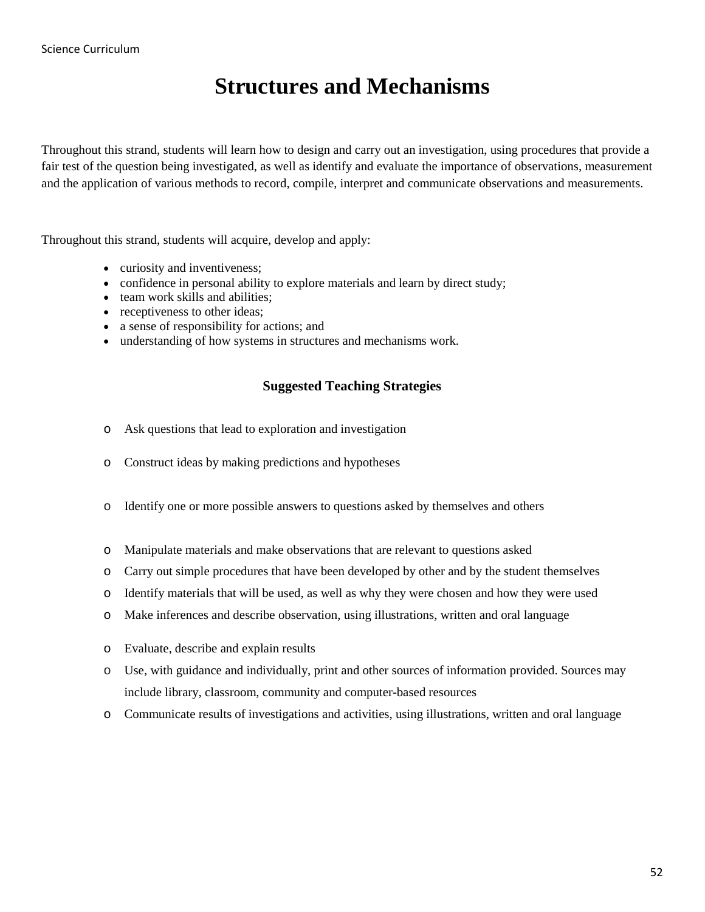# Structures and Mechanisms

Throughout this strand, students will learn how to design and carry out an investigation, using procedures that provide a fair test of the question being investigated, as well as identify and evaluate the importance of observations, measurement and the application of various methods to record, compile, interpret and communicate observations and measurements.

Throughout this strand, students will acquire, develop and apply:

- curiosity and inventiveness;
- confidence in personal ability to explore materials and learn by direct study;
- team work skills and abilities;
- receptiveness to other ideas;
- a sense of responsibility for actions; and
- understanding of how systems in structures and mechanisms work.

### Suggested Teaching Strategies

- Ask questions that lead to exploration and investigation
- Construct ideas by making predictions and hypotheses
- Identify one or more possible answers to questions asked by themselves and others
- Manipulate materials and make observations that are relevant to questions asked
- Carry out simple procedures that have been developed by other and by the student themselves
- Identify materials that will be used, as well as why they were chosen and how they were used
- Make inferences and describe observation, using illustrations, written and oral language
- Evaluate, describe and explain results
- Use, with guidance and individually, print and other sources of information provided. Sources may include library, classroom, community and computer-based resources
- Communicate results of investigations and activities, using illustrations, written and oral language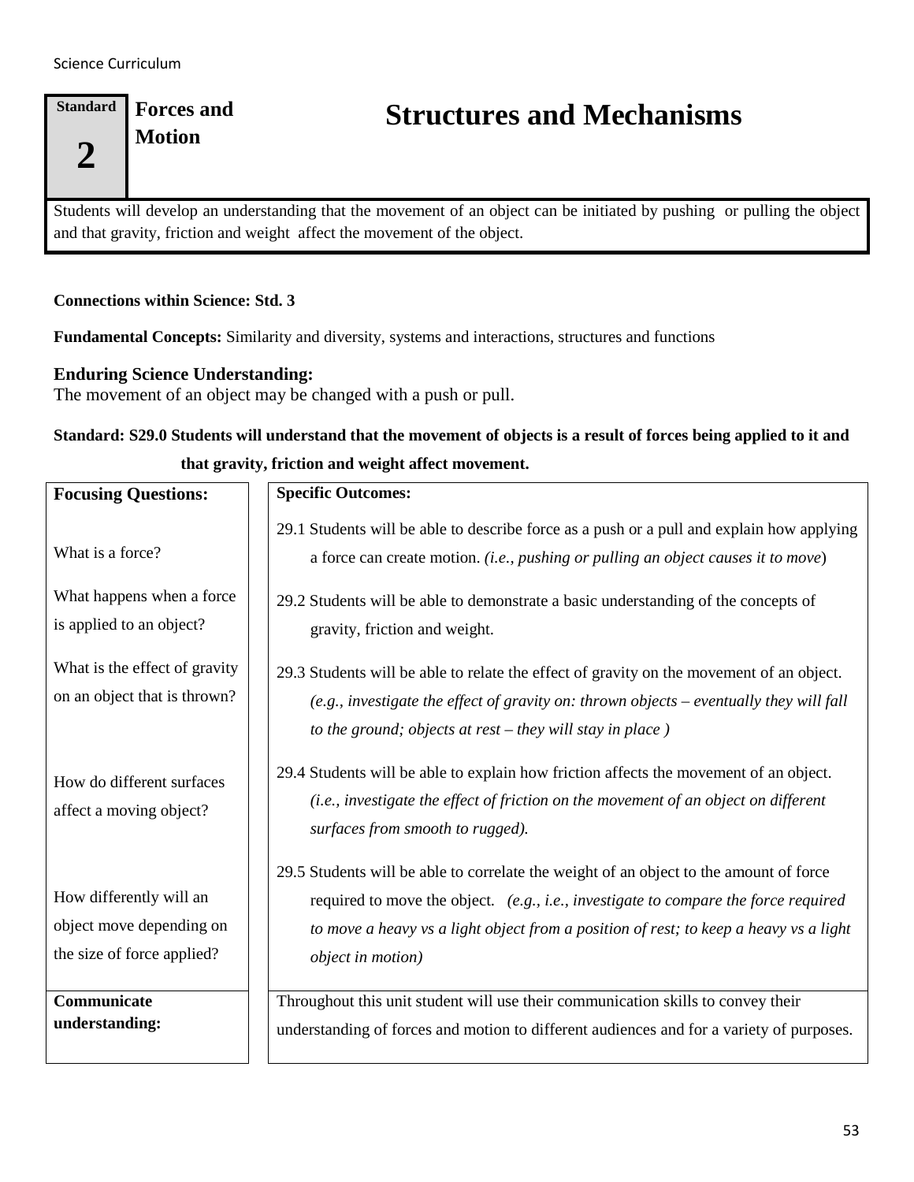| Standard 2 | Forces and Motion | Structures and Mechanisms |
|---|---|---|

Students will develop an understanding that the movement of an object can be initiated by pushing or pulling the object and that gravity, friction and weight affect the movement of the object.

**Connections within Science: Std. 3**

**Fundamental Concepts:** Similarity and diversity, systems and interactions, structures and functions

**Enduring Science Understanding:**
The movement of an object may be changed with a push or pull.

**Standard: S29.0 Students will understand that the movement of objects is a result of forces being applied to it and that gravity, friction and weight affect movement.**

| **Focusing Questions:** | **Specific Outcomes:** |
|---|---|
| What is a force? | 29.1 Students will be able to describe force as a push or a pull and explain how applying a force can create motion. *(i.e., pushing or pulling an object causes it to move)* |
| What happens when a force is applied to an object? | 29.2 Students will be able to demonstrate a basic understanding of the concepts of gravity, friction and weight. |
| What is the effect of gravity on an object that is thrown? | 29.3 Students will be able to relate the effect of gravity on the movement of an object. *(e.g., investigate the effect of gravity on: thrown objects – eventually they will fall to the ground; objects at rest – they will stay in place )* |
| How do different surfaces affect a moving object? | 29.4 Students will be able to explain how friction affects the movement of an object. *(i.e., investigate the effect of friction on the movement of an object on different surfaces from smooth to rugged).* |
| How differently will an object move depending on the size of force applied? | 29.5 Students will be able to correlate the weight of an object to the amount of force required to move the object. *(e.g., i.e., investigate to compare the force required to move a heavy vs a light object from a position of rest; to keep a heavy vs a light object in motion)* |
| **Communicate understanding:** | Throughout this unit student will use their communication skills to convey their understanding of forces and motion to different audiences and for a variety of purposes. |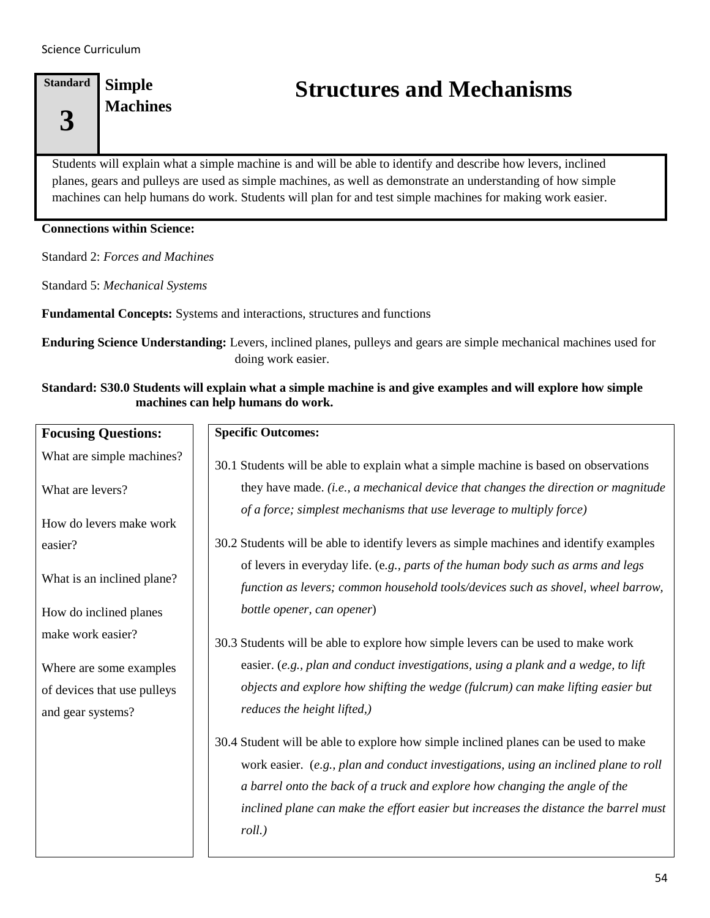| Standard 3 | Simple Machines | # Structures and Mechanisms |
|---|---|---|

Students will explain what a simple machine is and will be able to identify and describe how levers, inclined planes, gears and pulleys are used as simple machines, as well as demonstrate an understanding of how simple machines can help humans do work. Students will plan for and test simple machines for making work easier.

**Connections within Science:**

Standard 2: *Forces and Machines*

Standard 5: *Mechanical Systems*

**Fundamental Concepts:** Systems and interactions, structures and functions

**Enduring Science Understanding:** Levers, inclined planes, pulleys and gears are simple mechanical machines used for doing work easier.

**Standard: S30.0 Students will explain what a simple machine is and give examples and will explore how simple machines can help humans do work.**

| Focusing Questions: | Specific Outcomes: |
|---|---|
| What are simple machines?<br><br>What are levers?<br><br>How do levers make work easier?<br><br>What is an inclined plane?<br><br>How do inclined planes make work easier?<br><br>Where are some examples of devices that use pulleys and gear systems? | 30.1 Students will be able to explain what a simple machine is based on observations they have made. *(i.e., a mechanical device that changes the direction or magnitude of a force; simplest mechanisms that use leverage to multiply force)*<br><br>30.2 Students will be able to identify levers as simple machines and identify examples of levers in everyday life. (e*.g., parts of the human body such as arms and legs function as levers; common household tools/devices such as shovel, wheel barrow, bottle opener, can opener*)<br><br>30.3 Students will be able to explore how simple levers can be used to make work easier. (*e.g., plan and conduct investigations, using a plank and a wedge, to lift objects and explore how shifting the wedge (fulcrum) can make lifting easier but reduces the height lifted,)*<br><br>30.4 Student will be able to explore how simple inclined planes can be used to make work easier. (*e.g., plan and conduct investigations, using an inclined plane to roll a barrel onto the back of a truck and explore how changing the angle of the inclined plane can make the effort easier but increases the distance the barrel must roll.)* |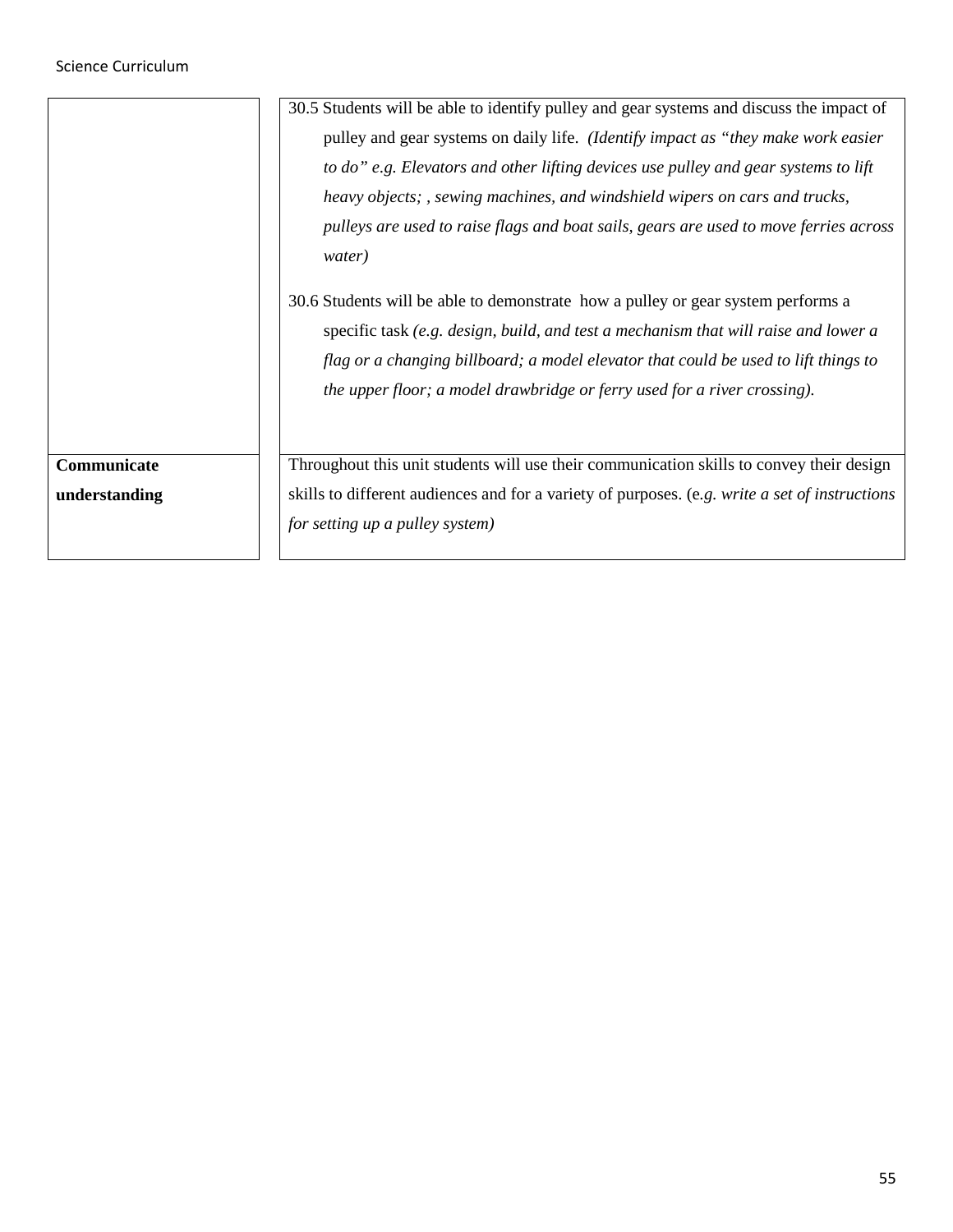| | |
|---|---|
| | 30.5 Students will be able to identify pulley and gear systems and discuss the impact of pulley and gear systems on daily life. *(Identify impact as "they make work easier to do" e.g. Elevators and other lifting devices use pulley and gear systems to lift heavy objects; , sewing machines, and windshield wipers on cars and trucks, pulleys are used to raise flags and boat sails, gears are used to move ferries across water)*<br><br>30.6 Students will be able to demonstrate how a pulley or gear system performs a specific task *(e.g. design, build, and test a mechanism that will raise and lower a flag or a changing billboard; a model elevator that could be used to lift things to the upper floor; a model drawbridge or ferry used for a river crossing).* |
| **Communicate understanding** | Throughout this unit students will use their communication skills to convey their design skills to different audiences and for a variety of purposes. (e*.g. write a set of instructions for setting up a pulley system)* |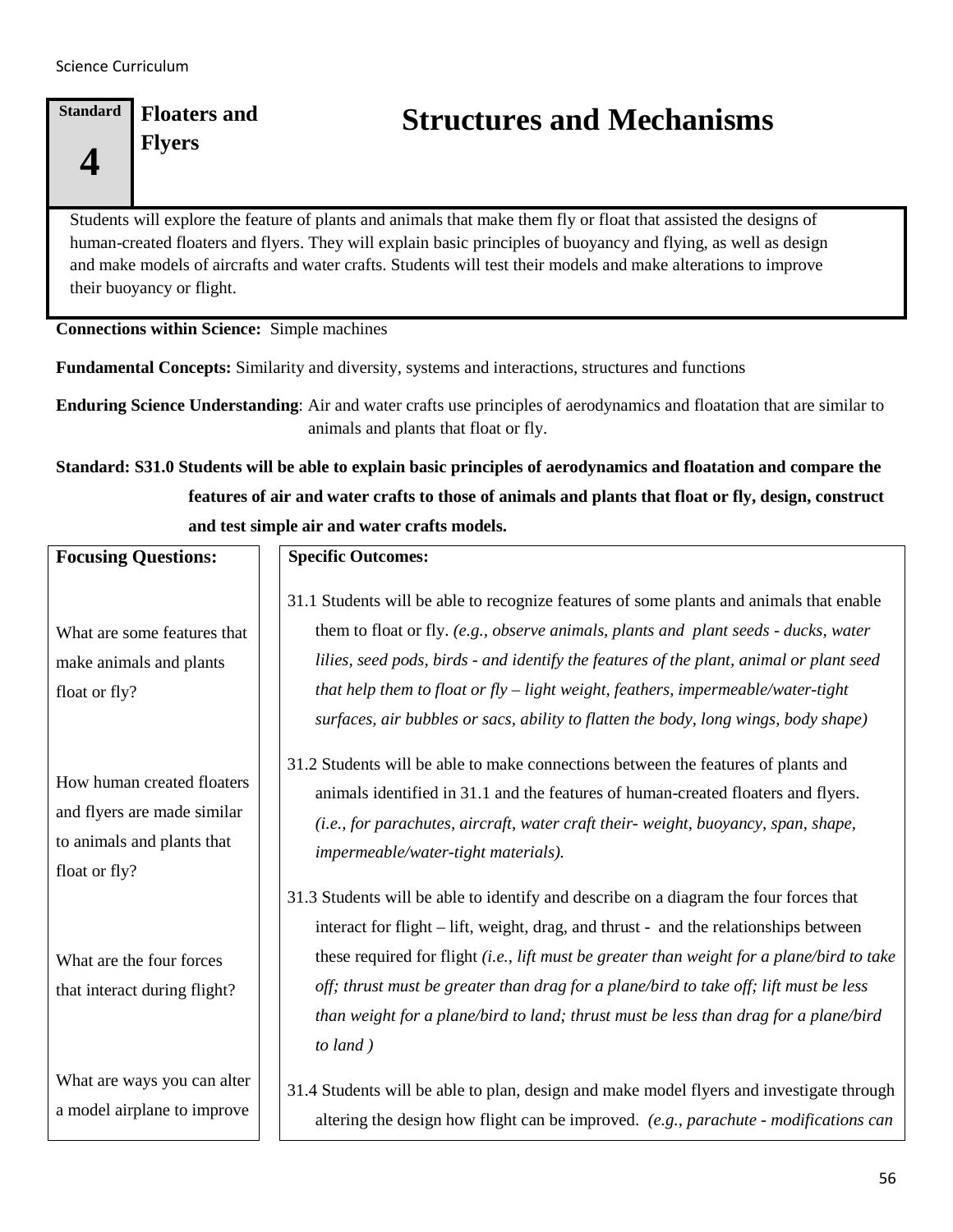**Standard 4** | **Floaters and Flyers**

# Structures and Mechanisms

Students will explore the feature of plants and animals that make them fly or float that assisted the designs of human-created floaters and flyers. They will explain basic principles of buoyancy and flying, as well as design and make models of aircrafts and water crafts. Students will test their models and make alterations to improve their buoyancy or flight.

**Connections within Science:** Simple machines

**Fundamental Concepts:** Similarity and diversity, systems and interactions, structures and functions

**Enduring Science Understanding**: Air and water crafts use principles of aerodynamics and floatation that are similar to animals and plants that float or fly.

**Standard: S31.0 Students will be able to explain basic principles of aerodynamics and floatation and compare the features of air and water crafts to those of animals and plants that float or fly, design, construct and test simple air and water crafts models.**

| **Focusing Questions:** | **Specific Outcomes:** |
|---|---|
| What are some features that make animals and plants float or fly? | 31.1 Students will be able to recognize features of some plants and animals that enable them to float or fly. *(e.g., observe animals, plants and plant seeds - ducks, water lilies, seed pods, birds - and identify the features of the plant, animal or plant seed that help them to float or fly – light weight, feathers, impermeable/water-tight surfaces, air bubbles or sacs, ability to flatten the body, long wings, body shape)* |
| How human created floaters and flyers are made similar to animals and plants that float or fly? | 31.2 Students will be able to make connections between the features of plants and animals identified in 31.1 and the features of human-created floaters and flyers. *(i.e., for parachutes, aircraft, water craft their- weight, buoyancy, span, shape, impermeable/water-tight materials).* |
| What are the four forces that interact during flight? | 31.3 Students will be able to identify and describe on a diagram the four forces that interact for flight – lift, weight, drag, and thrust - and the relationships between these required for flight *(i.e., lift must be greater than weight for a plane/bird to take off; thrust must be greater than drag for a plane/bird to take off; lift must be less than weight for a plane/bird to land; thrust must be less than drag for a plane/bird to land )* |
| What are ways you can alter a model airplane to improve | 31.4 Students will be able to plan, design and make model flyers and investigate through altering the design how flight can be improved. *(e.g., parachute - modifications can* |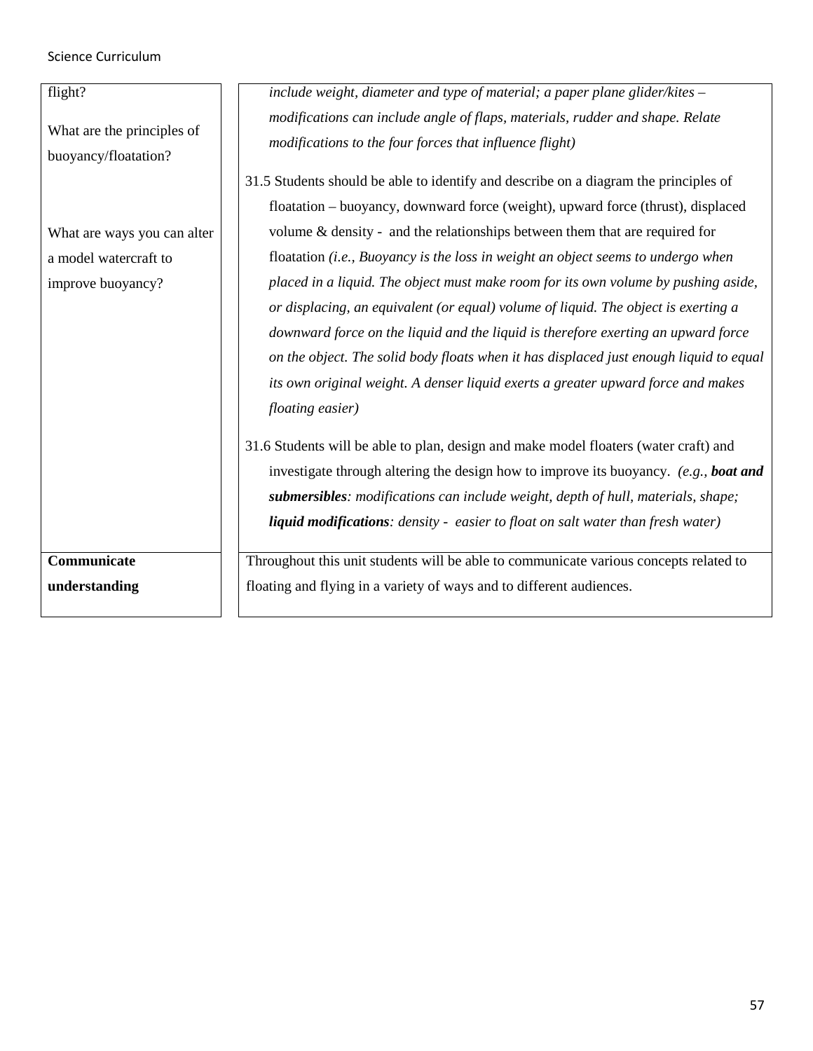| | |
|---|---|
| flight?<br><br>What are the principles of buoyancy/floatation?<br><br>What are ways you can alter a model watercraft to improve buoyancy? | *include weight, diameter and type of material; a paper plane glider/kites – modifications can include angle of flaps, materials, rudder and shape. Relate modifications to the four forces that influence flight)*<br><br>31.5 Students should be able to identify and describe on a diagram the principles of floatation – buoyancy, downward force (weight), upward force (thrust), displaced volume & density - and the relationships between them that are required for floatation *(i.e., Buoyancy is the loss in weight an object seems to undergo when placed in a liquid. The object must make room for its own volume by pushing aside, or displacing, an equivalent (or equal) volume of liquid. The object is exerting a downward force on the liquid and the liquid is therefore exerting an upward force on the object. The solid body floats when it has displaced just enough liquid to equal its own original weight. A denser liquid exerts a greater upward force and makes floating easier)*<br><br>31.6 Students will be able to plan, design and make model floaters (water craft) and investigate through altering the design how to improve its buoyancy. *(e.g.,* ***boat and submersibles****: modifications can include weight, depth of hull, materials, shape;* ***liquid modifications****: density - easier to float on salt water than fresh water)* |
| **Communicate understanding** | Throughout this unit students will be able to communicate various concepts related to floating and flying in a variety of ways and to different audiences. |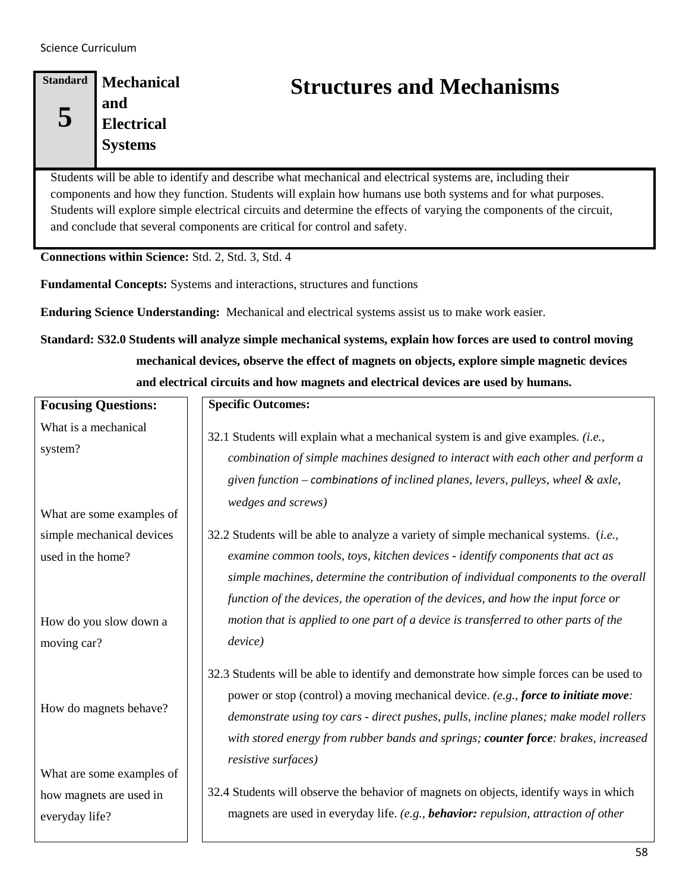| Standard 5 | Mechanical and Electrical Systems | Structures and Mechanisms |
|---|---|---|

Students will be able to identify and describe what mechanical and electrical systems are, including their components and how they function. Students will explain how humans use both systems and for what purposes. Students will explore simple electrical circuits and determine the effects of varying the components of the circuit, and conclude that several components are critical for control and safety.

**Connections within Science:** Std. 2, Std. 3, Std. 4

**Fundamental Concepts:** Systems and interactions, structures and functions

**Enduring Science Understanding:** Mechanical and electrical systems assist us to make work easier.

**Standard: S32.0 Students will analyze simple mechanical systems, explain how forces are used to control moving mechanical devices, observe the effect of magnets on objects, explore simple magnetic devices and electrical circuits and how magnets and electrical devices are used by humans.**

| Focusing Questions: | Specific Outcomes: |
|---|---|
| What is a mechanical system? | 32.1 Students will explain what a mechanical system is and give examples. *(i.e., combination of simple machines designed to interact with each other and perform a given function – combinations of inclined planes, levers, pulleys, wheel & axle, wedges and screws)* |
| What are some examples of simple mechanical devices used in the home? | 32.2 Students will be able to analyze a variety of simple mechanical systems. (*i.e., examine common tools, toys, kitchen devices - identify components that act as simple machines, determine the contribution of individual components to the overall function of the devices, the operation of the devices, and how the input force or motion that is applied to one part of a device is transferred to other parts of the device)* |
| How do you slow down a moving car? | 32.3 Students will be able to identify and demonstrate how simple forces can be used to power or stop (control) a moving mechanical device. *(e.g., **force to initiate move**: demonstrate using toy cars - direct pushes, pulls, incline planes; make model rollers with stored energy from rubber bands and springs; **counter force**: brakes, increased resistive surfaces)* |
| How do magnets behave? | |
| What are some examples of how magnets are used in everyday life? | 32.4 Students will observe the behavior of magnets on objects, identify ways in which magnets are used in everyday life. *(e.g., **behavior:** repulsion, attraction of other* |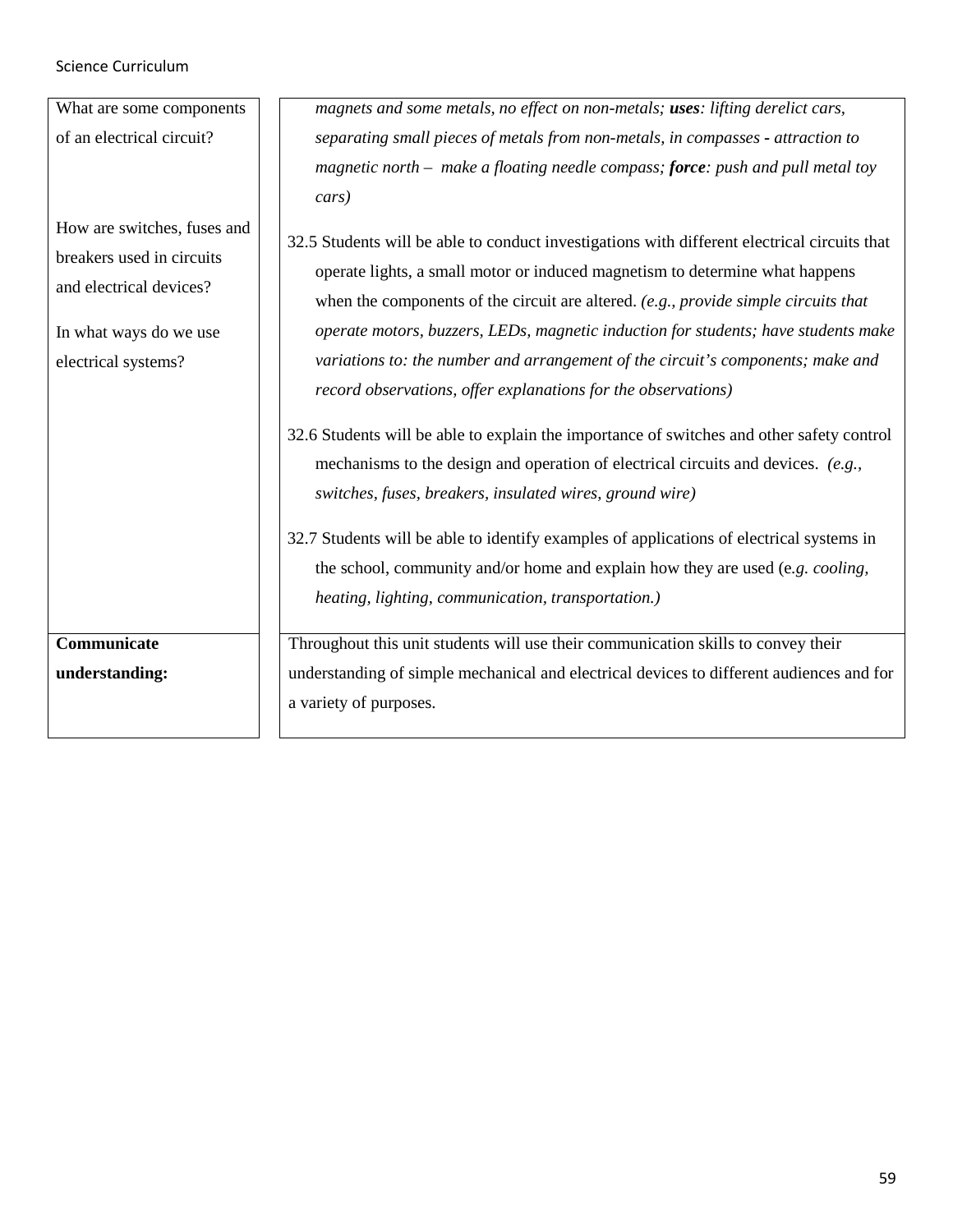| | |
|---|---|
| What are some components of an electrical circuit?<br><br>How are switches, fuses and breakers used in circuits and electrical devices?<br><br>In what ways do we use electrical systems? | *magnets and some metals, no effect on non-metals;* ***uses****: lifting derelict cars, separating small pieces of metals from non-metals, in compasses - attraction to magnetic north – make a floating needle compass;* ***force****: push and pull metal toy cars)*<br><br>32.5 Students will be able to conduct investigations with different electrical circuits that operate lights, a small motor or induced magnetism to determine what happens when the components of the circuit are altered. *(e.g., provide simple circuits that operate motors, buzzers, LEDs, magnetic induction for students; have students make variations to: the number and arrangement of the circuit's components; make and record observations, offer explanations for the observations)*<br><br>32.6 Students will be able to explain the importance of switches and other safety control mechanisms to the design and operation of electrical circuits and devices. *(e.g., switches, fuses, breakers, insulated wires, ground wire)*<br><br>32.7 Students will be able to identify examples of applications of electrical systems in the school, community and/or home and explain how they are used (e*.g. cooling, heating, lighting, communication, transportation.)* |
| **Communicate understanding:** | Throughout this unit students will use their communication skills to convey their understanding of simple mechanical and electrical devices to different audiences and for a variety of purposes. |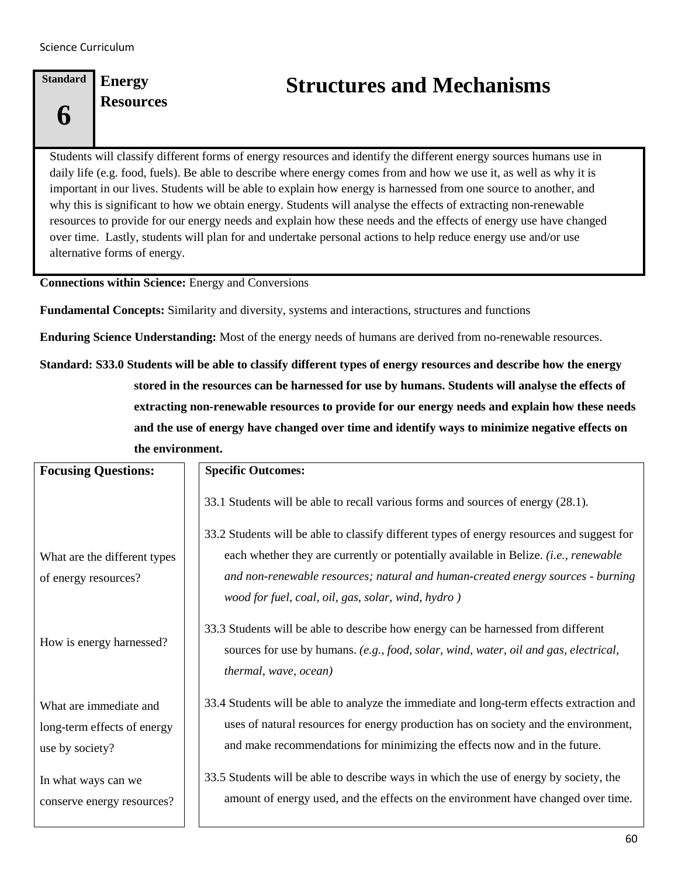| Standard 6 | Energy Resources | Structures and Mechanisms |
|---|---|---|

Students will classify different forms of energy resources and identify the different energy sources humans use in daily life (e.g. food, fuels). Be able to describe where energy comes from and how we use it, as well as why it is important in our lives. Students will be able to explain how energy is harnessed from one source to another, and why this is significant to how we obtain energy. Students will analyse the effects of extracting non-renewable resources to provide for our energy needs and explain how these needs and the effects of energy use have changed over time. Lastly, students will plan for and undertake personal actions to help reduce energy use and/or use alternative forms of energy.

**Connections within Science:** Energy and Conversions

**Fundamental Concepts:** Similarity and diversity, systems and interactions, structures and functions

**Enduring Science Understanding:** Most of the energy needs of humans are derived from no-renewable resources.

**Standard: S33.0 Students will be able to classify different types of energy resources and describe how the energy stored in the resources can be harnessed for use by humans. Students will analyse the effects of extracting non-renewable resources to provide for our energy needs and explain how these needs and the use of energy have changed over time and identify ways to minimize negative effects on the environment.**

| **Focusing Questions:** | **Specific Outcomes:** |
|---|---|
| | 33.1 Students will be able to recall various forms and sources of energy (28.1). |
| What are the different types of energy resources? | 33.2 Students will be able to classify different types of energy resources and suggest for each whether they are currently or potentially available in Belize. *(i.e., renewable and non-renewable resources; natural and human-created energy sources - burning wood for fuel, coal, oil, gas, solar, wind, hydro )* |
| How is energy harnessed? | 33.3 Students will be able to describe how energy can be harnessed from different sources for use by humans. *(e.g., food, solar, wind, water, oil and gas, electrical, thermal, wave, ocean)* |
| What are immediate and long-term effects of energy use by society? | 33.4 Students will be able to analyze the immediate and long-term effects extraction and uses of natural resources for energy production has on society and the environment, and make recommendations for minimizing the effects now and in the future. |
| In what ways can we conserve energy resources? | 33.5 Students will be able to describe ways in which the use of energy by society, the amount of energy used, and the effects on the environment have changed over time. |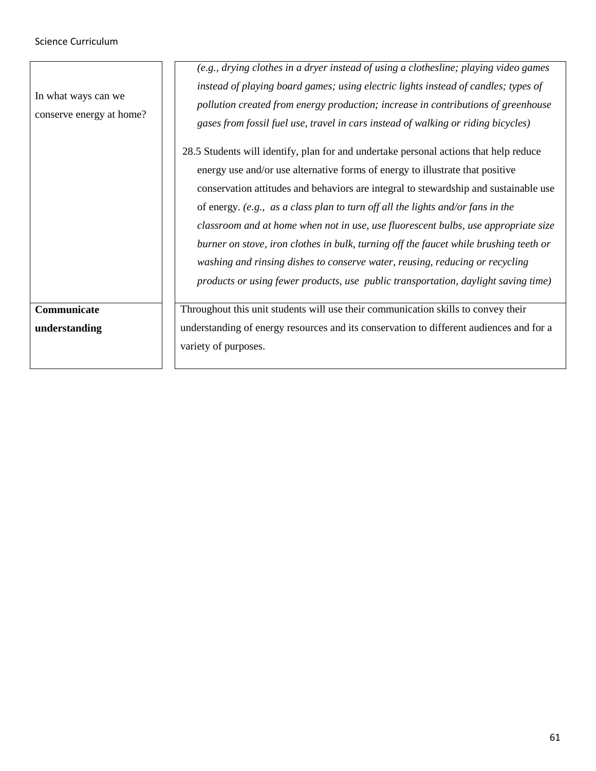| | |
|---|---|
| In what ways can we conserve energy at home? | *(e.g., drying clothes in a dryer instead of using a clothesline; playing video games instead of playing board games; using electric lights instead of candles; types of pollution created from energy production; increase in contributions of greenhouse gases from fossil fuel use, travel in cars instead of walking or riding bicycles)*<br><br>28.5 Students will identify, plan for and undertake personal actions that help reduce energy use and/or use alternative forms of energy to illustrate that positive conservation attitudes and behaviors are integral to stewardship and sustainable use of energy. *(e.g., as a class plan to turn off all the lights and/or fans in the classroom and at home when not in use, use fluorescent bulbs, use appropriate size burner on stove, iron clothes in bulk, turning off the faucet while brushing teeth or washing and rinsing dishes to conserve water, reusing, reducing or recycling products or using fewer products, use public transportation, daylight saving time)* |
| **Communicate understanding** | Throughout this unit students will use their communication skills to convey their understanding of energy resources and its conservation to different audiences and for a variety of purposes. |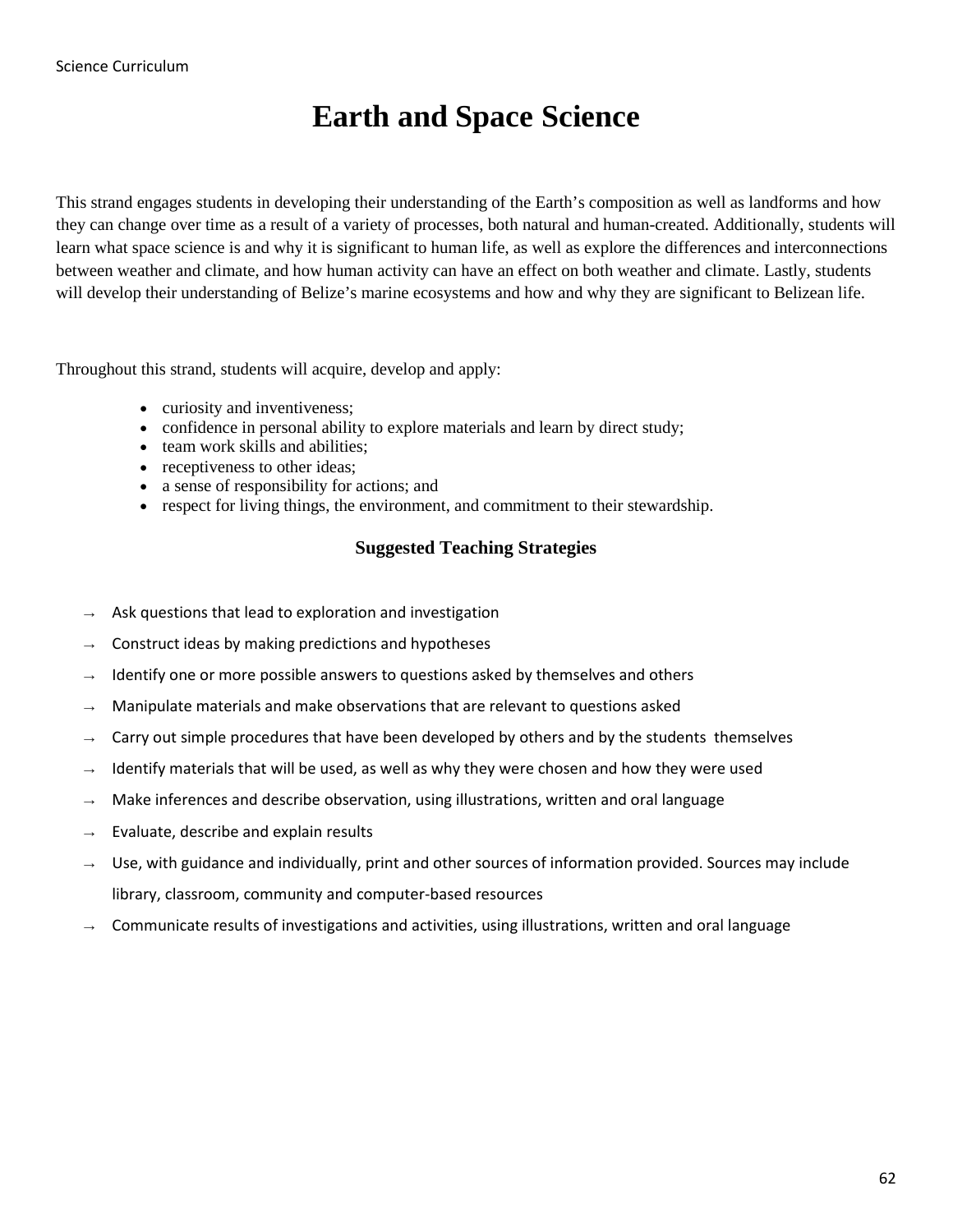# Earth and Space Science

This strand engages students in developing their understanding of the Earth's composition as well as landforms and how they can change over time as a result of a variety of processes, both natural and human-created. Additionally, students will learn what space science is and why it is significant to human life, as well as explore the differences and interconnections between weather and climate, and how human activity can have an effect on both weather and climate. Lastly, students will develop their understanding of Belize's marine ecosystems and how and why they are significant to Belizean life.

Throughout this strand, students will acquire, develop and apply:

- curiosity and inventiveness;
- confidence in personal ability to explore materials and learn by direct study;
- team work skills and abilities;
- receptiveness to other ideas;
- a sense of responsibility for actions; and
- respect for living things, the environment, and commitment to their stewardship.

### Suggested Teaching Strategies

- → Ask questions that lead to exploration and investigation
- → Construct ideas by making predictions and hypotheses
- → Identify one or more possible answers to questions asked by themselves and others
- → Manipulate materials and make observations that are relevant to questions asked
- → Carry out simple procedures that have been developed by others and by the students themselves
- → Identify materials that will be used, as well as why they were chosen and how they were used
- → Make inferences and describe observation, using illustrations, written and oral language
- → Evaluate, describe and explain results
- → Use, with guidance and individually, print and other sources of information provided. Sources may include library, classroom, community and computer-based resources
- → Communicate results of investigations and activities, using illustrations, written and oral language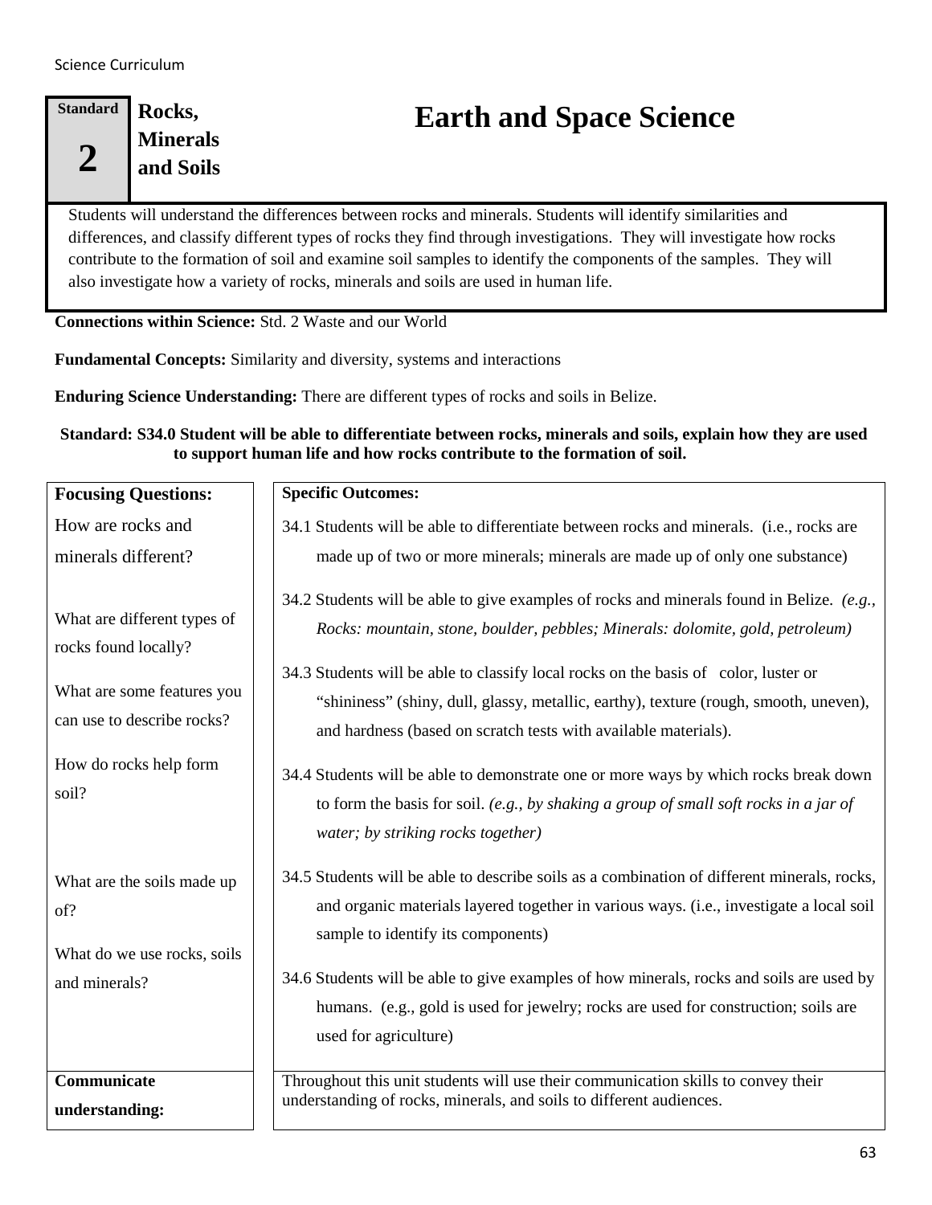**Standard 2** | **Rocks, Minerals and Soils**

# Earth and Space Science

Students will understand the differences between rocks and minerals. Students will identify similarities and differences, and classify different types of rocks they find through investigations. They will investigate how rocks contribute to the formation of soil and examine soil samples to identify the components of the samples. They will also investigate how a variety of rocks, minerals and soils are used in human life.

**Connections within Science:** Std. 2 Waste and our World

**Fundamental Concepts:** Similarity and diversity, systems and interactions

**Enduring Science Understanding:** There are different types of rocks and soils in Belize.

**Standard: S34.0 Student will be able to differentiate between rocks, minerals and soils, explain how they are used to support human life and how rocks contribute to the formation of soil.**

| Focusing Questions: | Specific Outcomes: |
| --- | --- |
| How are rocks and minerals different? | 34.1 Students will be able to differentiate between rocks and minerals. (i.e., rocks are made up of two or more minerals; minerals are made up of only one substance) |
| What are different types of rocks found locally? | 34.2 Students will be able to give examples of rocks and minerals found in Belize. *(e.g., Rocks: mountain, stone, boulder, pebbles; Minerals: dolomite, gold, petroleum)* |
| What are some features you can use to describe rocks? | 34.3 Students will be able to classify local rocks on the basis of color, luster or "shininess" (shiny, dull, glassy, metallic, earthy), texture (rough, smooth, uneven), and hardness (based on scratch tests with available materials). |
| How do rocks help form soil? | 34.4 Students will be able to demonstrate one or more ways by which rocks break down to form the basis for soil. *(e.g., by shaking a group of small soft rocks in a jar of water; by striking rocks together)* |
| What are the soils made up of? | 34.5 Students will be able to describe soils as a combination of different minerals, rocks, and organic materials layered together in various ways. (i.e., investigate a local soil sample to identify its components) |
| What do we use rocks, soils and minerals? | 34.6 Students will be able to give examples of how minerals, rocks and soils are used by humans. (e.g., gold is used for jewelry; rocks are used for construction; soils are used for agriculture) |
| **Communicate understanding:** | Throughout this unit students will use their communication skills to convey their understanding of rocks, minerals, and soils to different audiences. |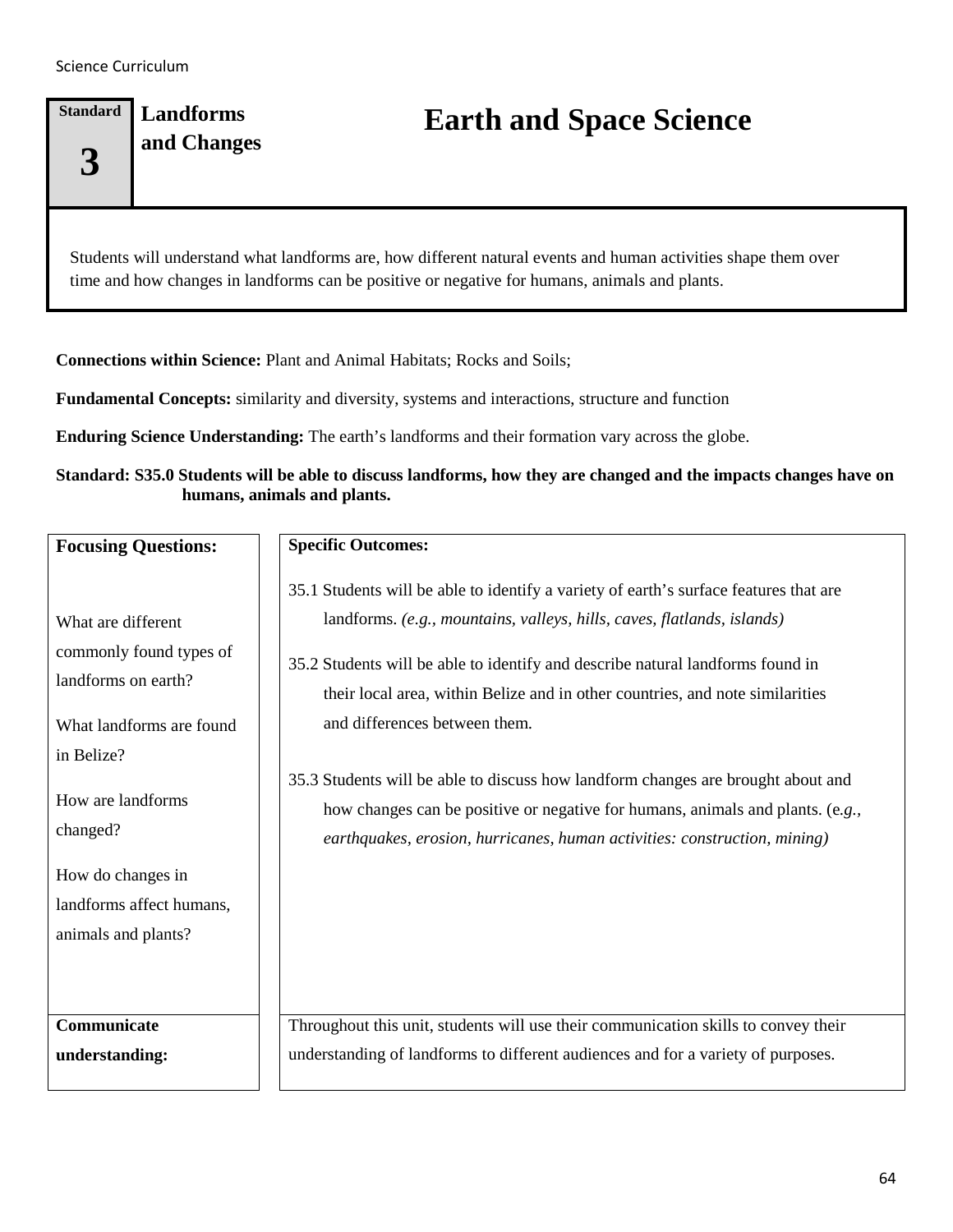**Standard 3** | **Landforms and Changes**

# Earth and Space Science

Students will understand what landforms are, how different natural events and human activities shape them over time and how changes in landforms can be positive or negative for humans, animals and plants.

**Connections within Science:** Plant and Animal Habitats; Rocks and Soils;

**Fundamental Concepts:** similarity and diversity, systems and interactions, structure and function

**Enduring Science Understanding:** The earth's landforms and their formation vary across the globe.

**Standard: S35.0 Students will be able to discuss landforms, how they are changed and the impacts changes have on humans, animals and plants.**

| **Focusing Questions:** | **Specific Outcomes:** |
|---|---|
| What are different commonly found types of landforms on earth?<br><br>What landforms are found in Belize?<br><br>How are landforms changed?<br><br>How do changes in landforms affect humans, animals and plants? | 35.1 Students will be able to identify a variety of earth's surface features that are landforms. *(e.g., mountains, valleys, hills, caves, flatlands, islands)*<br><br>35.2 Students will be able to identify and describe natural landforms found in their local area, within Belize and in other countries, and note similarities and differences between them.<br><br>35.3 Students will be able to discuss how landform changes are brought about and how changes can be positive or negative for humans, animals and plants. (e*.g., earthquakes, erosion, hurricanes, human activities: construction, mining)* |
| **Communicate understanding:** | Throughout this unit, students will use their communication skills to convey their understanding of landforms to different audiences and for a variety of purposes. |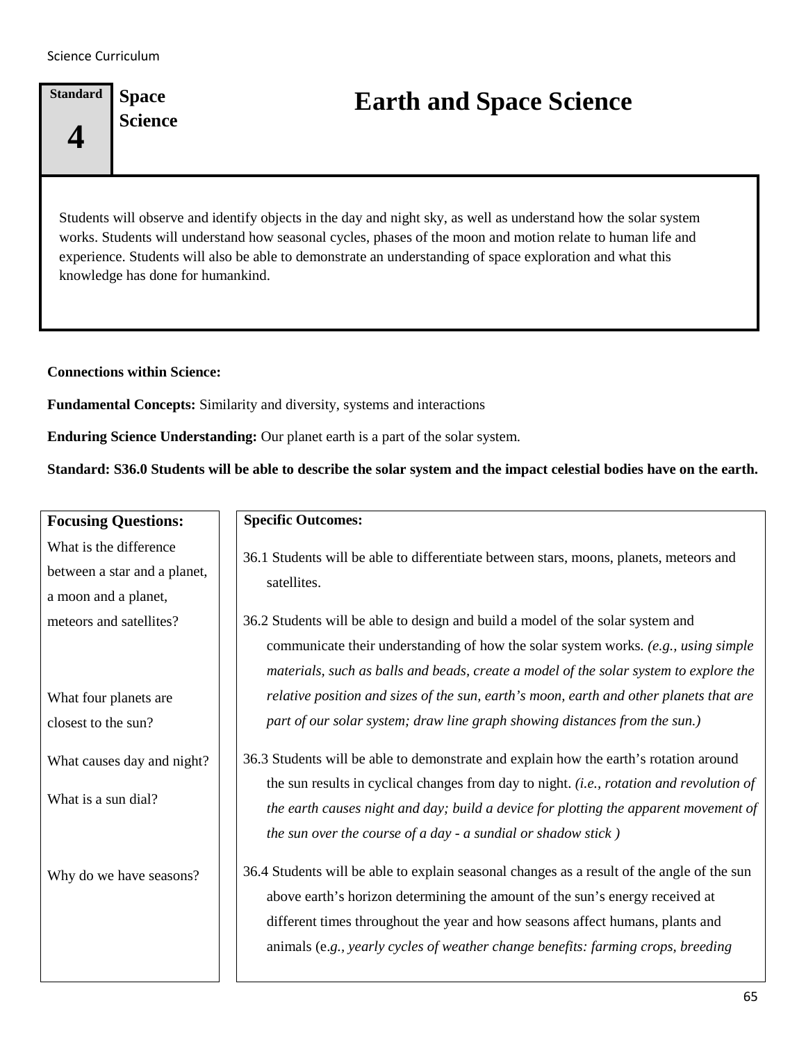**Standard 4** | **Space Science**

# Earth and Space Science

Students will observe and identify objects in the day and night sky, as well as understand how the solar system works. Students will understand how seasonal cycles, phases of the moon and motion relate to human life and experience. Students will also be able to demonstrate an understanding of space exploration and what this knowledge has done for humankind.

**Connections within Science:**

**Fundamental Concepts:** Similarity and diversity, systems and interactions

**Enduring Science Understanding:** Our planet earth is a part of the solar system.

**Standard: S36.0 Students will be able to describe the solar system and the impact celestial bodies have on the earth.**

| Focusing Questions: | Specific Outcomes: |
|---|---|
| What is the difference between a star and a planet, a moon and a planet, meteors and satellites? | 36.1 Students will be able to differentiate between stars, moons, planets, meteors and satellites. |
| What four planets are closest to the sun? | 36.2 Students will be able to design and build a model of the solar system and communicate their understanding of how the solar system works. *(e.g., using simple materials, such as balls and beads, create a model of the solar system to explore the relative position and sizes of the sun, earth's moon, earth and other planets that are part of our solar system; draw line graph showing distances from the sun.)* |
| What causes day and night?<br><br>What is a sun dial? | 36.3 Students will be able to demonstrate and explain how the earth's rotation around the sun results in cyclical changes from day to night. *(i.e., rotation and revolution of the earth causes night and day; build a device for plotting the apparent movement of the sun over the course of a day - a sundial or shadow stick )* |
| Why do we have seasons? | 36.4 Students will be able to explain seasonal changes as a result of the angle of the sun above earth's horizon determining the amount of the sun's energy received at different times throughout the year and how seasons affect humans, plants and animals (e*.g., yearly cycles of weather change benefits: farming crops, breeding* |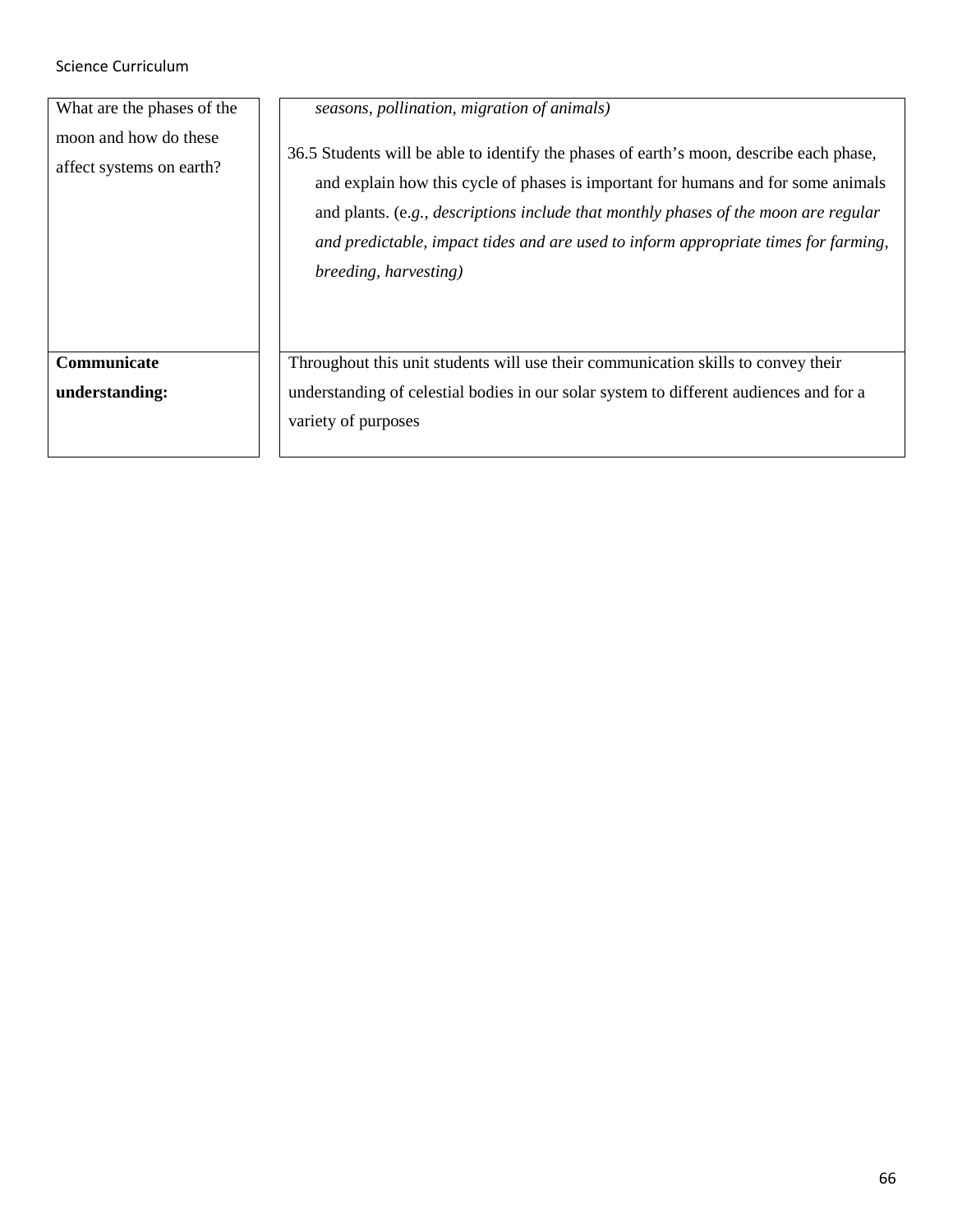| | |
|---|---|
| What are the phases of the moon and how do these affect systems on earth? | *seasons, pollination, migration of animals)*<br><br>36.5 Students will be able to identify the phases of earth's moon, describe each phase, and explain how this cycle of phases is important for humans and for some animals and plants. (e.*g., descriptions include that monthly phases of the moon are regular and predictable, impact tides and are used to inform appropriate times for farming, breeding, harvesting)* |
| **Communicate understanding:** | Throughout this unit students will use their communication skills to convey their understanding of celestial bodies in our solar system to different audiences and for a variety of purposes |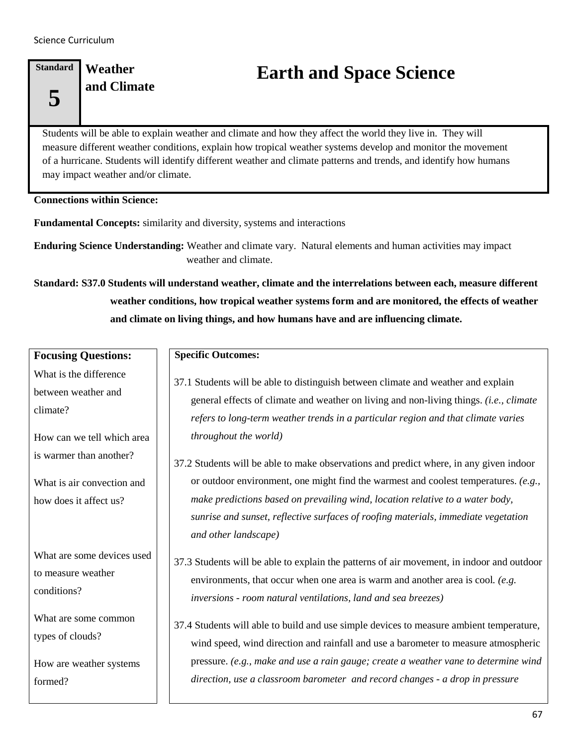**Standard 5** | **Weather and Climate**

# Earth and Space Science

Students will be able to explain weather and climate and how they affect the world they live in. They will measure different weather conditions, explain how tropical weather systems develop and monitor the movement of a hurricane. Students will identify different weather and climate patterns and trends, and identify how humans may impact weather and/or climate.

**Connections within Science:**

**Fundamental Concepts:** similarity and diversity, systems and interactions

**Enduring Science Understanding:** Weather and climate vary. Natural elements and human activities may impact weather and climate.

**Standard: S37.0 Students will understand weather, climate and the interrelations between each, measure different weather conditions, how tropical weather systems form and are monitored, the effects of weather and climate on living things, and how humans have and are influencing climate.**

| Focusing Questions: | Specific Outcomes: |
|---|---|
| What is the difference between weather and climate? | 37.1 Students will be able to distinguish between climate and weather and explain general effects of climate and weather on living and non-living things. *(i.e., climate refers to long-term weather trends in a particular region and that climate varies throughout the world)* |
| How can we tell which area is warmer than another? | 37.2 Students will be able to make observations and predict where, in any given indoor or outdoor environment, one might find the warmest and coolest temperatures. *(e.g., make predictions based on prevailing wind, location relative to a water body, sunrise and sunset, reflective surfaces of roofing materials, immediate vegetation and other landscape)* |
| What is air convection and how does it affect us? | 37.3 Students will be able to explain the patterns of air movement, in indoor and outdoor environments, that occur when one area is warm and another area is cool. *(e.g. inversions - room natural ventilations, land and sea breezes)* |
| What are some devices used to measure weather conditions?<br><br>What are some common types of clouds?<br><br>How are weather systems formed? | 37.4 Students will able to build and use simple devices to measure ambient temperature, wind speed, wind direction and rainfall and use a barometer to measure atmospheric pressure. *(e.g., make and use a rain gauge; create a weather vane to determine wind direction, use a classroom barometer and record changes - a drop in pressure* |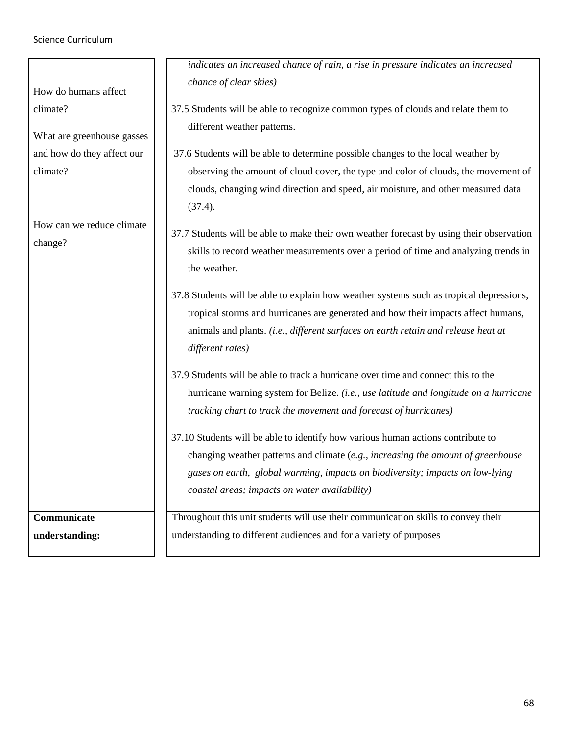| | |
|---|---|
| How do humans affect climate?<br><br>What are greenhouse gasses and how do they affect our climate?<br><br>How can we reduce climate change? | *indicates an increased chance of rain, a rise in pressure indicates an increased chance of clear skies)*<br><br>37.5 Students will be able to recognize common types of clouds and relate them to different weather patterns.<br><br>37.6 Students will be able to determine possible changes to the local weather by observing the amount of cloud cover, the type and color of clouds, the movement of clouds, changing wind direction and speed, air moisture, and other measured data (37.4).<br><br>37.7 Students will be able to make their own weather forecast by using their observation skills to record weather measurements over a period of time and analyzing trends in the weather.<br><br>37.8 Students will be able to explain how weather systems such as tropical depressions, tropical storms and hurricanes are generated and how their impacts affect humans, animals and plants. *(i.e., different surfaces on earth retain and release heat at different rates)*<br><br>37.9 Students will be able to track a hurricane over time and connect this to the hurricane warning system for Belize. *(i.e., use latitude and longitude on a hurricane tracking chart to track the movement and forecast of hurricanes)*<br><br>37.10 Students will be able to identify how various human actions contribute to changing weather patterns and climate (*e.g., increasing the amount of greenhouse gases on earth, global warming, impacts on biodiversity; impacts on low-lying coastal areas; impacts on water availability)* |
| **Communicate understanding:** | Throughout this unit students will use their communication skills to convey their understanding to different audiences and for a variety of purposes |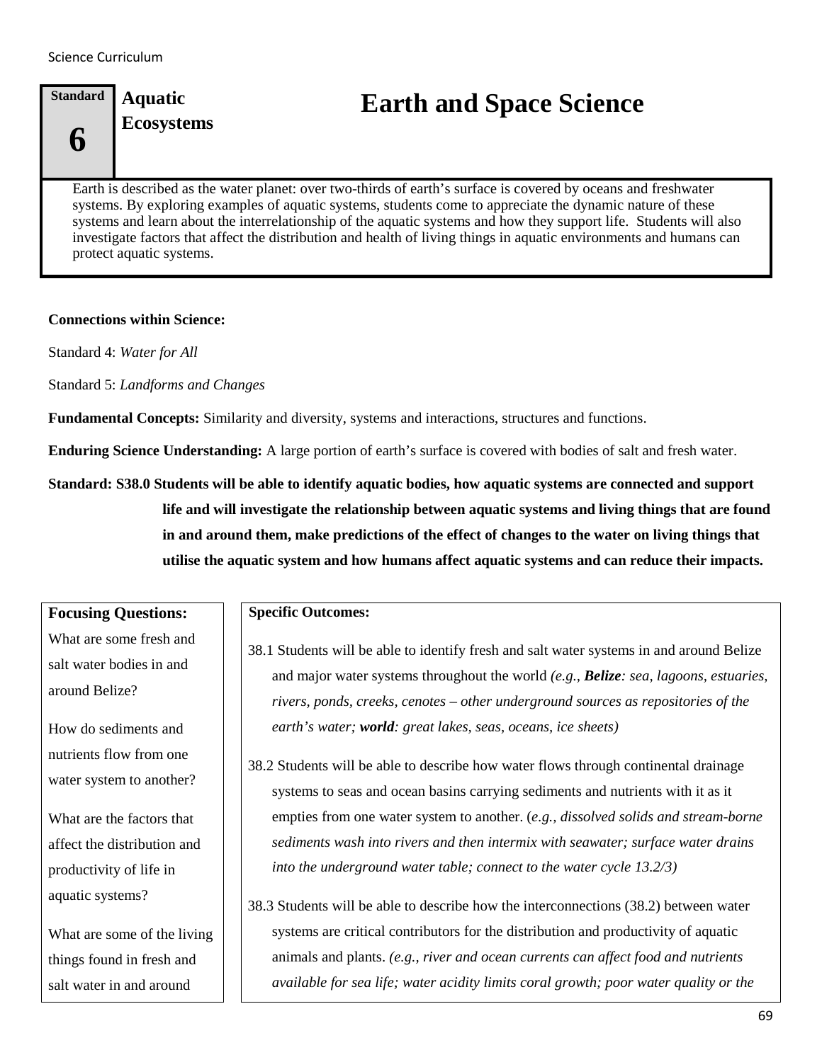| Standard 6 | Aquatic Ecosystems | Earth and Space Science |
|---|---|---|

Earth is described as the water planet: over two-thirds of earth's surface is covered by oceans and freshwater systems. By exploring examples of aquatic systems, students come to appreciate the dynamic nature of these systems and learn about the interrelationship of the aquatic systems and how they support life. Students will also investigate factors that affect the distribution and health of living things in aquatic environments and humans can protect aquatic systems.

**Connections within Science:**

Standard 4: *Water for All*

Standard 5: *Landforms and Changes*

**Fundamental Concepts:** Similarity and diversity, systems and interactions, structures and functions.

**Enduring Science Understanding:** A large portion of earth's surface is covered with bodies of salt and fresh water.

**Standard: S38.0 Students will be able to identify aquatic bodies, how aquatic systems are connected and support life and will investigate the relationship between aquatic systems and living things that are found in and around them, make predictions of the effect of changes to the water on living things that utilise the aquatic system and how humans affect aquatic systems and can reduce their impacts.**

| Focusing Questions: | Specific Outcomes: |
|---|---|
| What are some fresh and salt water bodies in and around Belize?<br><br>How do sediments and nutrients flow from one water system to another?<br><br>What are the factors that affect the distribution and productivity of life in aquatic systems?<br><br>What are some of the living things found in fresh and salt water in and around | 38.1 Students will be able to identify fresh and salt water systems in and around Belize and major water systems throughout the world *(e.g., **Belize**: sea, lagoons, estuaries, rivers, ponds, creeks, cenotes – other underground sources as repositories of the earth's water; **world**: great lakes, seas, oceans, ice sheets)*<br><br>38.2 Students will be able to describe how water flows through continental drainage systems to seas and ocean basins carrying sediments and nutrients with it as it empties from one water system to another. (*e.g., dissolved solids and stream-borne sediments wash into rivers and then intermix with seawater; surface water drains into the underground water table; connect to the water cycle 13.2/3)*<br><br>38.3 Students will be able to describe how the interconnections (38.2) between water systems are critical contributors for the distribution and productivity of aquatic animals and plants. *(e.g., river and ocean currents can affect food and nutrients available for sea life; water acidity limits coral growth; poor water quality or the* |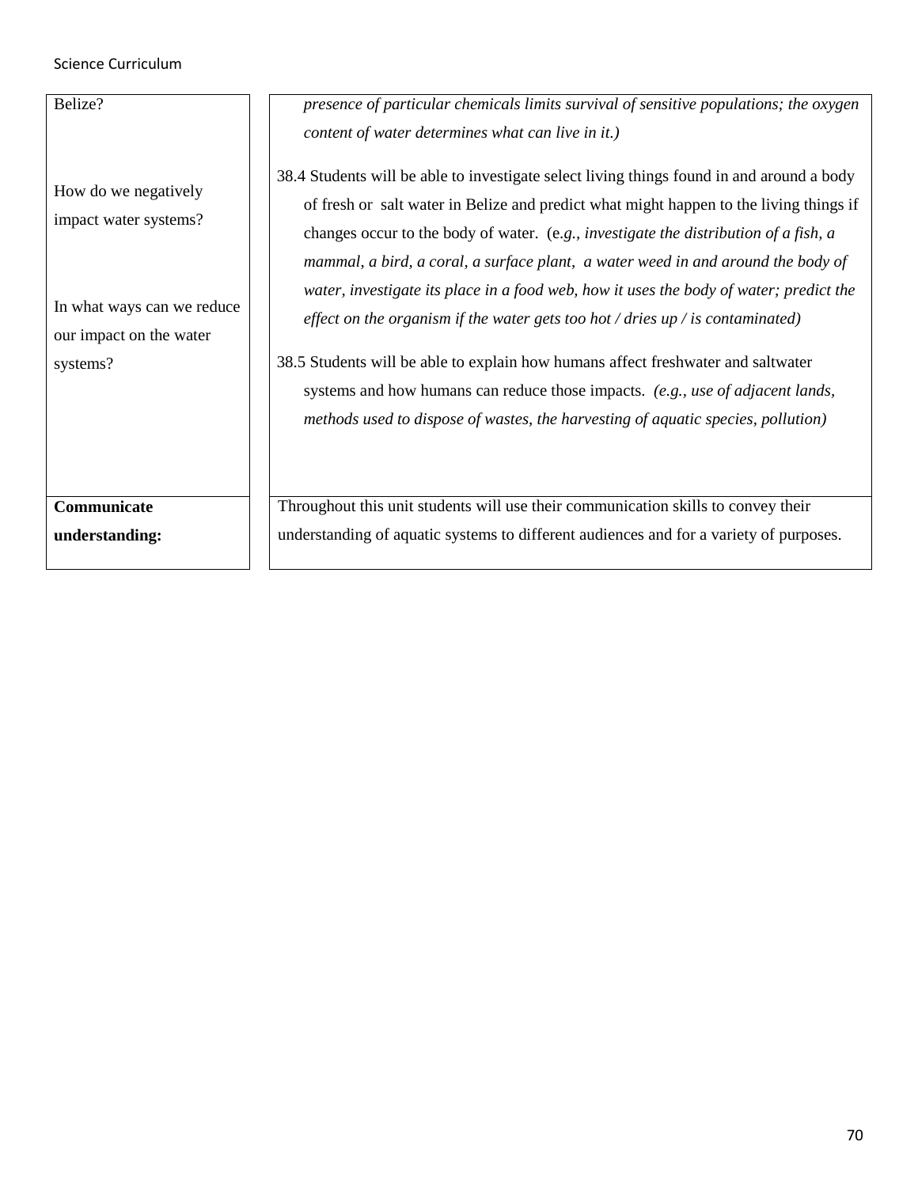| | |
|---|---|
| Belize?<br><br>How do we negatively impact water systems?<br><br>In what ways can we reduce our impact on the water systems? | *presence of particular chemicals limits survival of sensitive populations; the oxygen content of water determines what can live in it.)*<br><br>38.4 Students will be able to investigate select living things found in and around a body of fresh or salt water in Belize and predict what might happen to the living things if changes occur to the body of water. (e.*g., investigate the distribution of a fish, a mammal, a bird, a coral, a surface plant, a water weed in and around the body of water, investigate its place in a food web, how it uses the body of water; predict the effect on the organism if the water gets too hot / dries up / is contaminated)*<br><br>38.5 Students will be able to explain how humans affect freshwater and saltwater systems and how humans can reduce those impacts. *(e.g., use of adjacent lands, methods used to dispose of wastes, the harvesting of aquatic species, pollution)* |
| **Communicate understanding:** | Throughout this unit students will use their communication skills to convey their understanding of aquatic systems to different audiences and for a variety of purposes. |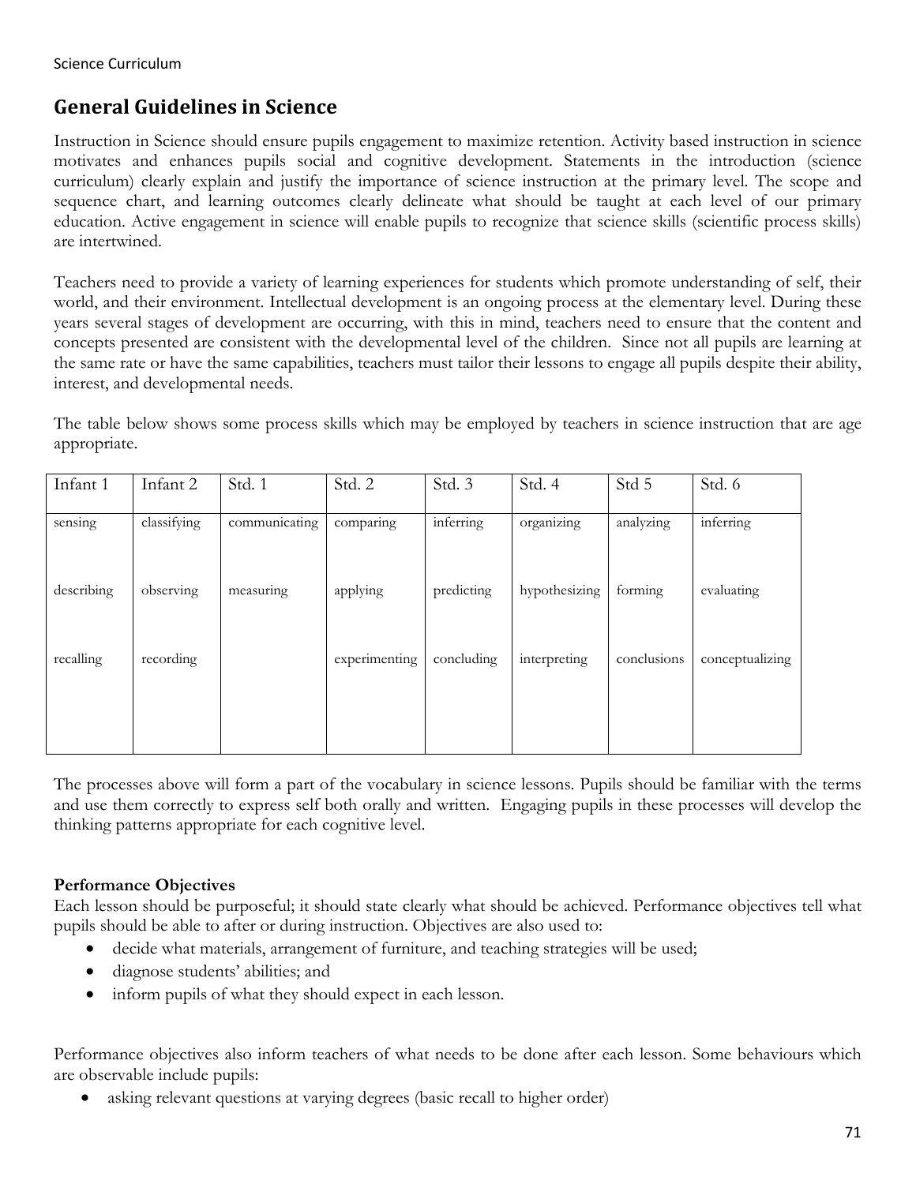## General Guidelines in Science

Instruction in Science should ensure pupils engagement to maximize retention. Activity based instruction in science motivates and enhances pupils social and cognitive development. Statements in the introduction (science curriculum) clearly explain and justify the importance of science instruction at the primary level. The scope and sequence chart, and learning outcomes clearly delineate what should be taught at each level of our primary education. Active engagement in science will enable pupils to recognize that science skills (scientific process skills) are intertwined.

Teachers need to provide a variety of learning experiences for students which promote understanding of self, their world, and their environment. Intellectual development is an ongoing process at the elementary level. During these years several stages of development are occurring, with this in mind, teachers need to ensure that the content and concepts presented are consistent with the developmental level of the children. Since not all pupils are learning at the same rate or have the same capabilities, teachers must tailor their lessons to engage all pupils despite their ability, interest, and developmental needs.

The table below shows some process skills which may be employed by teachers in science instruction that are age appropriate.

| Infant 1 | Infant 2 | Std. 1 | Std. 2 | Std. 3 | Std. 4 | Std 5 | Std. 6 |
|---|---|---|---|---|---|---|---|
| sensing | classifying | communicating | comparing | inferring | organizing | analyzing | inferring |
| describing | observing | measuring | applying | predicting | hypothesizing | forming | evaluating |
| recalling | recording | | experimenting | concluding | interpreting | conclusions | conceptualizing |

The processes above will form a part of the vocabulary in science lessons. Pupils should be familiar with the terms and use them correctly to express self both orally and written. Engaging pupils in these processes will develop the thinking patterns appropriate for each cognitive level.

**Performance Objectives**

Each lesson should be purposeful; it should state clearly what should be achieved. Performance objectives tell what pupils should be able to after or during instruction. Objectives are also used to:

- decide what materials, arrangement of furniture, and teaching strategies will be used;
- diagnose students' abilities; and
- inform pupils of what they should expect in each lesson.

Performance objectives also inform teachers of what needs to be done after each lesson. Some behaviours which are observable include pupils:

- asking relevant questions at varying degrees (basic recall to higher order)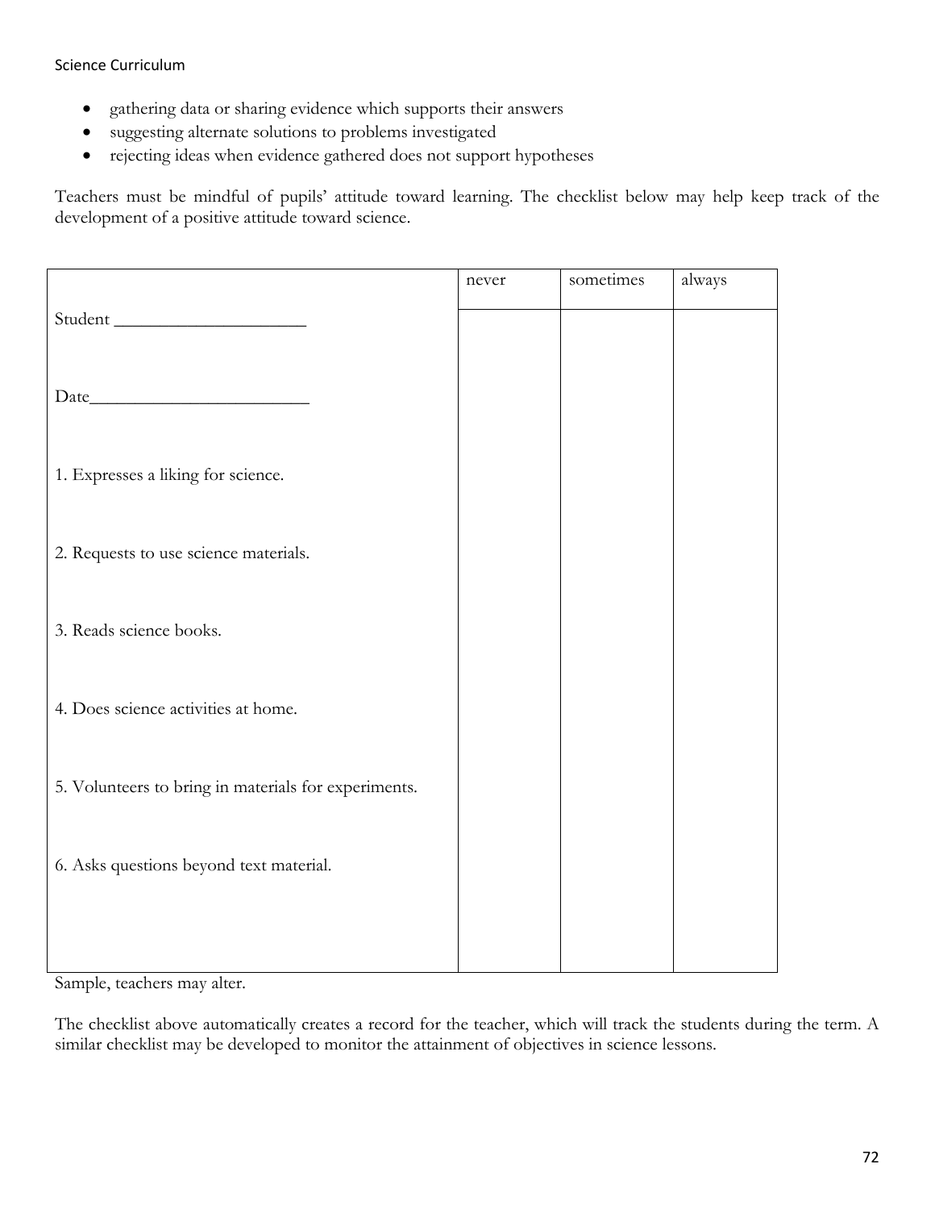- gathering data or sharing evidence which supports their answers
- suggesting alternate solutions to problems investigated
- rejecting ideas when evidence gathered does not support hypotheses

Teachers must be mindful of pupils' attitude toward learning. The checklist below may help keep track of the development of a positive attitude toward science.

| | never | sometimes | always |
|---|---|---|---|
| Student ____________________ | | | |
| Date________________________ | | | |
| 1. Expresses a liking for science. | | | |
| 2. Requests to use science materials. | | | |
| 3. Reads science books. | | | |
| 4. Does science activities at home. | | | |
| 5. Volunteers to bring in materials for experiments. | | | |
| 6. Asks questions beyond text material. | | | |

Sample, teachers may alter.

The checklist above automatically creates a record for the teacher, which will track the students during the term. A similar checklist may be developed to monitor the attainment of objectives in science lessons.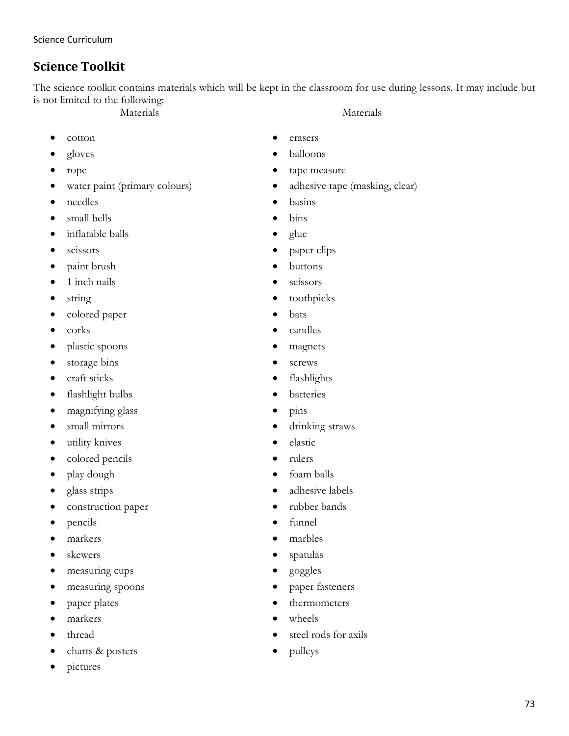## Science Toolkit

The science toolkit contains materials which will be kept in the classroom for use during lessons. It may include but is not limited to the following:

Materials

- cotton
- gloves
- rope
- water paint (primary colours)
- needles
- small bells
- inflatable balls
- scissors
- paint brush
- 1 inch nails
- string
- colored paper
- corks
- plastic spoons
- storage bins
- craft sticks
- flashlight bulbs
- magnifying glass
- small mirrors
- utility knives
- colored pencils
- play dough
- glass strips
- construction paper
- pencils
- markers
- skewers
- measuring cups
- measuring spoons
- paper plates
- markers
- thread
- charts & posters
- pictures

Materials

- erasers
- balloons
- tape measure
- adhesive tape (masking, clear)
- basins
- bins
- glue
- paper clips
- buttons
- scissors
- toothpicks
- bats
- candles
- magnets
- screws
- flashlights
- batteries
- pins
- drinking straws
- elastic
- rulers
- foam balls
- adhesive labels
- rubber bands
- funnel
- marbles
- spatulas
- goggles
- paper fasteners
- thermometers
- wheels
- steel rods for axils
- pulleys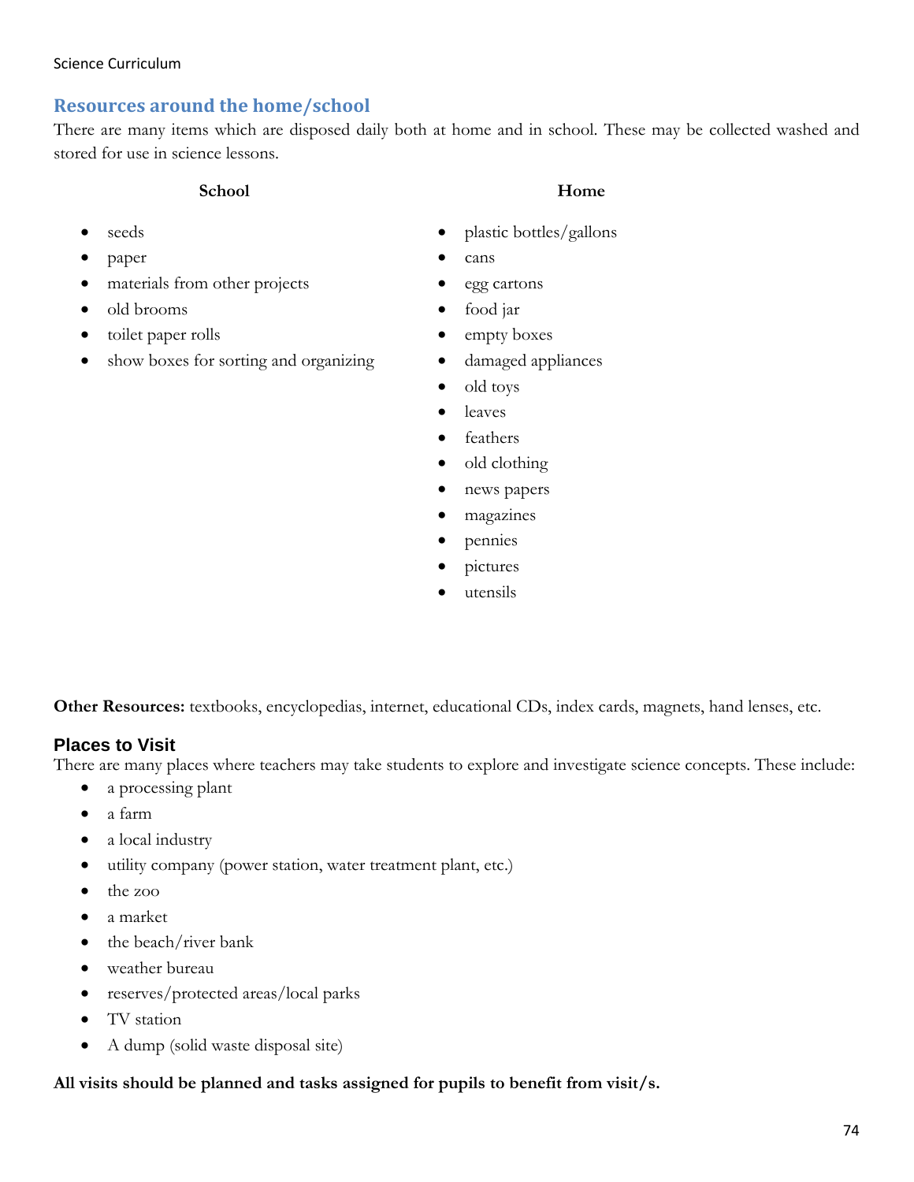## Resources around the home/school

There are many items which are disposed daily both at home and in school. These may be collected washed and stored for use in science lessons.

**School**

- seeds
- paper
- materials from other projects
- old brooms
- toilet paper rolls
- show boxes for sorting and organizing

**Home**

- plastic bottles/gallons
- cans
- egg cartons
- food jar
- empty boxes
- damaged appliances
- old toys
- leaves
- feathers
- old clothing
- news papers
- magazines
- pennies
- pictures
- utensils

**Other Resources:** textbooks, encyclopedias, internet, educational CDs, index cards, magnets, hand lenses, etc.

### Places to Visit

There are many places where teachers may take students to explore and investigate science concepts. These include:

- a processing plant
- a farm
- a local industry
- utility company (power station, water treatment plant, etc.)
- the zoo
- a market
- the beach/river bank
- weather bureau
- reserves/protected areas/local parks
- TV station
- A dump (solid waste disposal site)

**All visits should be planned and tasks assigned for pupils to benefit from visit/s.**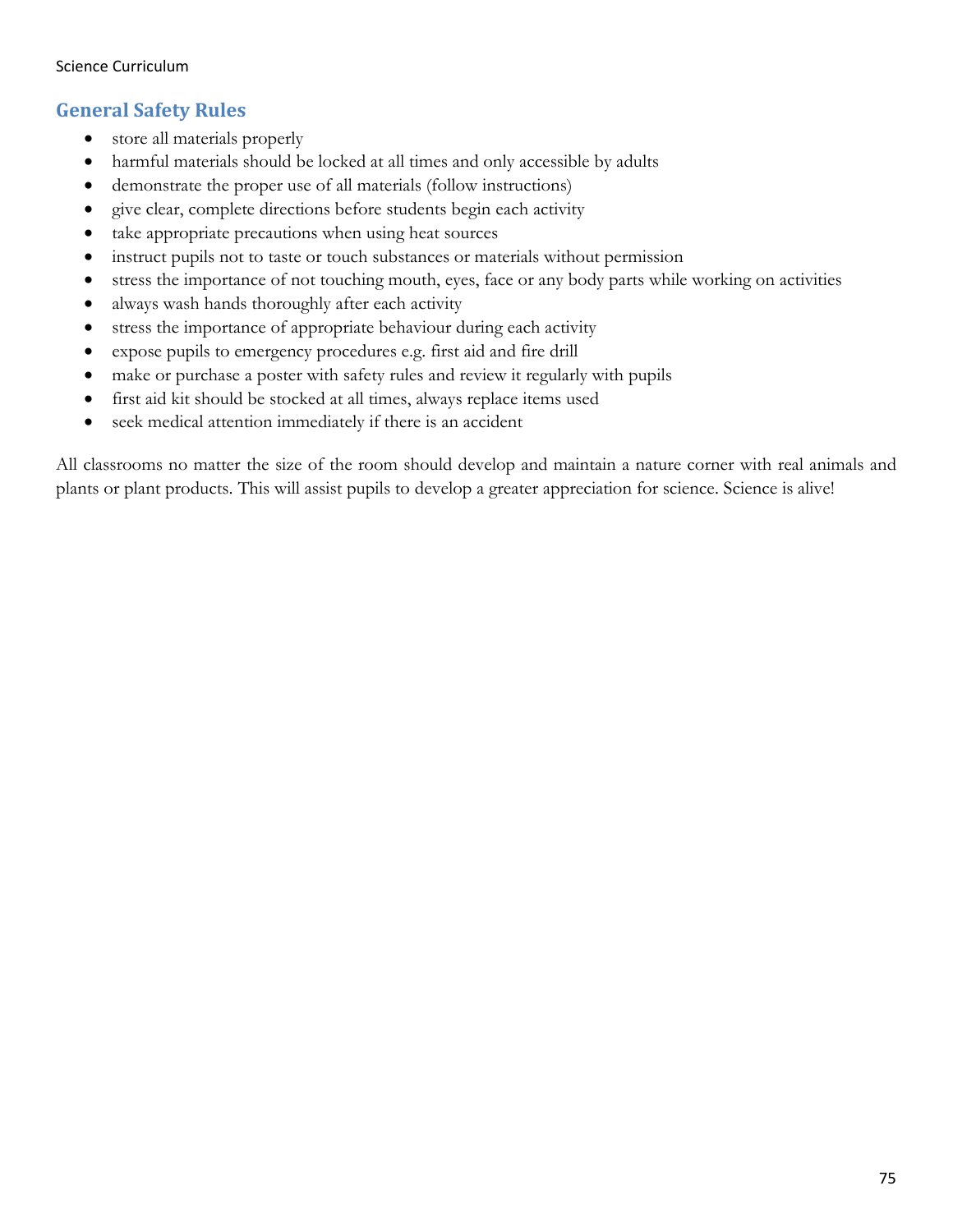## General Safety Rules

- store all materials properly
- harmful materials should be locked at all times and only accessible by adults
- demonstrate the proper use of all materials (follow instructions)
- give clear, complete directions before students begin each activity
- take appropriate precautions when using heat sources
- instruct pupils not to taste or touch substances or materials without permission
- stress the importance of not touching mouth, eyes, face or any body parts while working on activities
- always wash hands thoroughly after each activity
- stress the importance of appropriate behaviour during each activity
- expose pupils to emergency procedures e.g. first aid and fire drill
- make or purchase a poster with safety rules and review it regularly with pupils
- first aid kit should be stocked at all times, always replace items used
- seek medical attention immediately if there is an accident

All classrooms no matter the size of the room should develop and maintain a nature corner with real animals and plants or plant products. This will assist pupils to develop a greater appreciation for science. Science is alive!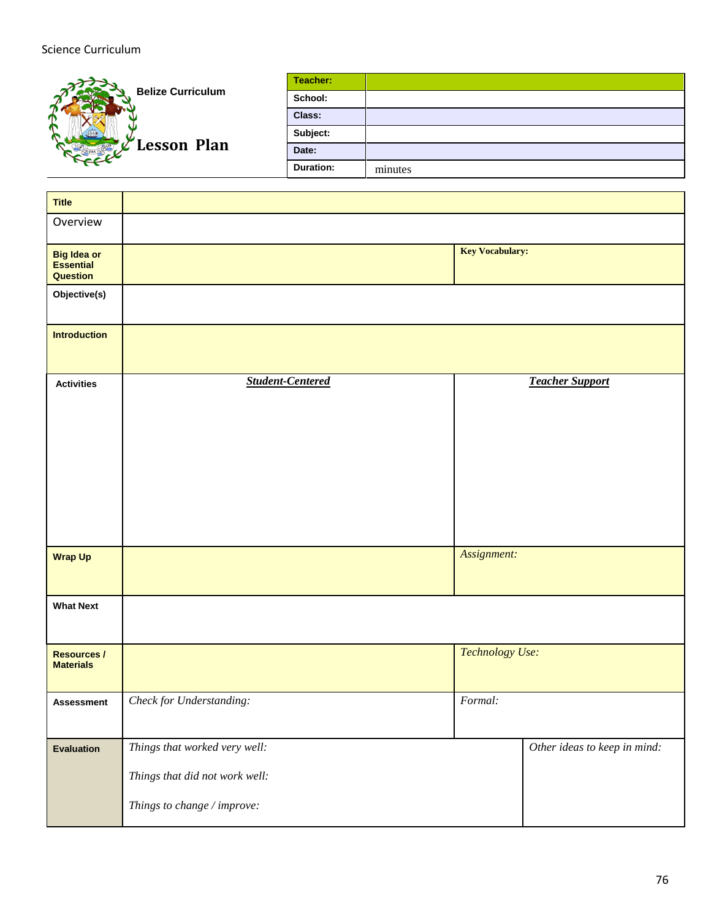## Belize Curriculum

# Lesson Plan

| Teacher: | |
|---|---|
| School: | |
| Class: | |
| Subject: | |
| Date: | |
| Duration: | minutes |

| | | |
|---|---|---|
| **Title** | | |
| Overview | | |
| **Big Idea or Essential Question** | | **Key Vocabulary:** |
| **Objective(s)** | | |
| **Introduction** | | |
| **Activities** | ***Student-Centered*** | ***Teacher Support*** |
| **Wrap Up** | | *Assignment:* |
| **What Next** | | |
| **Resources / Materials** | | *Technology Use:* |
| **Assessment** | *Check for Understanding:* | *Formal:* |
| **Evaluation** | *Things that worked very well:*<br><br>*Things that did not work well:*<br><br>*Things to change / improve:* | *Other ideas to keep in mind:* |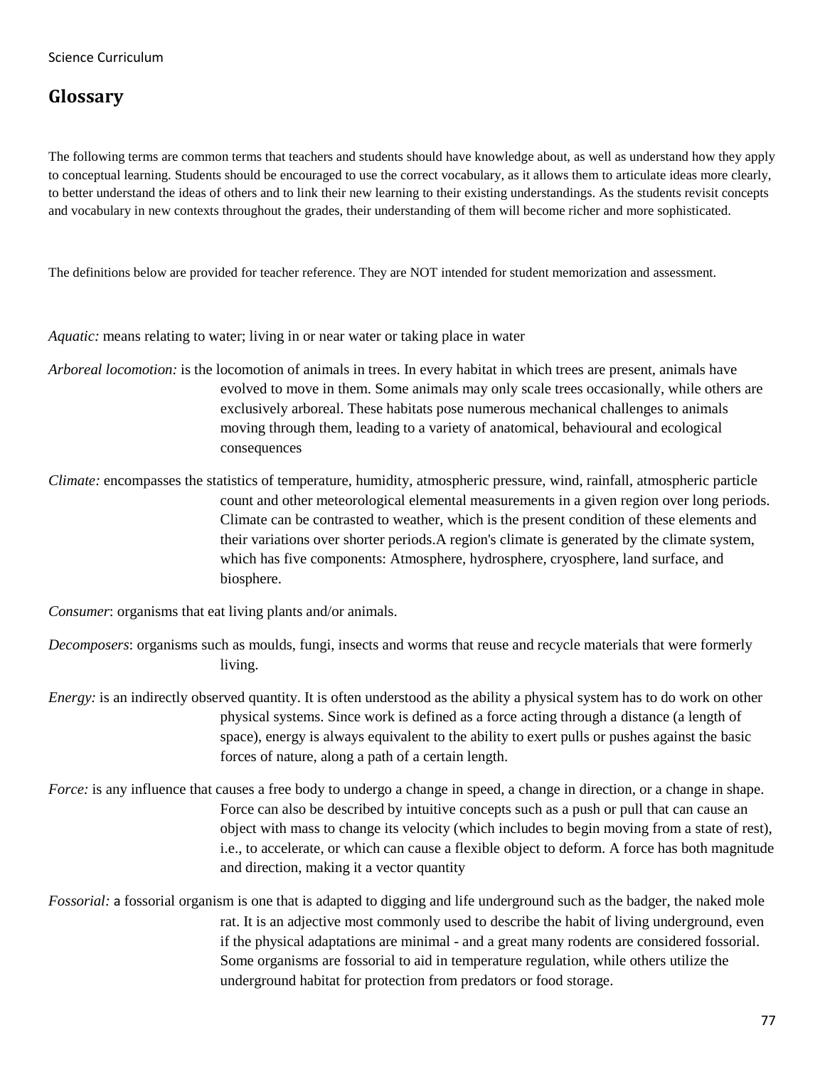## Glossary

The following terms are common terms that teachers and students should have knowledge about, as well as understand how they apply to conceptual learning. Students should be encouraged to use the correct vocabulary, as it allows them to articulate ideas more clearly, to better understand the ideas of others and to link their new learning to their existing understandings. As the students revisit concepts and vocabulary in new contexts throughout the grades, their understanding of them will become richer and more sophisticated.

The definitions below are provided for teacher reference. They are NOT intended for student memorization and assessment.

*Aquatic:* means relating to water; living in or near water or taking place in water

*Arboreal locomotion:* is the locomotion of animals in trees. In every habitat in which trees are present, animals have evolved to move in them. Some animals may only scale trees occasionally, while others are exclusively arboreal. These habitats pose numerous mechanical challenges to animals moving through them, leading to a variety of anatomical, behavioural and ecological consequences

*Climate:* encompasses the statistics of temperature, humidity, atmospheric pressure, wind, rainfall, atmospheric particle count and other meteorological elemental measurements in a given region over long periods. Climate can be contrasted to weather, which is the present condition of these elements and their variations over shorter periods.A region's climate is generated by the climate system, which has five components: Atmosphere, hydrosphere, cryosphere, land surface, and biosphere.

*Consumer*: organisms that eat living plants and/or animals.

*Decomposers*: organisms such as moulds, fungi, insects and worms that reuse and recycle materials that were formerly living.

*Energy:* is an indirectly observed quantity. It is often understood as the ability a physical system has to do work on other physical systems. Since work is defined as a force acting through a distance (a length of space), energy is always equivalent to the ability to exert pulls or pushes against the basic forces of nature, along a path of a certain length.

*Force:* is any influence that causes a free body to undergo a change in speed, a change in direction, or a change in shape. Force can also be described by intuitive concepts such as a push or pull that can cause an object with mass to change its velocity (which includes to begin moving from a state of rest), i.e., to accelerate, or which can cause a flexible object to deform. A force has both magnitude and direction, making it a vector quantity

*Fossorial:* a fossorial organism is one that is adapted to digging and life underground such as the badger, the naked mole rat. It is an adjective most commonly used to describe the habit of living underground, even if the physical adaptations are minimal - and a great many rodents are considered fossorial. Some organisms are fossorial to aid in temperature regulation, while others utilize the underground habitat for protection from predators or food storage.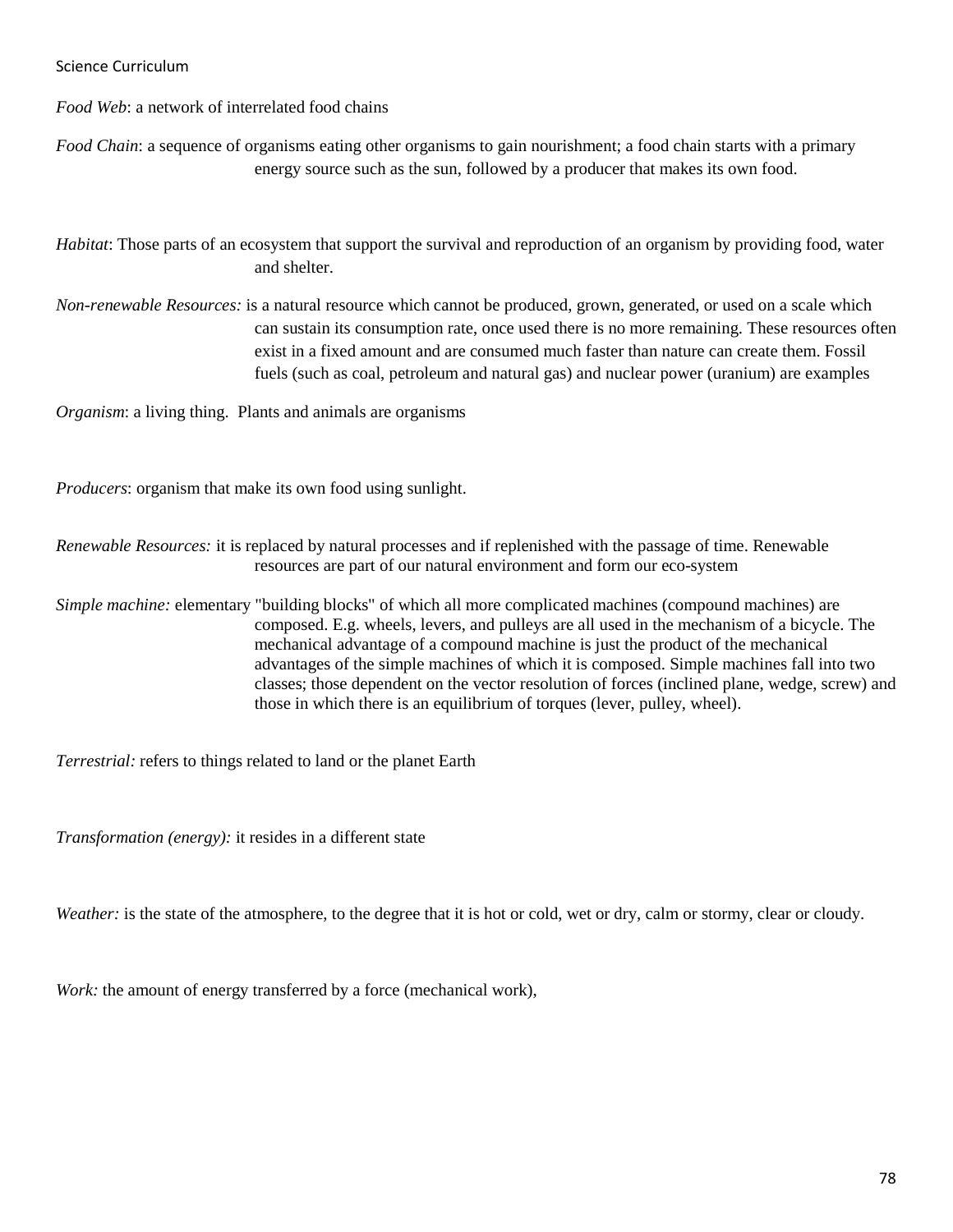*Food Web*: a network of interrelated food chains

*Food Chain*: a sequence of organisms eating other organisms to gain nourishment; a food chain starts with a primary energy source such as the sun, followed by a producer that makes its own food.

*Habitat*: Those parts of an ecosystem that support the survival and reproduction of an organism by providing food, water and shelter.

*Non-renewable Resources:* is a natural resource which cannot be produced, grown, generated, or used on a scale which can sustain its consumption rate, once used there is no more remaining. These resources often exist in a fixed amount and are consumed much faster than nature can create them. Fossil fuels (such as coal, petroleum and natural gas) and nuclear power (uranium) are examples

*Organism*: a living thing. Plants and animals are organisms

*Producers*: organism that make its own food using sunlight.

*Renewable Resources:* it is replaced by natural processes and if replenished with the passage of time. Renewable resources are part of our natural environment and form our eco-system

*Simple machine:* elementary "building blocks" of which all more complicated machines (compound machines) are composed. E.g. wheels, levers, and pulleys are all used in the mechanism of a bicycle. The mechanical advantage of a compound machine is just the product of the mechanical advantages of the simple machines of which it is composed. Simple machines fall into two classes; those dependent on the vector resolution of forces (inclined plane, wedge, screw) and those in which there is an equilibrium of torques (lever, pulley, wheel).

*Terrestrial:* refers to things related to land or the planet Earth

*Transformation (energy):* it resides in a different state

*Weather:* is the state of the atmosphere, to the degree that it is hot or cold, wet or dry, calm or stormy, clear or cloudy.

*Work:* the amount of energy transferred by a force (mechanical work),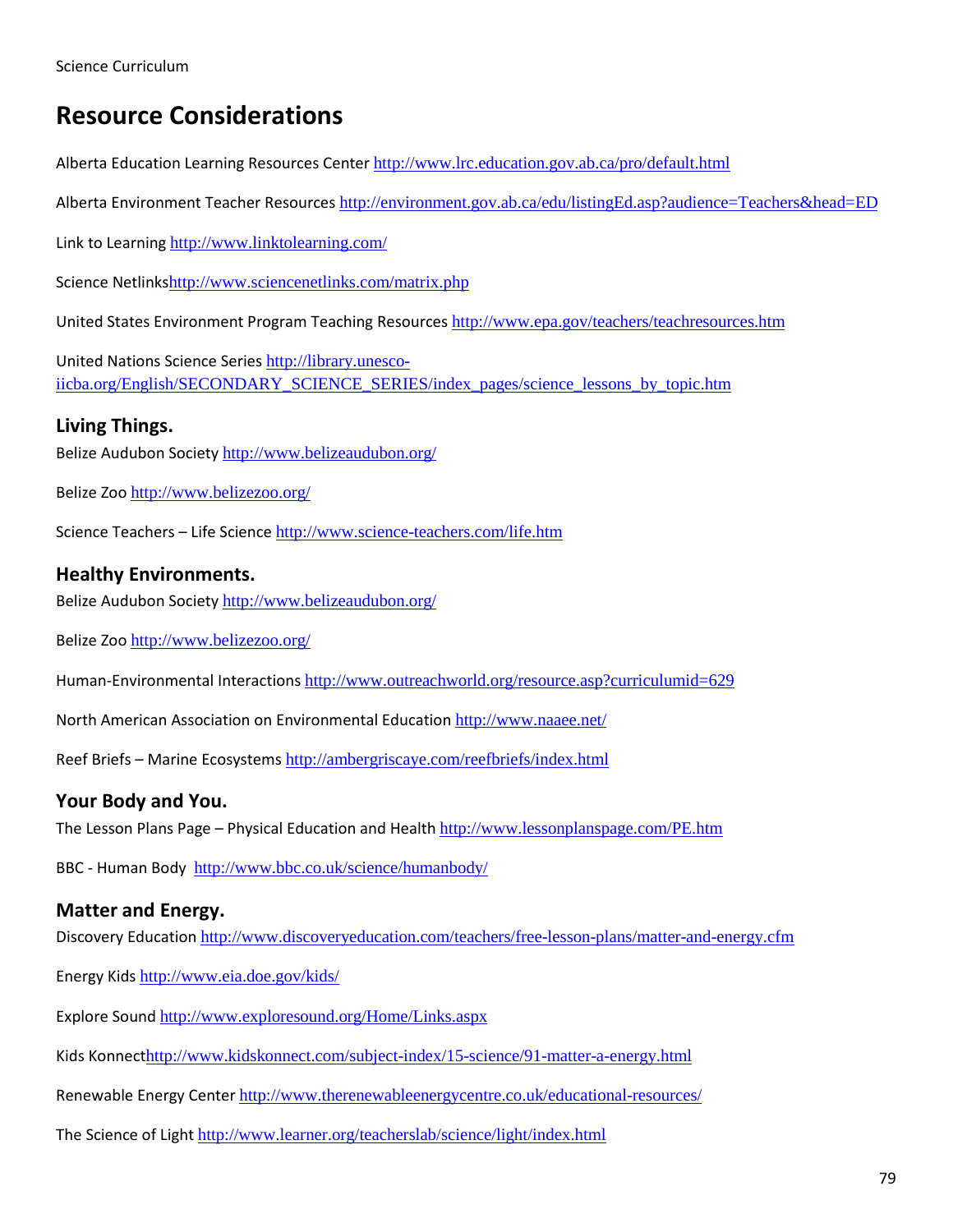## Resource Considerations

Alberta Education Learning Resources Center http://www.lrc.education.gov.ab.ca/pro/default.html

Alberta Environment Teacher Resources http://environment.gov.ab.ca/edu/listingEd.asp?audience=Teachers&head=ED

Link to Learning http://www.linktolearning.com/

Science Netlinkshttp://www.sciencenetlinks.com/matrix.php

United States Environment Program Teaching Resources http://www.epa.gov/teachers/teachresources.htm

United Nations Science Series http://library.unesco-iicba.org/English/SECONDARY_SCIENCE_SERIES/index_pages/science_lessons_by_topic.htm

### Living Things.

Belize Audubon Society http://www.belizeaudubon.org/

Belize Zoo http://www.belizezoo.org/

Science Teachers – Life Science http://www.science-teachers.com/life.htm

### Healthy Environments.

Belize Audubon Society http://www.belizeaudubon.org/

Belize Zoo http://www.belizezoo.org/

Human-Environmental Interactions http://www.outreachworld.org/resource.asp?curriculumid=629

North American Association on Environmental Education http://www.naaee.net/

Reef Briefs – Marine Ecosystems http://ambergriscaye.com/reefbriefs/index.html

### Your Body and You.

The Lesson Plans Page – Physical Education and Health http://www.lessonplanspage.com/PE.htm

BBC - Human Body http://www.bbc.co.uk/science/humanbody/

### Matter and Energy.

Discovery Education http://www.discoveryeducation.com/teachers/free-lesson-plans/matter-and-energy.cfm

Energy Kids http://www.eia.doe.gov/kids/

Explore Sound http://www.exploresound.org/Home/Links.aspx

Kids Konnecthttp://www.kidskonnect.com/subject-index/15-science/91-matter-a-energy.html

Renewable Energy Center http://www.therenewableenergycentre.co.uk/educational-resources/

The Science of Light http://www.learner.org/teacherslab/science/light/index.html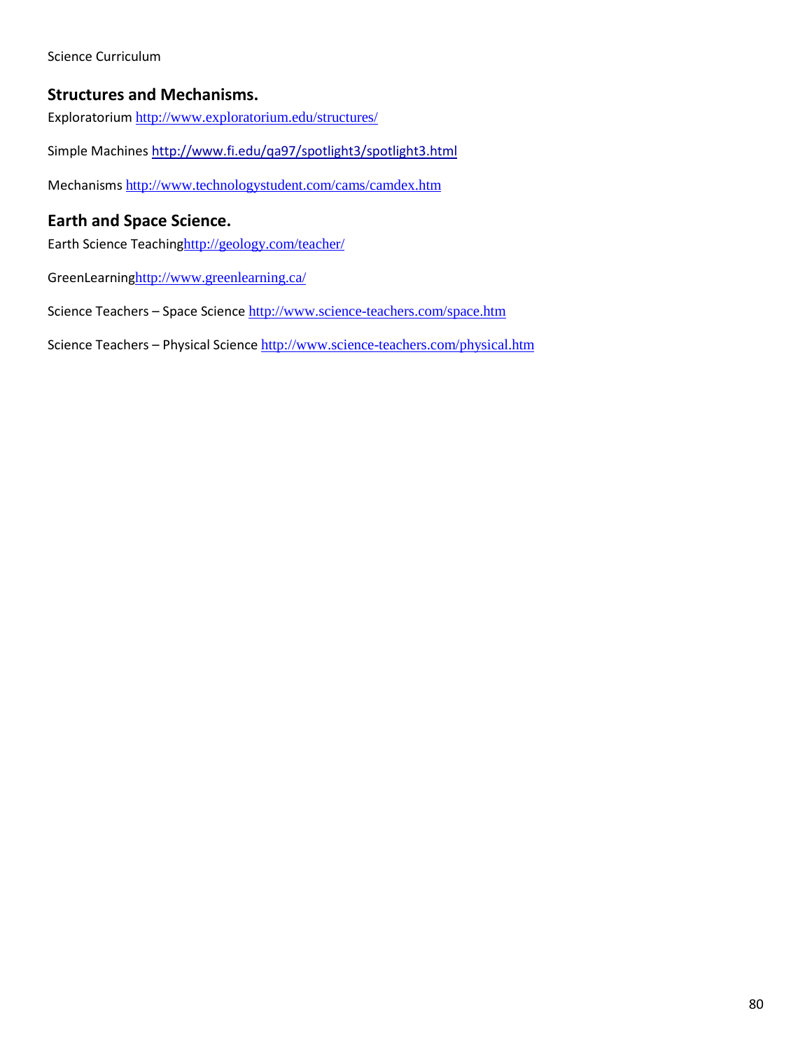Science Curriculum

## Structures and Mechanisms.

Exploratorium http://www.exploratorium.edu/structures/

Simple Machines http://www.fi.edu/qa97/spotlight3/spotlight3.html

Mechanisms http://www.technologystudent.com/cams/camdex.htm

## Earth and Space Science.

Earth Science Teachinghttp://geology.com/teacher/

GreenLearninghttp://www.greenlearning.ca/

Science Teachers – Space Science http://www.science-teachers.com/space.htm

Science Teachers – Physical Science http://www.science-teachers.com/physical.htm